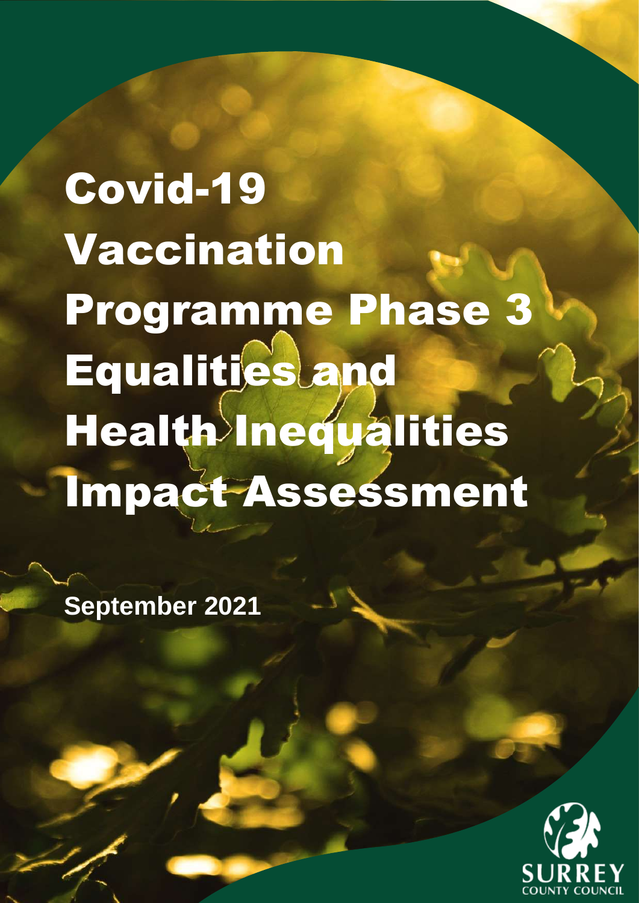# Covid-19 Vaccination Programme Phase 3 Equalities and Health Inequalities Impact Assessment

**September 2021**

SURREY COUNTY COUNCIL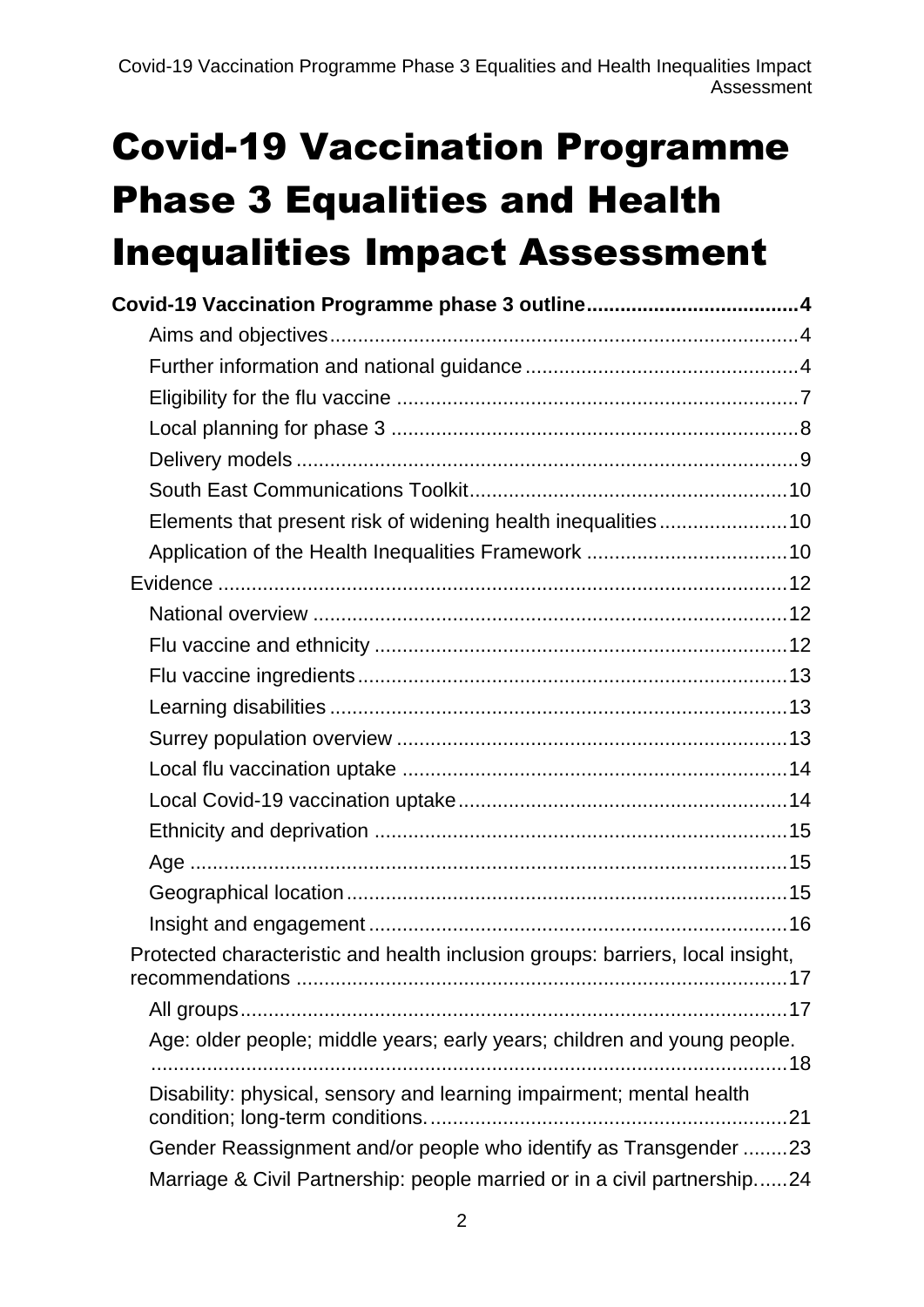# Covid-19 Vaccination Programme Phase 3 Equalities and Health Inequalities Impact Assessment

**Covid-19 Vaccination Programme phase 3 outline** ..... 4

- Aims and objectives ..... 4
- Further information and national guidance ..... 4
- Eligibility for the flu vaccine ..... 7
- Local planning for phase 3 ..... 8
- Delivery models ..... 9
- South East Communications Toolkit ..... 10
- Elements that present risk of widening health inequalities ..... 10
- Application of the Health Inequalities Framework ..... 10

Evidence ..... 12

- National overview ..... 12
- Flu vaccine and ethnicity ..... 12
- Flu vaccine ingredients ..... 13
- Learning disabilities ..... 13
- Surrey population overview ..... 13
- Local flu vaccination uptake ..... 14
- Local Covid-19 vaccination uptake ..... 14
- Ethnicity and deprivation ..... 15
- Age ..... 15
- Geographical location ..... 15
- Insight and engagement ..... 16

Protected characteristic and health inclusion groups: barriers, local insight, recommendations ..... 17

- All groups ..... 17
- Age: older people; middle years; early years; children and young people. ..... 18
- Disability: physical, sensory and learning impairment; mental health condition; long-term conditions. ..... 21
- Gender Reassignment and/or people who identify as Transgender ..... 23
- Marriage & Civil Partnership: people married or in a civil partnership. ..... 24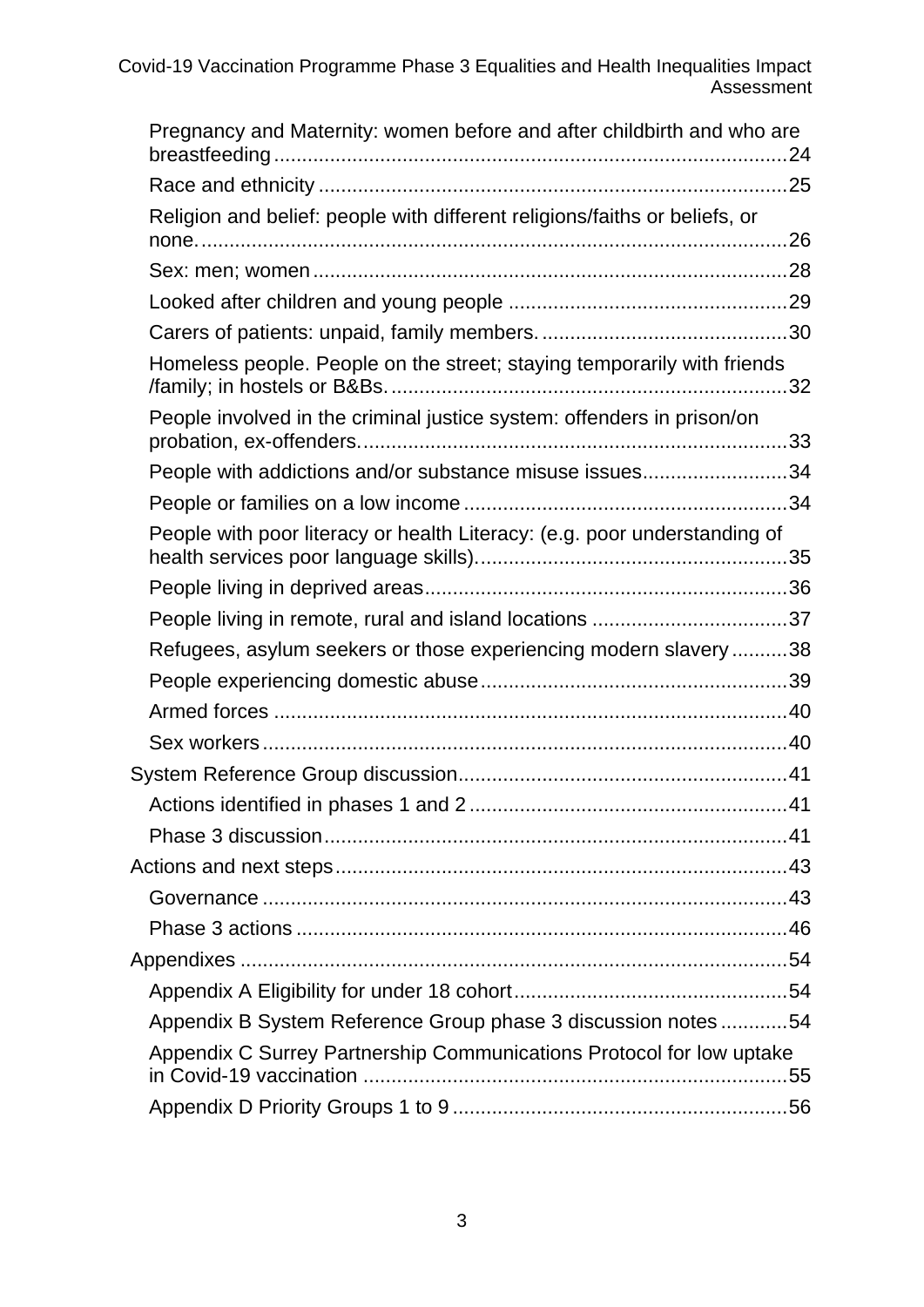- Pregnancy and Maternity: women before and after childbirth and who are breastfeeding ........ 24
- Race and ethnicity ........ 25
- Religion and belief: people with different religions/faiths or beliefs, or none. ........ 26
- Sex: men; women ........ 28
- Looked after children and young people ........ 29
- Carers of patients: unpaid, family members. ........ 30
- Homeless people. People on the street; staying temporarily with friends /family; in hostels or B&Bs. ........ 32
- People involved in the criminal justice system: offenders in prison/on probation, ex-offenders. ........ 33
- People with addictions and/or substance misuse issues ........ 34
- People or families on a low income ........ 34
- People with poor literacy or health Literacy: (e.g. poor understanding of health services poor language skills). ........ 35
- People living in deprived areas ........ 36
- People living in remote, rural and island locations ........ 37
- Refugees, asylum seekers or those experiencing modern slavery ........ 38
- People experiencing domestic abuse ........ 39
- Armed forces ........ 40
- Sex workers ........ 40

System Reference Group discussion ........ 41
- Actions identified in phases 1 and 2 ........ 41
- Phase 3 discussion ........ 41

Actions and next steps ........ 43
- Governance ........ 43
- Phase 3 actions ........ 46

Appendixes ........ 54
- Appendix A Eligibility for under 18 cohort ........ 54
- Appendix B System Reference Group phase 3 discussion notes ........ 54
- Appendix C Surrey Partnership Communications Protocol for low uptake in Covid-19 vaccination ........ 55
- Appendix D Priority Groups 1 to 9 ........ 56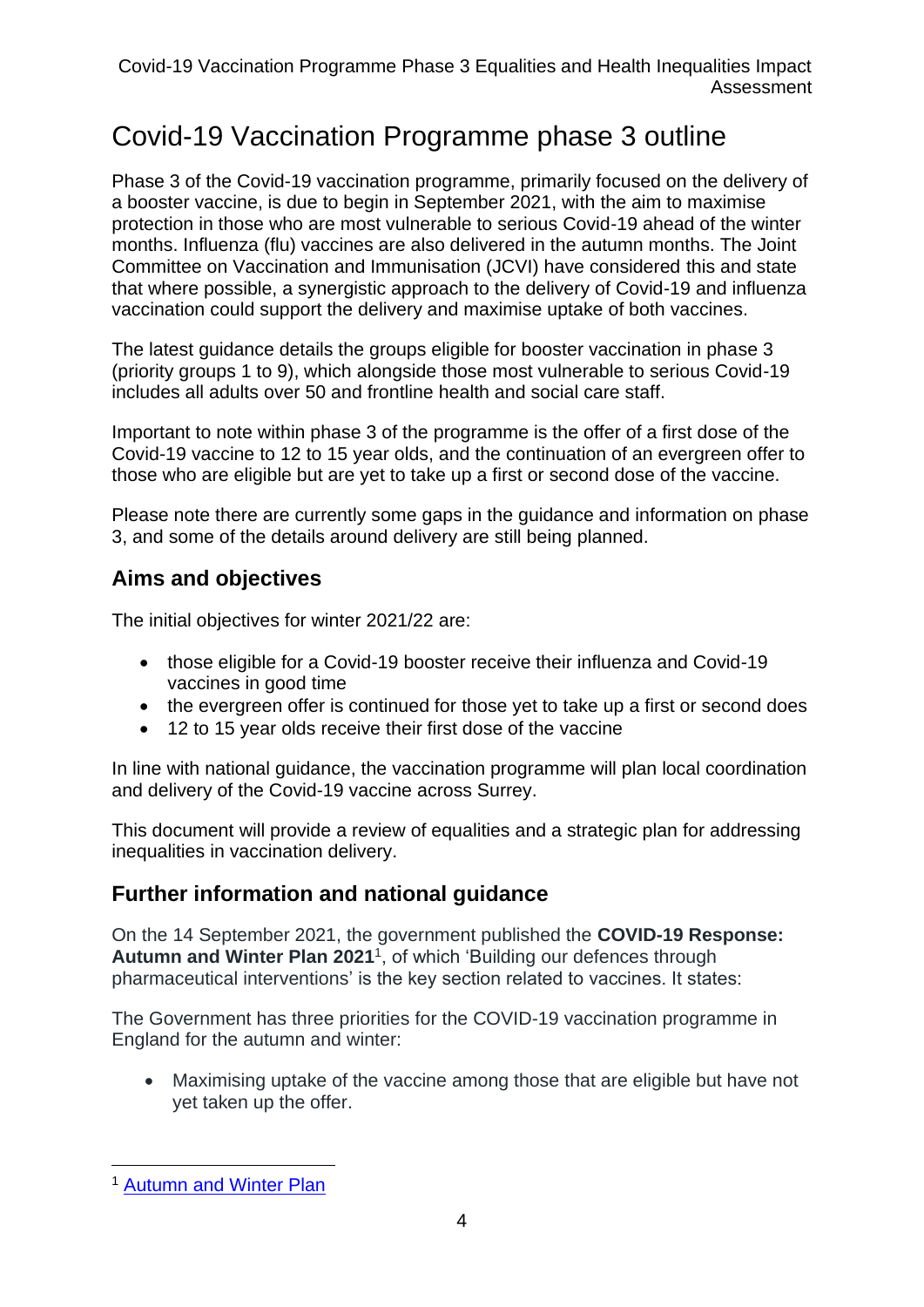# Covid-19 Vaccination Programme phase 3 outline

Phase 3 of the Covid-19 vaccination programme, primarily focused on the delivery of a booster vaccine, is due to begin in September 2021, with the aim to maximise protection in those who are most vulnerable to serious Covid-19 ahead of the winter months. Influenza (flu) vaccines are also delivered in the autumn months. The Joint Committee on Vaccination and Immunisation (JCVI) have considered this and state that where possible, a synergistic approach to the delivery of Covid-19 and influenza vaccination could support the delivery and maximise uptake of both vaccines.

The latest guidance details the groups eligible for booster vaccination in phase 3 (priority groups 1 to 9), which alongside those most vulnerable to serious Covid-19 includes all adults over 50 and frontline health and social care staff.

Important to note within phase 3 of the programme is the offer of a first dose of the Covid-19 vaccine to 12 to 15 year olds, and the continuation of an evergreen offer to those who are eligible but are yet to take up a first or second dose of the vaccine.

Please note there are currently some gaps in the guidance and information on phase 3, and some of the details around delivery are still being planned.

## Aims and objectives

The initial objectives for winter 2021/22 are:

- those eligible for a Covid-19 booster receive their influenza and Covid-19 vaccines in good time
- the evergreen offer is continued for those yet to take up a first or second does
- 12 to 15 year olds receive their first dose of the vaccine

In line with national guidance, the vaccination programme will plan local coordination and delivery of the Covid-19 vaccine across Surrey.

This document will provide a review of equalities and a strategic plan for addressing inequalities in vaccination delivery.

## Further information and national guidance

On the 14 September 2021, the government published the **COVID-19 Response: Autumn and Winter Plan 2021**[1], of which 'Building our defences through pharmaceutical interventions' is the key section related to vaccines. It states:

The Government has three priorities for the COVID-19 vaccination programme in England for the autumn and winter:

- Maximising uptake of the vaccine among those that are eligible but have not yet taken up the offer.

[1] Autumn and Winter Plan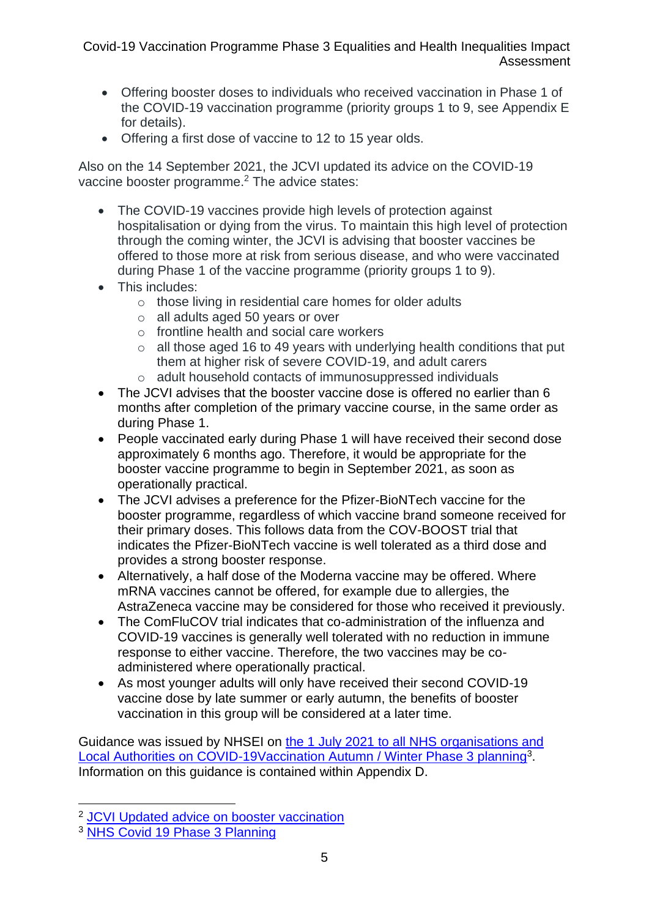- Offering booster doses to individuals who received vaccination in Phase 1 of the COVID-19 vaccination programme (priority groups 1 to 9, see Appendix E for details).
- Offering a first dose of vaccine to 12 to 15 year olds.

Also on the 14 September 2021, the JCVI updated its advice on the COVID-19 vaccine booster programme.[2] The advice states:

- The COVID-19 vaccines provide high levels of protection against hospitalisation or dying from the virus. To maintain this high level of protection through the coming winter, the JCVI is advising that booster vaccines be offered to those more at risk from serious disease, and who were vaccinated during Phase 1 of the vaccine programme (priority groups 1 to 9).
- This includes:
  - those living in residential care homes for older adults
  - all adults aged 50 years or over
  - frontline health and social care workers
  - all those aged 16 to 49 years with underlying health conditions that put them at higher risk of severe COVID-19, and adult carers
  - adult household contacts of immunosuppressed individuals
- The JCVI advises that the booster vaccine dose is offered no earlier than 6 months after completion of the primary vaccine course, in the same order as during Phase 1.
- People vaccinated early during Phase 1 will have received their second dose approximately 6 months ago. Therefore, it would be appropriate for the booster vaccine programme to begin in September 2021, as soon as operationally practical.
- The JCVI advises a preference for the Pfizer-BioNTech vaccine for the booster programme, regardless of which vaccine brand someone received for their primary doses. This follows data from the COV-BOOST trial that indicates the Pfizer-BioNTech vaccine is well tolerated as a third dose and provides a strong booster response.
- Alternatively, a half dose of the Moderna vaccine may be offered. Where mRNA vaccines cannot be offered, for example due to allergies, the AstraZeneca vaccine may be considered for those who received it previously.
- The ComFluCOV trial indicates that co-administration of the influenza and COVID-19 vaccines is generally well tolerated with no reduction in immune response to either vaccine. Therefore, the two vaccines may be co-administered where operationally practical.
- As most younger adults will only have received their second COVID-19 vaccine dose by late summer or early autumn, the benefits of booster vaccination in this group will be considered at a later time.

Guidance was issued by NHSEI on the 1 July 2021 to all NHS organisations and Local Authorities on COVID-19Vaccination Autumn / Winter Phase 3 planning[3]. Information on this guidance is contained within Appendix D.

---

[2] JCVI Updated advice on booster vaccination

[3] NHS Covid 19 Phase 3 Planning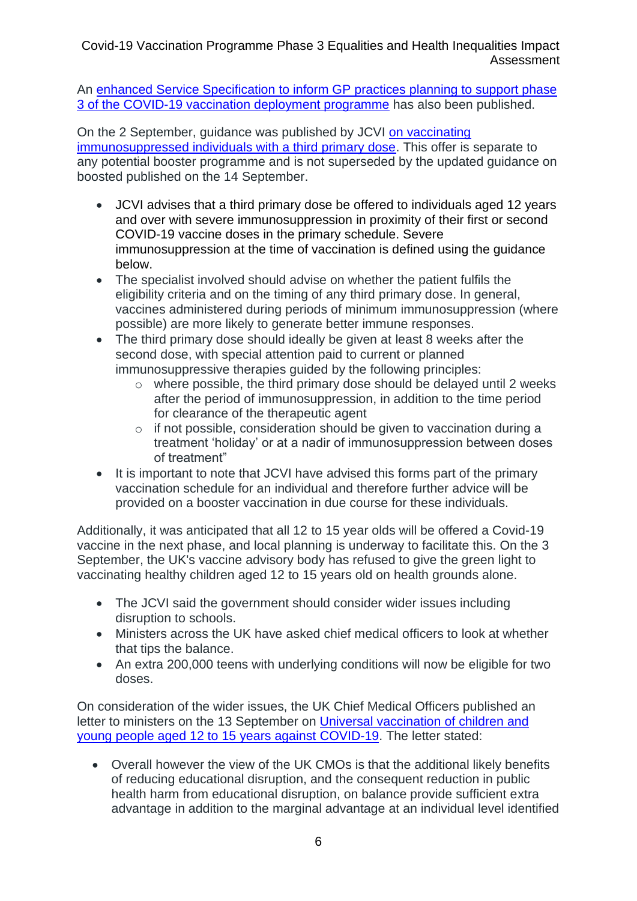An enhanced Service Specification to inform GP practices planning to support phase 3 of the COVID-19 vaccination deployment programme has also been published.

On the 2 September, guidance was published by JCVI on vaccinating immunosuppressed individuals with a third primary dose. This offer is separate to any potential booster programme and is not superseded by the updated guidance on boosted published on the 14 September.

- JCVI advises that a third primary dose be offered to individuals aged 12 years and over with severe immunosuppression in proximity of their first or second COVID-19 vaccine doses in the primary schedule. Severe immunosuppression at the time of vaccination is defined using the guidance below.
- The specialist involved should advise on whether the patient fulfils the eligibility criteria and on the timing of any third primary dose. In general, vaccines administered during periods of minimum immunosuppression (where possible) are more likely to generate better immune responses.
- The third primary dose should ideally be given at least 8 weeks after the second dose, with special attention paid to current or planned immunosuppressive therapies guided by the following principles:
  - where possible, the third primary dose should be delayed until 2 weeks after the period of immunosuppression, in addition to the time period for clearance of the therapeutic agent
  - if not possible, consideration should be given to vaccination during a treatment 'holiday' or at a nadir of immunosuppression between doses of treatment"
- It is important to note that JCVI have advised this forms part of the primary vaccination schedule for an individual and therefore further advice will be provided on a booster vaccination in due course for these individuals.

Additionally, it was anticipated that all 12 to 15 year olds will be offered a Covid-19 vaccine in the next phase, and local planning is underway to facilitate this. On the 3 September, the UK's vaccine advisory body has refused to give the green light to vaccinating healthy children aged 12 to 15 years old on health grounds alone.

- The JCVI said the government should consider wider issues including disruption to schools.
- Ministers across the UK have asked chief medical officers to look at whether that tips the balance.
- An extra 200,000 teens with underlying conditions will now be eligible for two doses.

On consideration of the wider issues, the UK Chief Medical Officers published an letter to ministers on the 13 September on Universal vaccination of children and young people aged 12 to 15 years against COVID-19. The letter stated:

- Overall however the view of the UK CMOs is that the additional likely benefits of reducing educational disruption, and the consequent reduction in public health harm from educational disruption, on balance provide sufficient extra advantage in addition to the marginal advantage at an individual level identified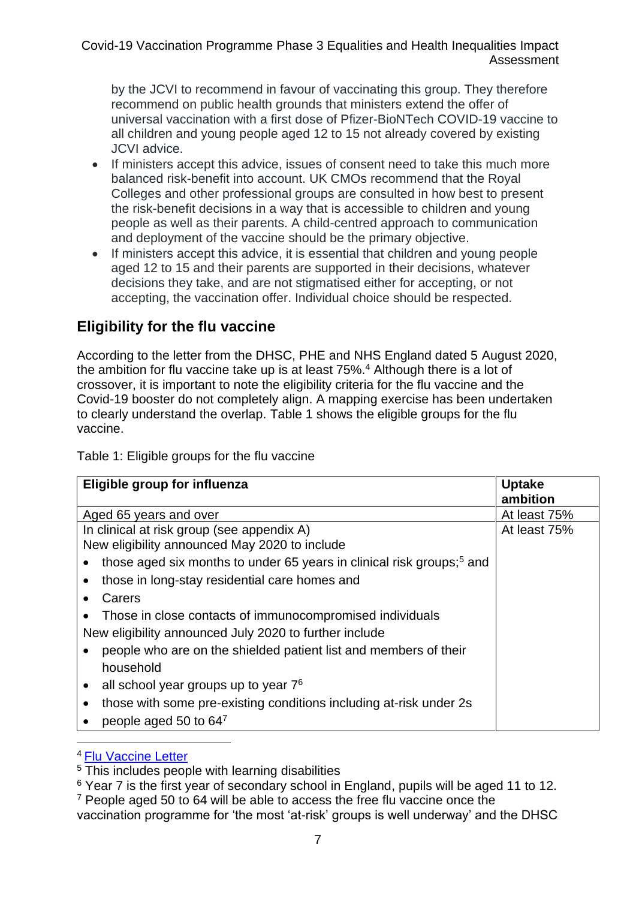by the JCVI to recommend in favour of vaccinating this group. They therefore recommend on public health grounds that ministers extend the offer of universal vaccination with a first dose of Pfizer-BioNTech COVID-19 vaccine to all children and young people aged 12 to 15 not already covered by existing JCVI advice.

- If ministers accept this advice, issues of consent need to take this much more balanced risk-benefit into account. UK CMOs recommend that the Royal Colleges and other professional groups are consulted in how best to present the risk-benefit decisions in a way that is accessible to children and young people as well as their parents. A child-centred approach to communication and deployment of the vaccine should be the primary objective.
- If ministers accept this advice, it is essential that children and young people aged 12 to 15 and their parents are supported in their decisions, whatever decisions they take, and are not stigmatised either for accepting, or not accepting, the vaccination offer. Individual choice should be respected.

## Eligibility for the flu vaccine

According to the letter from the DHSC, PHE and NHS England dated 5 August 2020, the ambition for flu vaccine take up is at least 75%.[4] Although there is a lot of crossover, it is important to note the eligibility criteria for the flu vaccine and the Covid-19 booster do not completely align. A mapping exercise has been undertaken to clearly understand the overlap. Table 1 shows the eligible groups for the flu vaccine.

Table 1: Eligible groups for the flu vaccine

| Eligible group for influenza | Uptake ambition |
|---|---|
| Aged 65 years and over | At least 75% |
| In clinical at risk group (see appendix A)<br>New eligibility announced May 2020 to include<br>• those aged six months to under 65 years in clinical risk groups;[5] and<br>• those in long-stay residential care homes and<br>• Carers<br>• Those in close contacts of immunocompromised individuals<br>New eligibility announced July 2020 to further include<br>• people who are on the shielded patient list and members of their household<br>• all school year groups up to year 7[6]<br>• those with some pre-existing conditions including at-risk under 2s<br>• people aged 50 to 64[7] | At least 75% |

[4] Flu Vaccine Letter

[5] This includes people with learning disabilities

[6] Year 7 is the first year of secondary school in England, pupils will be aged 11 to 12.

[7] People aged 50 to 64 will be able to access the free flu vaccine once the vaccination programme for 'the most 'at-risk' groups is well underway' and the DHSC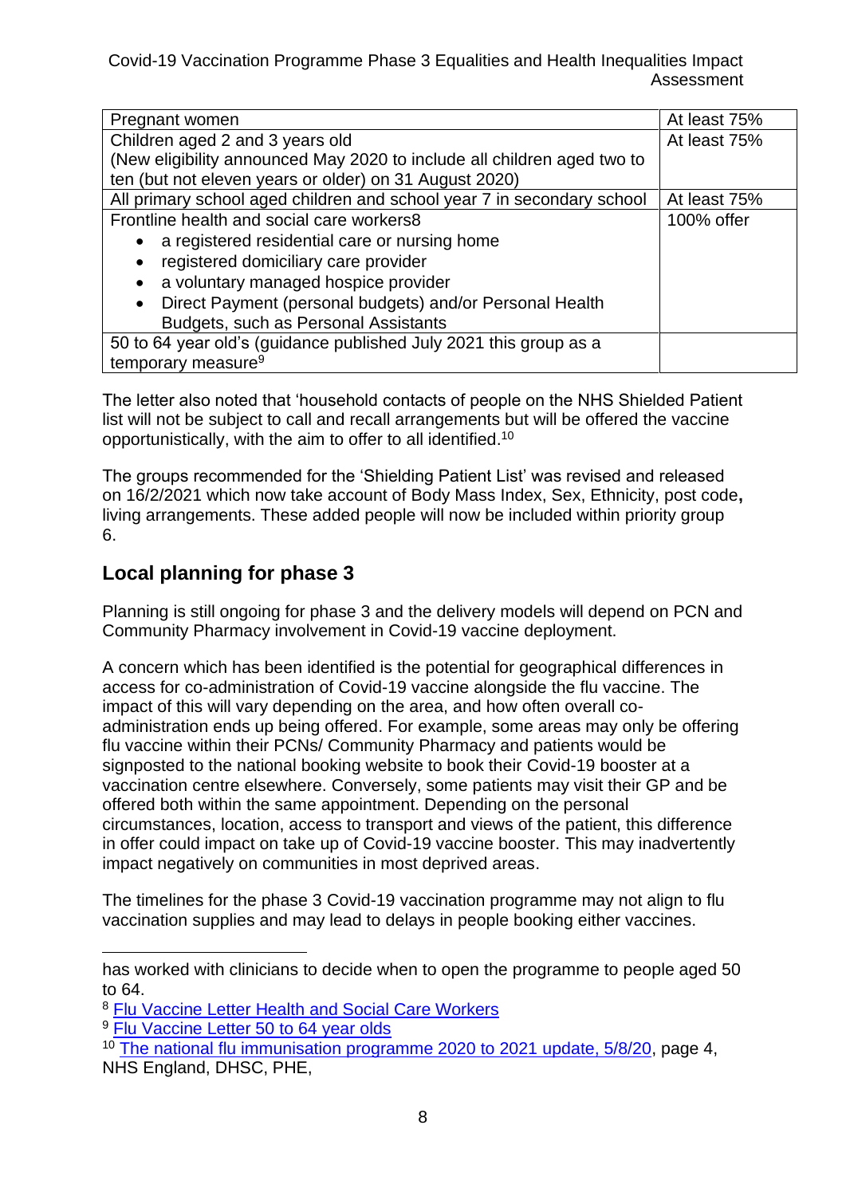| Pregnant women | At least 75% |
|---|---|
| Children aged 2 and 3 years old<br>(New eligibility announced May 2020 to include all children aged two to ten (but not eleven years or older) on 31 August 2020) | At least 75% |
| All primary school aged children and school year 7 in secondary school | At least 75% |
| Frontline health and social care workers8<br>• a registered residential care or nursing home<br>• registered domiciliary care provider<br>• a voluntary managed hospice provider<br>• Direct Payment (personal budgets) and/or Personal Health Budgets, such as Personal Assistants | 100% offer |
| 50 to 64 year old's (guidance published July 2021 this group as a temporary measure[9] | |

The letter also noted that 'household contacts of people on the NHS Shielded Patient list will not be subject to call and recall arrangements but will be offered the vaccine opportunistically, with the aim to offer to all identified.[10]

The groups recommended for the 'Shielding Patient List' was revised and released on 16/2/2021 which now take account of Body Mass Index, Sex, Ethnicity, post code**,** living arrangements. These added people will now be included within priority group 6.

## Local planning for phase 3

Planning is still ongoing for phase 3 and the delivery models will depend on PCN and Community Pharmacy involvement in Covid-19 vaccine deployment.

A concern which has been identified is the potential for geographical differences in access for co-administration of Covid-19 vaccine alongside the flu vaccine. The impact of this will vary depending on the area, and how often overall co-administration ends up being offered. For example, some areas may only be offering flu vaccine within their PCNs/ Community Pharmacy and patients would be signposted to the national booking website to book their Covid-19 booster at a vaccination centre elsewhere. Conversely, some patients may visit their GP and be offered both within the same appointment. Depending on the personal circumstances, location, access to transport and views of the patient, this difference in offer could impact on take up of Covid-19 vaccine booster. This may inadvertently impact negatively on communities in most deprived areas.

The timelines for the phase 3 Covid-19 vaccination programme may not align to flu vaccination supplies and may lead to delays in people booking either vaccines.

---

has worked with clinicians to decide when to open the programme to people aged 50 to 64.

[8] Flu Vaccine Letter Health and Social Care Workers

[9] Flu Vaccine Letter 50 to 64 year olds

[10] The national flu immunisation programme 2020 to 2021 update, 5/8/20, page 4, NHS England, DHSC, PHE,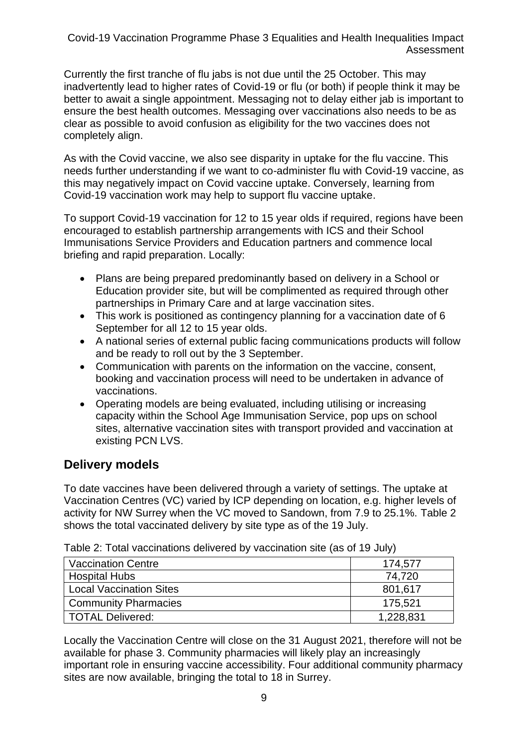Currently the first tranche of flu jabs is not due until the 25 October. This may inadvertently lead to higher rates of Covid-19 or flu (or both) if people think it may be better to await a single appointment. Messaging not to delay either jab is important to ensure the best health outcomes. Messaging over vaccinations also needs to be as clear as possible to avoid confusion as eligibility for the two vaccines does not completely align.

As with the Covid vaccine, we also see disparity in uptake for the flu vaccine. This needs further understanding if we want to co-administer flu with Covid-19 vaccine, as this may negatively impact on Covid vaccine uptake. Conversely, learning from Covid-19 vaccination work may help to support flu vaccine uptake.

To support Covid-19 vaccination for 12 to 15 year olds if required, regions have been encouraged to establish partnership arrangements with ICS and their School Immunisations Service Providers and Education partners and commence local briefing and rapid preparation. Locally:

- Plans are being prepared predominantly based on delivery in a School or Education provider site, but will be complimented as required through other partnerships in Primary Care and at large vaccination sites.
- This work is positioned as contingency planning for a vaccination date of 6 September for all 12 to 15 year olds.
- A national series of external public facing communications products will follow and be ready to roll out by the 3 September.
- Communication with parents on the information on the vaccine, consent, booking and vaccination process will need to be undertaken in advance of vaccinations.
- Operating models are being evaluated, including utilising or increasing capacity within the School Age Immunisation Service, pop ups on school sites, alternative vaccination sites with transport provided and vaccination at existing PCN LVS.

## Delivery models

To date vaccines have been delivered through a variety of settings. The uptake at Vaccination Centres (VC) varied by ICP depending on location, e.g. higher levels of activity for NW Surrey when the VC moved to Sandown, from 7.9 to 25.1%. Table 2 shows the total vaccinated delivery by site type as of the 19 July.

Table 2: Total vaccinations delivered by vaccination site (as of 19 July)

| Site type | Total |
|---|---|
| Vaccination Centre | 174,577 |
| Hospital Hubs | 74,720 |
| Local Vaccination Sites | 801,617 |
| Community Pharmacies | 175,521 |
| TOTAL Delivered: | 1,228,831 |

Locally the Vaccination Centre will close on the 31 August 2021, therefore will not be available for phase 3. Community pharmacies will likely play an increasingly important role in ensuring vaccine accessibility. Four additional community pharmacy sites are now available, bringing the total to 18 in Surrey.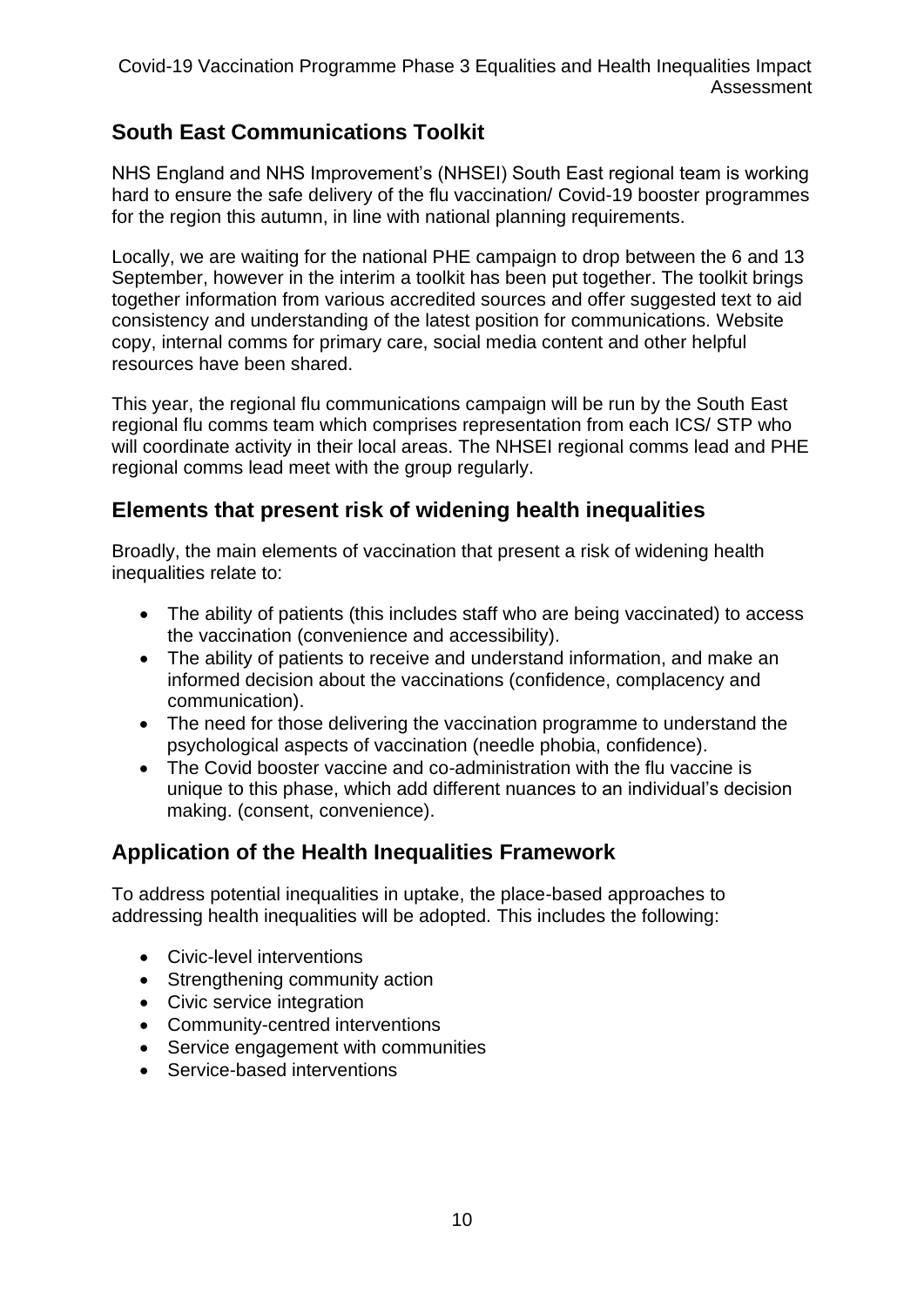## South East Communications Toolkit

NHS England and NHS Improvement's (NHSEI) South East regional team is working hard to ensure the safe delivery of the flu vaccination/ Covid-19 booster programmes for the region this autumn, in line with national planning requirements.

Locally, we are waiting for the national PHE campaign to drop between the 6 and 13 September, however in the interim a toolkit has been put together. The toolkit brings together information from various accredited sources and offer suggested text to aid consistency and understanding of the latest position for communications. Website copy, internal comms for primary care, social media content and other helpful resources have been shared.

This year, the regional flu communications campaign will be run by the South East regional flu comms team which comprises representation from each ICS/ STP who will coordinate activity in their local areas. The NHSEI regional comms lead and PHE regional comms lead meet with the group regularly.

## Elements that present risk of widening health inequalities

Broadly, the main elements of vaccination that present a risk of widening health inequalities relate to:

- The ability of patients (this includes staff who are being vaccinated) to access the vaccination (convenience and accessibility).
- The ability of patients to receive and understand information, and make an informed decision about the vaccinations (confidence, complacency and communication).
- The need for those delivering the vaccination programme to understand the psychological aspects of vaccination (needle phobia, confidence).
- The Covid booster vaccine and co-administration with the flu vaccine is unique to this phase, which add different nuances to an individual's decision making. (consent, convenience).

## Application of the Health Inequalities Framework

To address potential inequalities in uptake, the place-based approaches to addressing health inequalities will be adopted. This includes the following:

- Civic-level interventions
- Strengthening community action
- Civic service integration
- Community-centred interventions
- Service engagement with communities
- Service-based interventions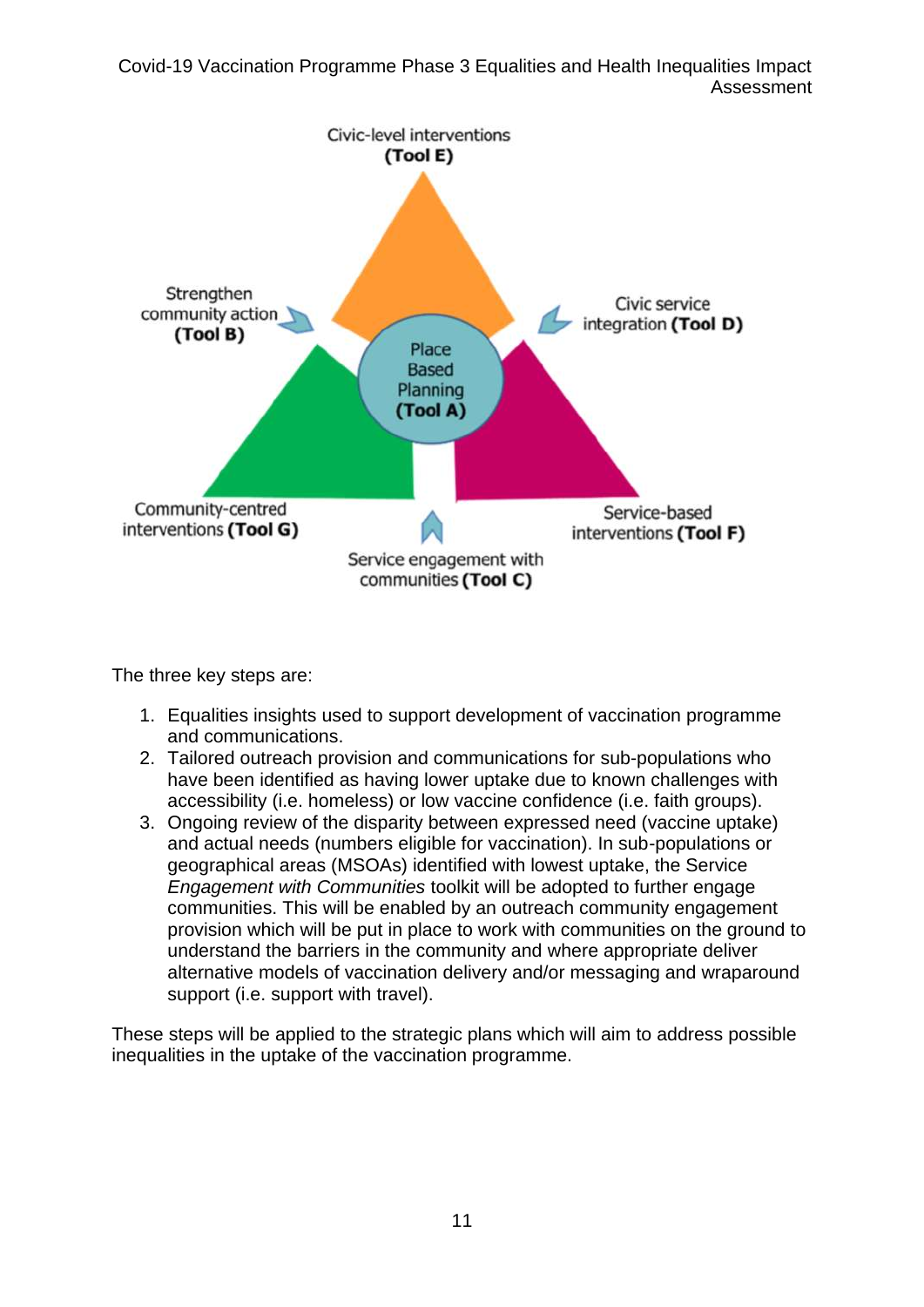Civic-level interventions **(Tool E)**

Strengthen community action **(Tool B)**

Civic service integration **(Tool D)**

Place Based Planning **(Tool A)**

Community-centred interventions **(Tool G)**

Service-based interventions **(Tool F)**

Service engagement with communities **(Tool C)**

The three key steps are:

1. Equalities insights used to support development of vaccination programme and communications.
2. Tailored outreach provision and communications for sub-populations who have been identified as having lower uptake due to known challenges with accessibility (i.e. homeless) or low vaccine confidence (i.e. faith groups).
3. Ongoing review of the disparity between expressed need (vaccine uptake) and actual needs (numbers eligible for vaccination). In sub-populations or geographical areas (MSOAs) identified with lowest uptake, the Service *Engagement with Communities* toolkit will be adopted to further engage communities. This will be enabled by an outreach community engagement provision which will be put in place to work with communities on the ground to understand the barriers in the community and where appropriate deliver alternative models of vaccination delivery and/or messaging and wraparound support (i.e. support with travel).

These steps will be applied to the strategic plans which will aim to address possible inequalities in the uptake of the vaccination programme.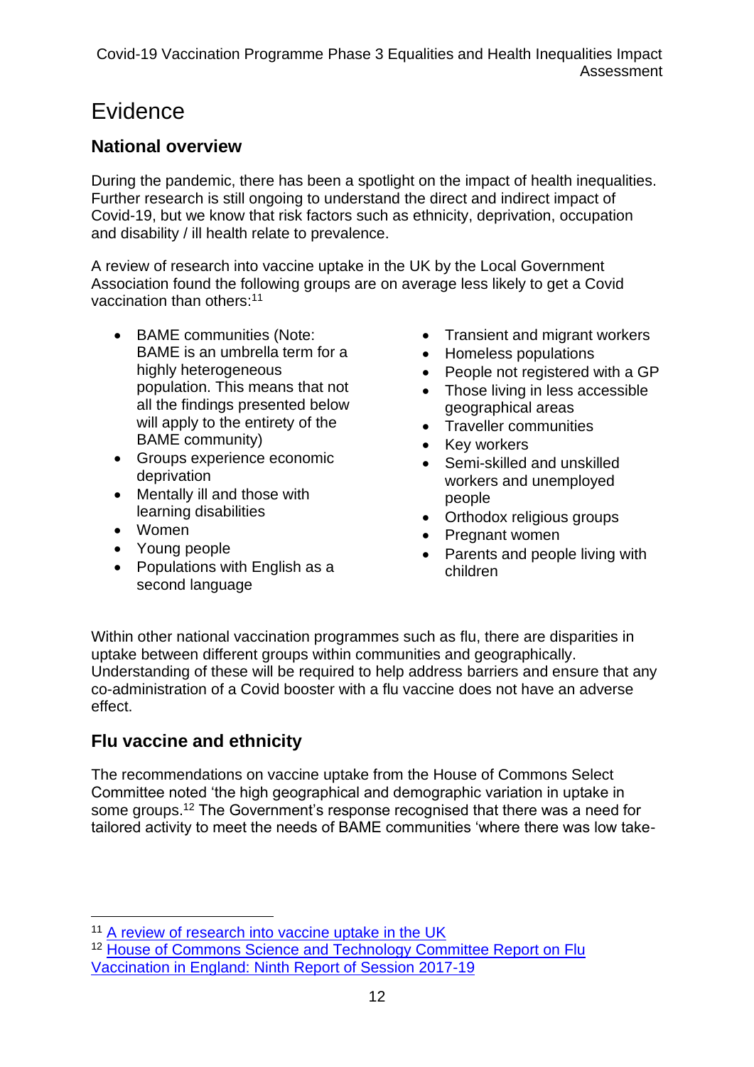# Evidence

## National overview

During the pandemic, there has been a spotlight on the impact of health inequalities. Further research is still ongoing to understand the direct and indirect impact of Covid-19, but we know that risk factors such as ethnicity, deprivation, occupation and disability / ill health relate to prevalence.

A review of research into vaccine uptake in the UK by the Local Government Association found the following groups are on average less likely to get a Covid vaccination than others:[11]

- BAME communities (Note: BAME is an umbrella term for a highly heterogeneous population. This means that not all the findings presented below will apply to the entirety of the BAME community)
- Groups experience economic deprivation
- Mentally ill and those with learning disabilities
- Women
- Young people
- Populations with English as a second language
- Transient and migrant workers
- Homeless populations
- People not registered with a GP
- Those living in less accessible geographical areas
- Traveller communities
- Key workers
- Semi-skilled and unskilled workers and unemployed people
- Orthodox religious groups
- Pregnant women
- Parents and people living with children

Within other national vaccination programmes such as flu, there are disparities in uptake between different groups within communities and geographically. Understanding of these will be required to help address barriers and ensure that any co-administration of a Covid booster with a flu vaccine does not have an adverse effect.

## Flu vaccine and ethnicity

The recommendations on vaccine uptake from the House of Commons Select Committee noted 'the high geographical and demographic variation in uptake in some groups.[12] The Government's response recognised that there was a need for tailored activity to meet the needs of BAME communities 'where there was low take-

---

[11] A review of research into vaccine uptake in the UK

[12] House of Commons Science and Technology Committee Report on Flu Vaccination in England: Ninth Report of Session 2017-19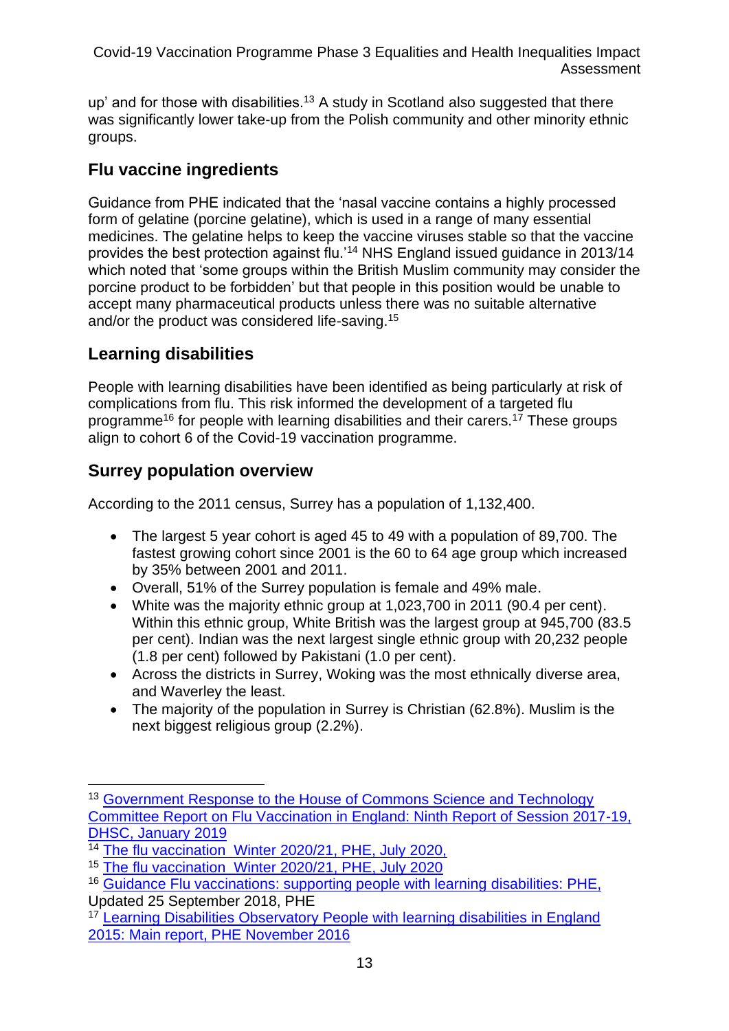up' and for those with disabilities.[13] A study in Scotland also suggested that there was significantly lower take-up from the Polish community and other minority ethnic groups.

## Flu vaccine ingredients

Guidance from PHE indicated that the 'nasal vaccine contains a highly processed form of gelatine (porcine gelatine), which is used in a range of many essential medicines. The gelatine helps to keep the vaccine viruses stable so that the vaccine provides the best protection against flu.'[14] NHS England issued guidance in 2013/14 which noted that 'some groups within the British Muslim community may consider the porcine product to be forbidden' but that people in this position would be unable to accept many pharmaceutical products unless there was no suitable alternative and/or the product was considered life-saving.[15]

## Learning disabilities

People with learning disabilities have been identified as being particularly at risk of complications from flu. This risk informed the development of a targeted flu programme[16] for people with learning disabilities and their carers.[17] These groups align to cohort 6 of the Covid-19 vaccination programme.

## Surrey population overview

According to the 2011 census, Surrey has a population of 1,132,400.

- The largest 5 year cohort is aged 45 to 49 with a population of 89,700. The fastest growing cohort since 2001 is the 60 to 64 age group which increased by 35% between 2001 and 2011.
- Overall, 51% of the Surrey population is female and 49% male.
- White was the majority ethnic group at 1,023,700 in 2011 (90.4 per cent). Within this ethnic group, White British was the largest group at 945,700 (83.5 per cent). Indian was the next largest single ethnic group with 20,232 people (1.8 per cent) followed by Pakistani (1.0 per cent).
- Across the districts in Surrey, Woking was the most ethnically diverse area, and Waverley the least.
- The majority of the population in Surrey is Christian (62.8%). Muslim is the next biggest religious group (2.2%).

---

[13] Government Response to the House of Commons Science and Technology Committee Report on Flu Vaccination in England: Ninth Report of Session 2017-19, DHSC, January 2019

[14] The flu vaccination Winter 2020/21, PHE, July 2020,

[15] The flu vaccination Winter 2020/21, PHE, July 2020

[16] Guidance Flu vaccinations: supporting people with learning disabilities: PHE, Updated 25 September 2018, PHE

[17] Learning Disabilities Observatory People with learning disabilities in England 2015: Main report, PHE November 2016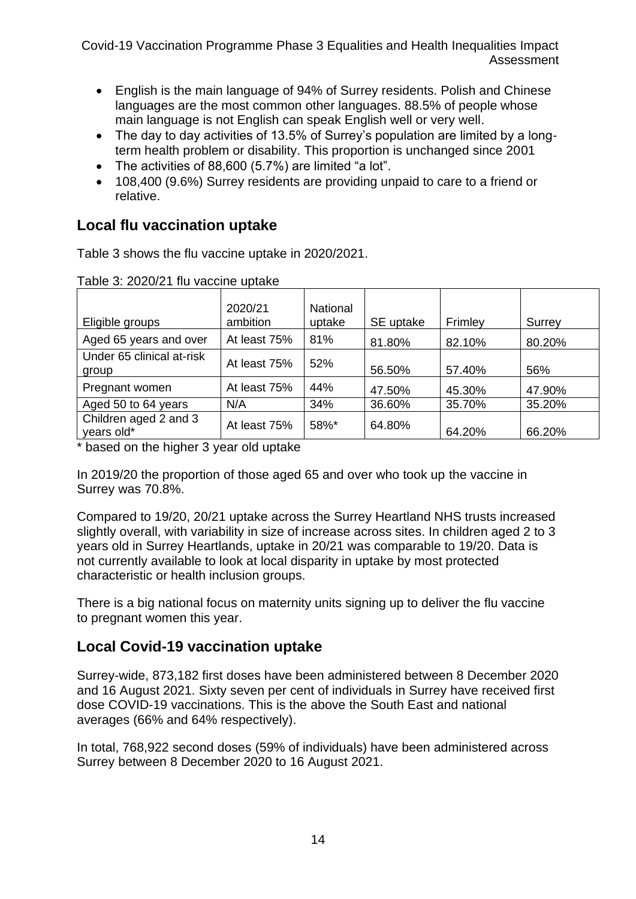- English is the main language of 94% of Surrey residents. Polish and Chinese languages are the most common other languages. 88.5% of people whose main language is not English can speak English well or very well.
- The day to day activities of 13.5% of Surrey's population are limited by a long-term health problem or disability. This proportion is unchanged since 2001
- The activities of 88,600 (5.7%) are limited "a lot".
- 108,400 (9.6%) Surrey residents are providing unpaid to care to a friend or relative.

## Local flu vaccination uptake

Table 3 shows the flu vaccine uptake in 2020/2021.

Table 3: 2020/21 flu vaccine uptake

| Eligible groups | 2020/21 ambition | National uptake | SE uptake | Frimley | Surrey |
|---|---|---|---|---|---|
| Aged 65 years and over | At least 75% | 81% | 81.80% | 82.10% | 80.20% |
| Under 65 clinical at-risk group | At least 75% | 52% | 56.50% | 57.40% | 56% |
| Pregnant women | At least 75% | 44% | 47.50% | 45.30% | 47.90% |
| Aged 50 to 64 years | N/A | 34% | 36.60% | 35.70% | 35.20% |
| Children aged 2 and 3 years old* | At least 75% | 58%* | 64.80% | 64.20% | 66.20% |

* based on the higher 3 year old uptake

In 2019/20 the proportion of those aged 65 and over who took up the vaccine in Surrey was 70.8%.

Compared to 19/20, 20/21 uptake across the Surrey Heartland NHS trusts increased slightly overall, with variability in size of increase across sites. In children aged 2 to 3 years old in Surrey Heartlands, uptake in 20/21 was comparable to 19/20. Data is not currently available to look at local disparity in uptake by most protected characteristic or health inclusion groups.

There is a big national focus on maternity units signing up to deliver the flu vaccine to pregnant women this year.

## Local Covid-19 vaccination uptake

Surrey-wide, 873,182 first doses have been administered between 8 December 2020 and 16 August 2021. Sixty seven per cent of individuals in Surrey have received first dose COVID-19 vaccinations. This is the above the South East and national averages (66% and 64% respectively).

In total, 768,922 second doses (59% of individuals) have been administered across Surrey between 8 December 2020 to 16 August 2021.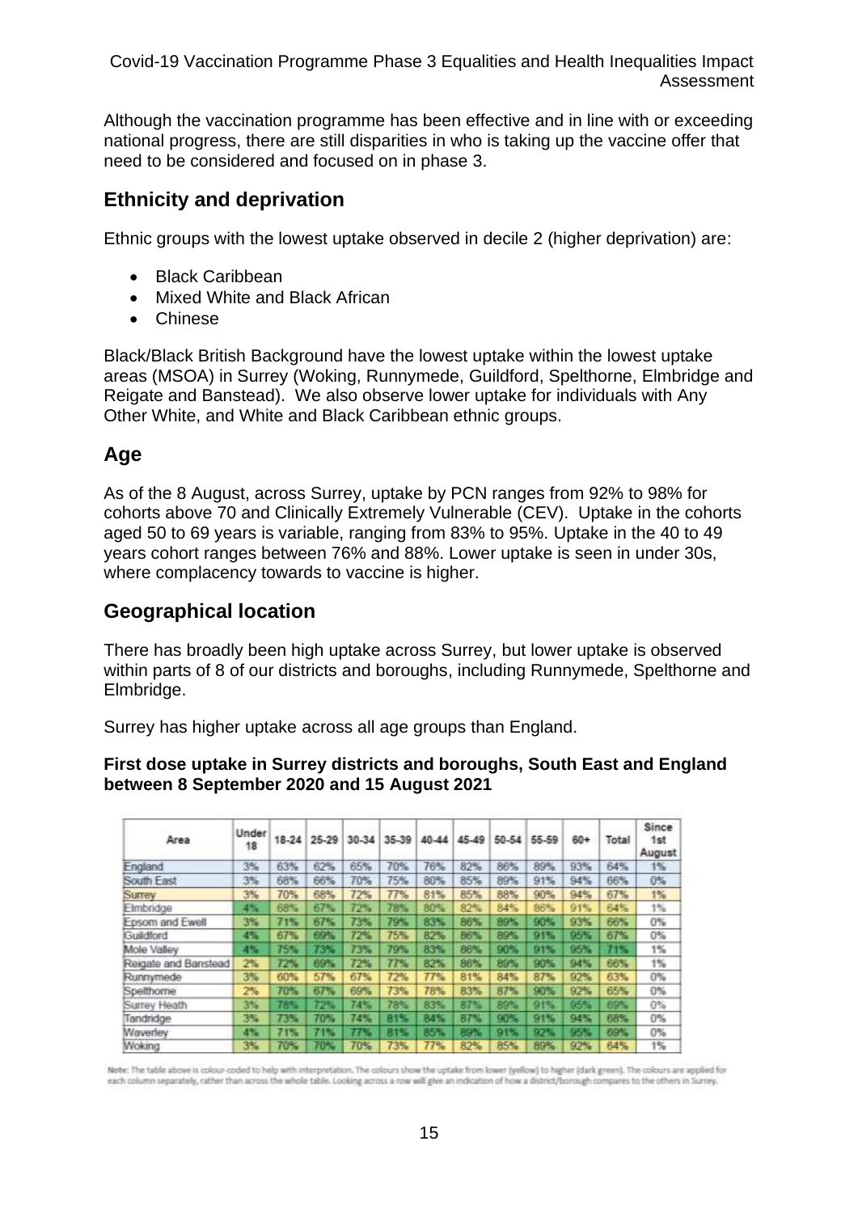Although the vaccination programme has been effective and in line with or exceeding national progress, there are still disparities in who is taking up the vaccine offer that need to be considered and focused on in phase 3.

## Ethnicity and deprivation

Ethnic groups with the lowest uptake observed in decile 2 (higher deprivation) are:

- Black Caribbean
- Mixed White and Black African
- Chinese

Black/Black British Background have the lowest uptake within the lowest uptake areas (MSOA) in Surrey (Woking, Runnymede, Guildford, Spelthorne, Elmbridge and Reigate and Banstead). We also observe lower uptake for individuals with Any Other White, and White and Black Caribbean ethnic groups.

## Age

As of the 8 August, across Surrey, uptake by PCN ranges from 92% to 98% for cohorts above 70 and Clinically Extremely Vulnerable (CEV). Uptake in the cohorts aged 50 to 69 years is variable, ranging from 83% to 95%. Uptake in the 40 to 49 years cohort ranges between 76% and 88%. Lower uptake is seen in under 30s, where complacency towards to vaccine is higher.

## Geographical location

There has broadly been high uptake across Surrey, but lower uptake is observed within parts of 8 of our districts and boroughs, including Runnymede, Spelthorne and Elmbridge.

Surrey has higher uptake across all age groups than England.

**First dose uptake in Surrey districts and boroughs, South East and England between 8 September 2020 and 15 August 2021**

| Area | Under 18 | 18-24 | 25-29 | 30-34 | 35-39 | 40-44 | 45-49 | 50-54 | 55-59 | 60+ | Total | Since 1st August |
|---|---|---|---|---|---|---|---|---|---|---|---|---|
| England | 3% | 63% | 62% | 65% | 70% | 76% | 82% | 86% | 89% | 93% | 64% | 1% |
| South East | 3% | 68% | 66% | 70% | 75% | 80% | 85% | 89% | 91% | 94% | 66% | 0% |
| Surrey | 3% | 70% | 68% | 72% | 77% | 81% | 85% | 88% | 90% | 94% | 67% | 1% |
| Elmbridge | 4% | 68% | 67% | 72% | 78% | 80% | 82% | 84% | 86% | 91% | 64% | 1% |
| Epsom and Ewell | 3% | 71% | 67% | 73% | 79% | 83% | 86% | 89% | 90% | 93% | 66% | 0% |
| Guildford | 4% | 67% | 69% | 72% | 75% | 82% | 86% | 89% | 91% | 95% | 67% | 0% |
| Mole Valley | 4% | 75% | 73% | 73% | 79% | 83% | 86% | 90% | 91% | 95% | 71% | 1% |
| Reigate and Banstead | 2% | 72% | 69% | 72% | 77% | 82% | 86% | 89% | 90% | 94% | 66% | 1% |
| Runnymede | 3% | 60% | 57% | 67% | 72% | 77% | 81% | 84% | 87% | 92% | 63% | 0% |
| Spelthorne | 2% | 70% | 67% | 69% | 73% | 78% | 83% | 87% | 90% | 92% | 65% | 0% |
| Surrey Heath | 3% | 78% | 72% | 74% | 78% | 83% | 87% | 89% | 91% | 95% | 69% | 0% |
| Tandridge | 3% | 73% | 70% | 74% | 81% | 84% | 87% | 90% | 91% | 94% | 68% | 0% |
| Waverley | 4% | 71% | 71% | 77% | 81% | 85% | 89% | 91% | 92% | 95% | 69% | 0% |
| Woking | 3% | 70% | 70% | 70% | 73% | 77% | 82% | 85% | 89% | 92% | 64% | 1% |

Note: The table above is colour-coded to help with interpretation. The colours show the uptake from lower (yellow) to higher (dark green). The colours are applied for each column separately, rather than across the whole table. Looking across a row will give an indication of how a district/borough compares to the others in Surrey.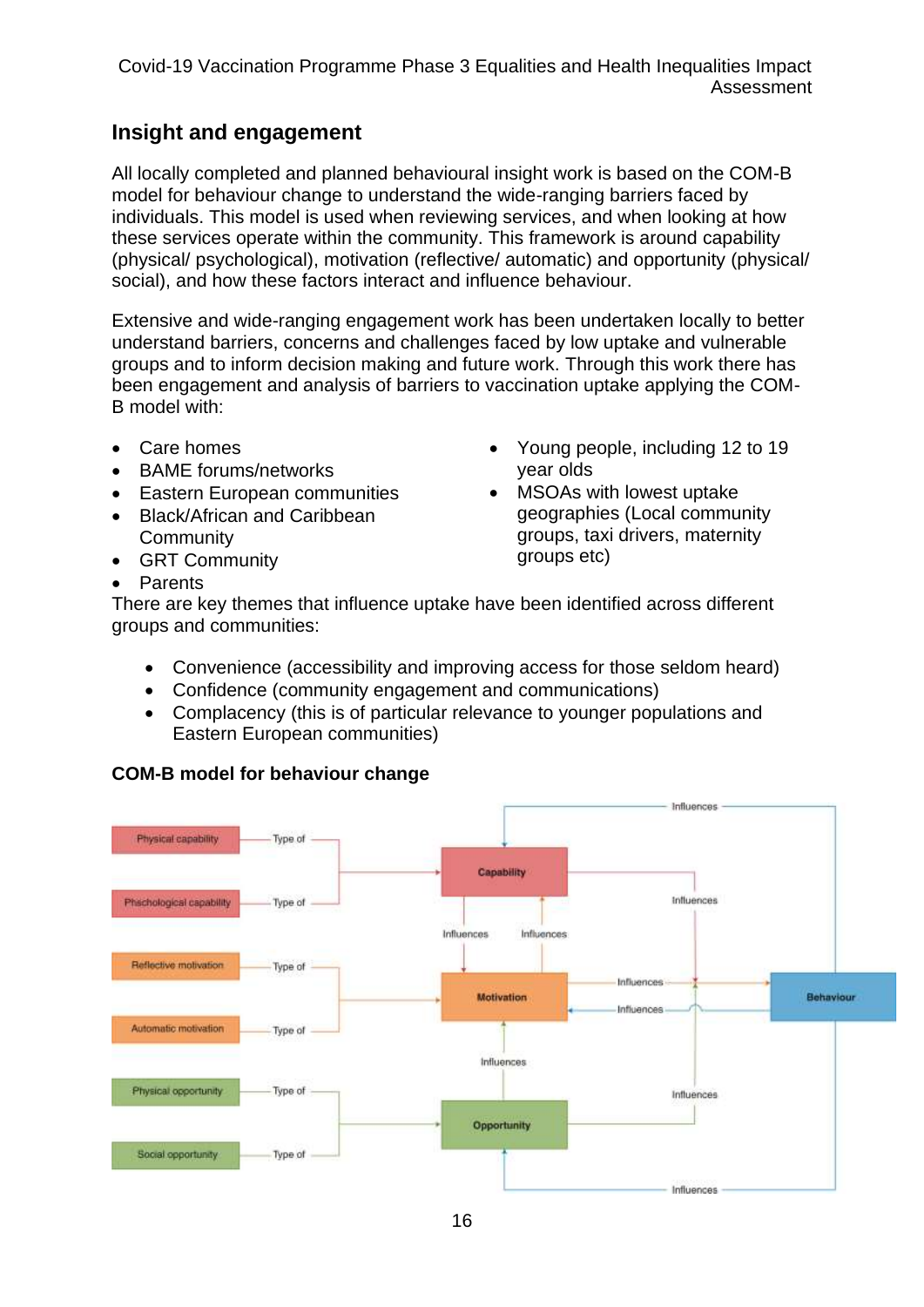## Insight and engagement

All locally completed and planned behavioural insight work is based on the COM-B model for behaviour change to understand the wide-ranging barriers faced by individuals. This model is used when reviewing services, and when looking at how these services operate within the community. This framework is around capability (physical/ psychological), motivation (reflective/ automatic) and opportunity (physical/ social), and how these factors interact and influence behaviour.

Extensive and wide-ranging engagement work has been undertaken locally to better understand barriers, concerns and challenges faced by low uptake and vulnerable groups and to inform decision making and future work. Through this work there has been engagement and analysis of barriers to vaccination uptake applying the COM-B model with:

- Care homes
- BAME forums/networks
- Eastern European communities
- Black/African and Caribbean Community
- GRT Community
- Parents
- Young people, including 12 to 19 year olds
- MSOAs with lowest uptake geographies (Local community groups, taxi drivers, maternity groups etc)

There are key themes that influence uptake have been identified across different groups and communities:

- Convenience (accessibility and improving access for those seldom heard)
- Confidence (community engagement and communications)
- Complacency (this is of particular relevance to younger populations and Eastern European communities)

**COM-B model for behaviour change**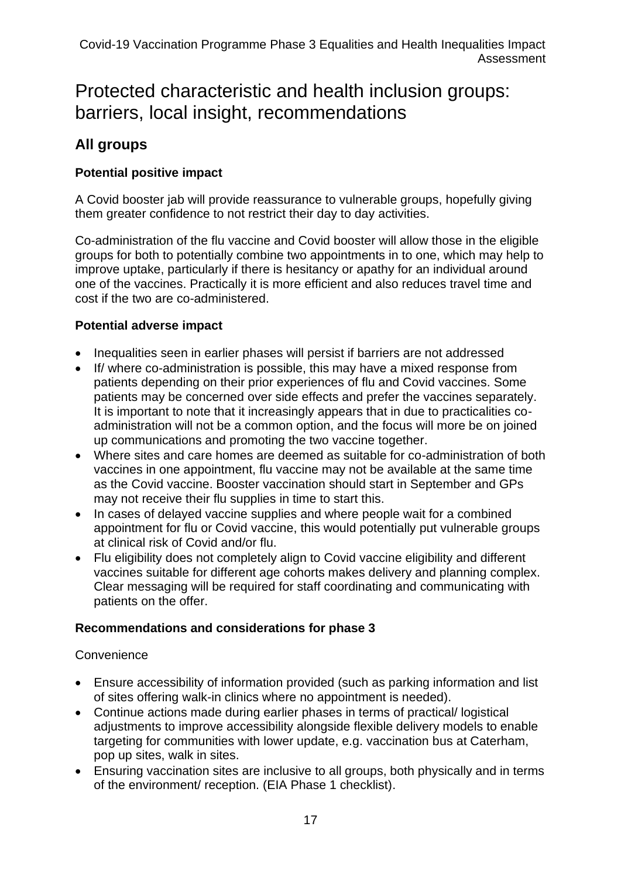# Protected characteristic and health inclusion groups: barriers, local insight, recommendations

## All groups

### Potential positive impact

A Covid booster jab will provide reassurance to vulnerable groups, hopefully giving them greater confidence to not restrict their day to day activities.

Co-administration of the flu vaccine and Covid booster will allow those in the eligible groups for both to potentially combine two appointments in to one, which may help to improve uptake, particularly if there is hesitancy or apathy for an individual around one of the vaccines. Practically it is more efficient and also reduces travel time and cost if the two are co-administered.

### Potential adverse impact

- Inequalities seen in earlier phases will persist if barriers are not addressed
- If/ where co-administration is possible, this may have a mixed response from patients depending on their prior experiences of flu and Covid vaccines. Some patients may be concerned over side effects and prefer the vaccines separately. It is important to note that it increasingly appears that in due to practicalities co-administration will not be a common option, and the focus will more be on joined up communications and promoting the two vaccine together.
- Where sites and care homes are deemed as suitable for co-administration of both vaccines in one appointment, flu vaccine may not be available at the same time as the Covid vaccine. Booster vaccination should start in September and GPs may not receive their flu supplies in time to start this.
- In cases of delayed vaccine supplies and where people wait for a combined appointment for flu or Covid vaccine, this would potentially put vulnerable groups at clinical risk of Covid and/or flu.
- Flu eligibility does not completely align to Covid vaccine eligibility and different vaccines suitable for different age cohorts makes delivery and planning complex. Clear messaging will be required for staff coordinating and communicating with patients on the offer.

### Recommendations and considerations for phase 3

Convenience

- Ensure accessibility of information provided (such as parking information and list of sites offering walk-in clinics where no appointment is needed).
- Continue actions made during earlier phases in terms of practical/ logistical adjustments to improve accessibility alongside flexible delivery models to enable targeting for communities with lower update, e.g. vaccination bus at Caterham, pop up sites, walk in sites.
- Ensuring vaccination sites are inclusive to all groups, both physically and in terms of the environment/ reception. (EIA Phase 1 checklist).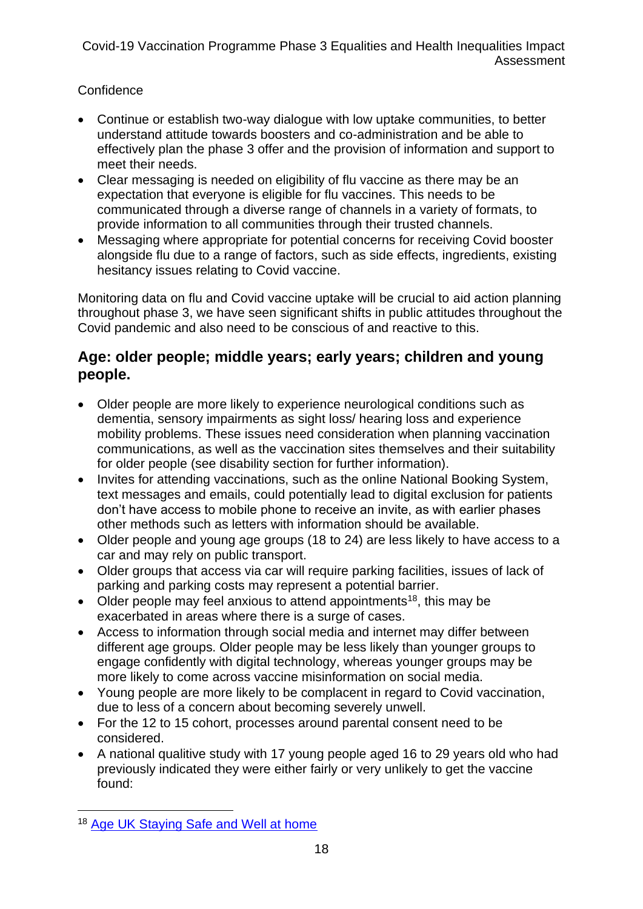Confidence

- Continue or establish two-way dialogue with low uptake communities, to better understand attitude towards boosters and co-administration and be able to effectively plan the phase 3 offer and the provision of information and support to meet their needs.
- Clear messaging is needed on eligibility of flu vaccine as there may be an expectation that everyone is eligible for flu vaccines. This needs to be communicated through a diverse range of channels in a variety of formats, to provide information to all communities through their trusted channels.
- Messaging where appropriate for potential concerns for receiving Covid booster alongside flu due to a range of factors, such as side effects, ingredients, existing hesitancy issues relating to Covid vaccine.

Monitoring data on flu and Covid vaccine uptake will be crucial to aid action planning throughout phase 3, we have seen significant shifts in public attitudes throughout the Covid pandemic and also need to be conscious of and reactive to this.

## Age: older people; middle years; early years; children and young people.

- Older people are more likely to experience neurological conditions such as dementia, sensory impairments as sight loss/ hearing loss and experience mobility problems. These issues need consideration when planning vaccination communications, as well as the vaccination sites themselves and their suitability for older people (see disability section for further information).
- Invites for attending vaccinations, such as the online National Booking System, text messages and emails, could potentially lead to digital exclusion for patients don't have access to mobile phone to receive an invite, as with earlier phases other methods such as letters with information should be available.
- Older people and young age groups (18 to 24) are less likely to have access to a car and may rely on public transport.
- Older groups that access via car will require parking facilities, issues of lack of parking and parking costs may represent a potential barrier.
- Older people may feel anxious to attend appointments[18], this may be exacerbated in areas where there is a surge of cases.
- Access to information through social media and internet may differ between different age groups. Older people may be less likely than younger groups to engage confidently with digital technology, whereas younger groups may be more likely to come across vaccine misinformation on social media.
- Young people are more likely to be complacent in regard to Covid vaccination, due to less of a concern about becoming severely unwell.
- For the 12 to 15 cohort, processes around parental consent need to be considered.
- A national qualitive study with 17 young people aged 16 to 29 years old who had previously indicated they were either fairly or very unlikely to get the vaccine found:

[18] Age UK Staying Safe and Well at home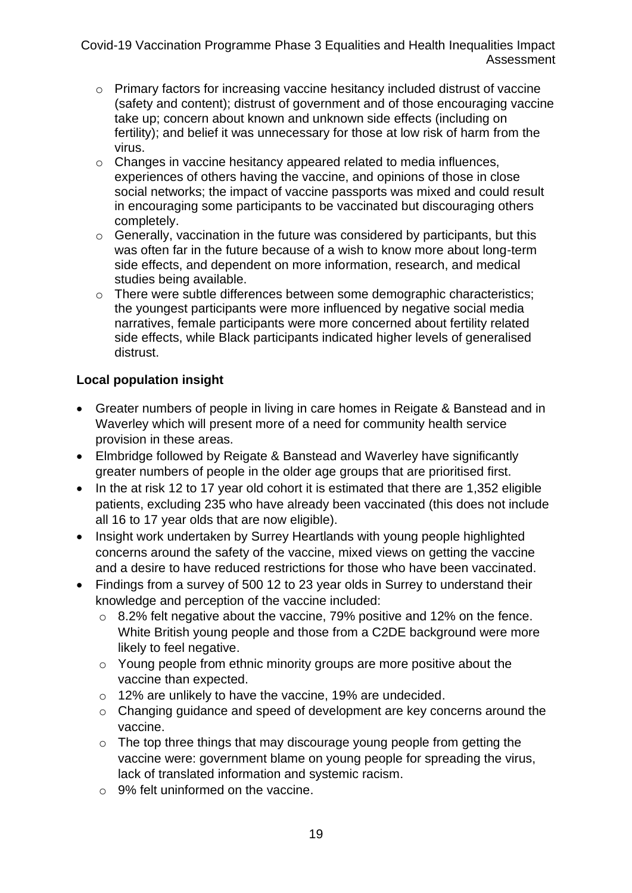- Primary factors for increasing vaccine hesitancy included distrust of vaccine (safety and content); distrust of government and of those encouraging vaccine take up; concern about known and unknown side effects (including on fertility); and belief it was unnecessary for those at low risk of harm from the virus.
- Changes in vaccine hesitancy appeared related to media influences, experiences of others having the vaccine, and opinions of those in close social networks; the impact of vaccine passports was mixed and could result in encouraging some participants to be vaccinated but discouraging others completely.
- Generally, vaccination in the future was considered by participants, but this was often far in the future because of a wish to know more about long-term side effects, and dependent on more information, research, and medical studies being available.
- There were subtle differences between some demographic characteristics; the youngest participants were more influenced by negative social media narratives, female participants were more concerned about fertility related side effects, while Black participants indicated higher levels of generalised distrust.

**Local population insight**

- Greater numbers of people in living in care homes in Reigate & Banstead and in Waverley which will present more of a need for community health service provision in these areas.
- Elmbridge followed by Reigate & Banstead and Waverley have significantly greater numbers of people in the older age groups that are prioritised first.
- In the at risk 12 to 17 year old cohort it is estimated that there are 1,352 eligible patients, excluding 235 who have already been vaccinated (this does not include all 16 to 17 year olds that are now eligible).
- Insight work undertaken by Surrey Heartlands with young people highlighted concerns around the safety of the vaccine, mixed views on getting the vaccine and a desire to have reduced restrictions for those who have been vaccinated.
- Findings from a survey of 500 12 to 23 year olds in Surrey to understand their knowledge and perception of the vaccine included:
  - 8.2% felt negative about the vaccine, 79% positive and 12% on the fence. White British young people and those from a C2DE background were more likely to feel negative.
  - Young people from ethnic minority groups are more positive about the vaccine than expected.
  - 12% are unlikely to have the vaccine, 19% are undecided.
  - Changing guidance and speed of development are key concerns around the vaccine.
  - The top three things that may discourage young people from getting the vaccine were: government blame on young people for spreading the virus, lack of translated information and systemic racism.
  - 9% felt uninformed on the vaccine.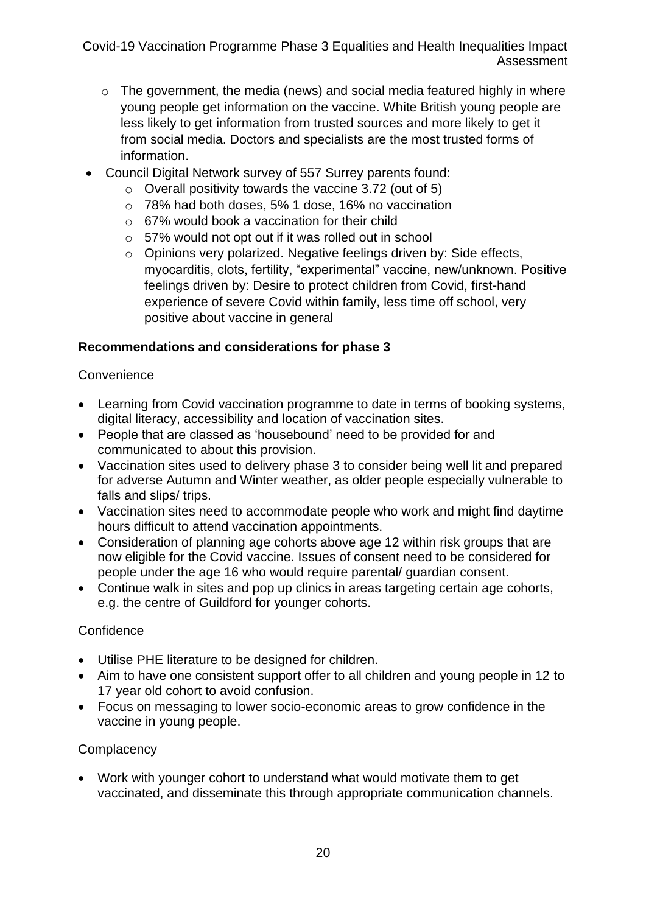- The government, the media (news) and social media featured highly in where young people get information on the vaccine. White British young people are less likely to get information from trusted sources and more likely to get it from social media. Doctors and specialists are the most trusted forms of information.
- Council Digital Network survey of 557 Surrey parents found:
  - Overall positivity towards the vaccine 3.72 (out of 5)
  - 78% had both doses, 5% 1 dose, 16% no vaccination
  - 67% would book a vaccination for their child
  - 57% would not opt out if it was rolled out in school
  - Opinions very polarized. Negative feelings driven by: Side effects, myocarditis, clots, fertility, "experimental" vaccine, new/unknown. Positive feelings driven by: Desire to protect children from Covid, first-hand experience of severe Covid within family, less time off school, very positive about vaccine in general

**Recommendations and considerations for phase 3**

Convenience

- Learning from Covid vaccination programme to date in terms of booking systems, digital literacy, accessibility and location of vaccination sites.
- People that are classed as 'housebound' need to be provided for and communicated to about this provision.
- Vaccination sites used to delivery phase 3 to consider being well lit and prepared for adverse Autumn and Winter weather, as older people especially vulnerable to falls and slips/ trips.
- Vaccination sites need to accommodate people who work and might find daytime hours difficult to attend vaccination appointments.
- Consideration of planning age cohorts above age 12 within risk groups that are now eligible for the Covid vaccine. Issues of consent need to be considered for people under the age 16 who would require parental/ guardian consent.
- Continue walk in sites and pop up clinics in areas targeting certain age cohorts, e.g. the centre of Guildford for younger cohorts.

Confidence

- Utilise PHE literature to be designed for children.
- Aim to have one consistent support offer to all children and young people in 12 to 17 year old cohort to avoid confusion.
- Focus on messaging to lower socio-economic areas to grow confidence in the vaccine in young people.

Complacency

- Work with younger cohort to understand what would motivate them to get vaccinated, and disseminate this through appropriate communication channels.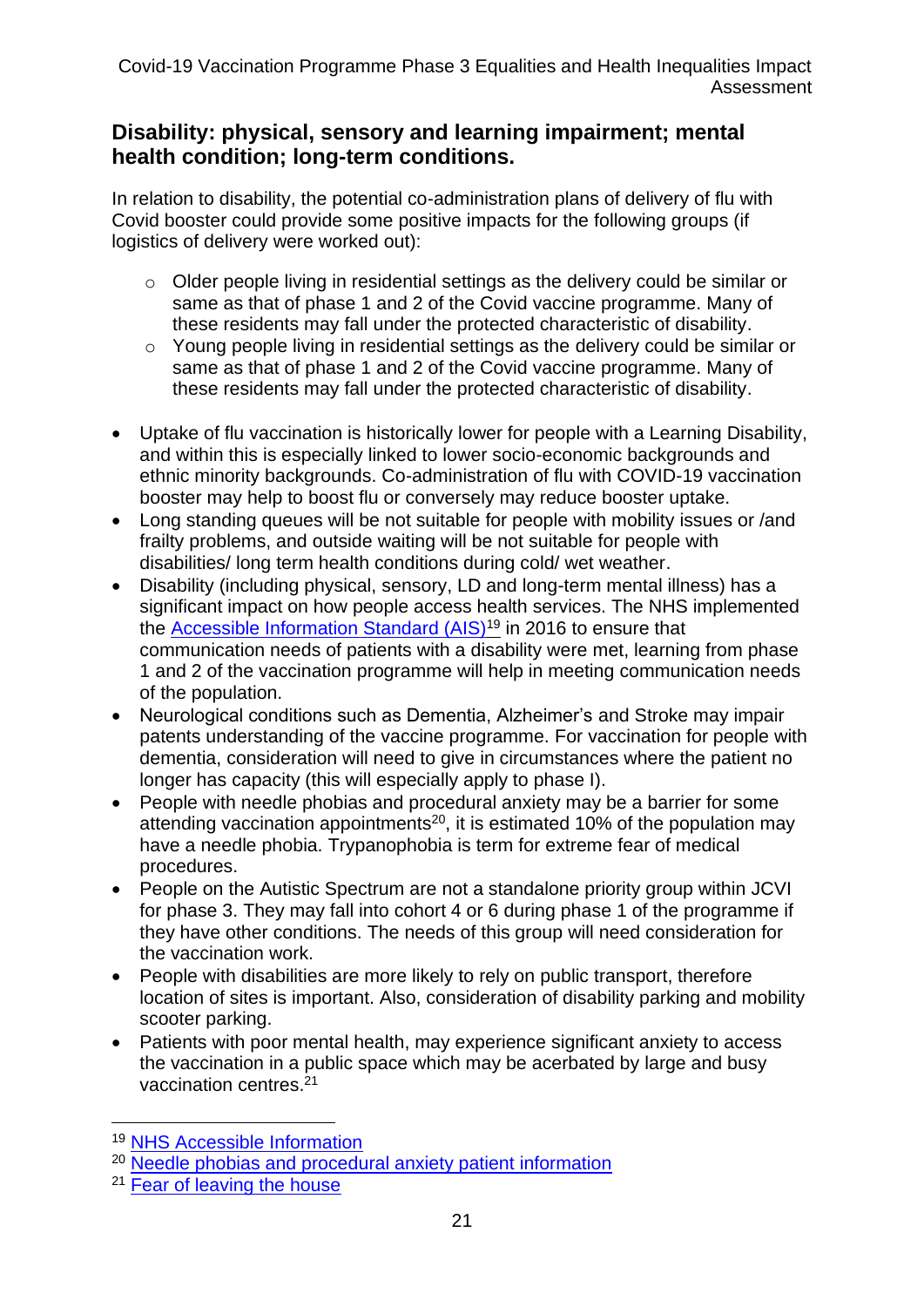## Disability: physical, sensory and learning impairment; mental health condition; long-term conditions.

In relation to disability, the potential co-administration plans of delivery of flu with Covid booster could provide some positive impacts for the following groups (if logistics of delivery were worked out):

- Older people living in residential settings as the delivery could be similar or same as that of phase 1 and 2 of the Covid vaccine programme. Many of these residents may fall under the protected characteristic of disability.
- Young people living in residential settings as the delivery could be similar or same as that of phase 1 and 2 of the Covid vaccine programme. Many of these residents may fall under the protected characteristic of disability.

- Uptake of flu vaccination is historically lower for people with a Learning Disability, and within this is especially linked to lower socio-economic backgrounds and ethnic minority backgrounds. Co-administration of flu with COVID-19 vaccination booster may help to boost flu or conversely may reduce booster uptake.
- Long standing queues will be not suitable for people with mobility issues or /and frailty problems, and outside waiting will be not suitable for people with disabilities/ long term health conditions during cold/ wet weather.
- Disability (including physical, sensory, LD and long-term mental illness) has a significant impact on how people access health services. The NHS implemented the [Accessible Information Standard (AIS)][19] in 2016 to ensure that communication needs of patients with a disability were met, learning from phase 1 and 2 of the vaccination programme will help in meeting communication needs of the population.
- Neurological conditions such as Dementia, Alzheimer's and Stroke may impair patents understanding of the vaccine programme. For vaccination for people with dementia, consideration will need to give in circumstances where the patient no longer has capacity (this will especially apply to phase I).
- People with needle phobias and procedural anxiety may be a barrier for some attending vaccination appointments[20], it is estimated 10% of the population may have a needle phobia. Trypanophobia is term for extreme fear of medical procedures.
- People on the Autistic Spectrum are not a standalone priority group within JCVI for phase 3. They may fall into cohort 4 or 6 during phase 1 of the programme if they have other conditions. The needs of this group will need consideration for the vaccination work.
- People with disabilities are more likely to rely on public transport, therefore location of sites is important. Also, consideration of disability parking and mobility scooter parking.
- Patients with poor mental health, may experience significant anxiety to access the vaccination in a public space which may be acerbated by large and busy vaccination centres.[21]

---

[19] NHS Accessible Information

[20] Needle phobias and procedural anxiety patient information

[21] Fear of leaving the house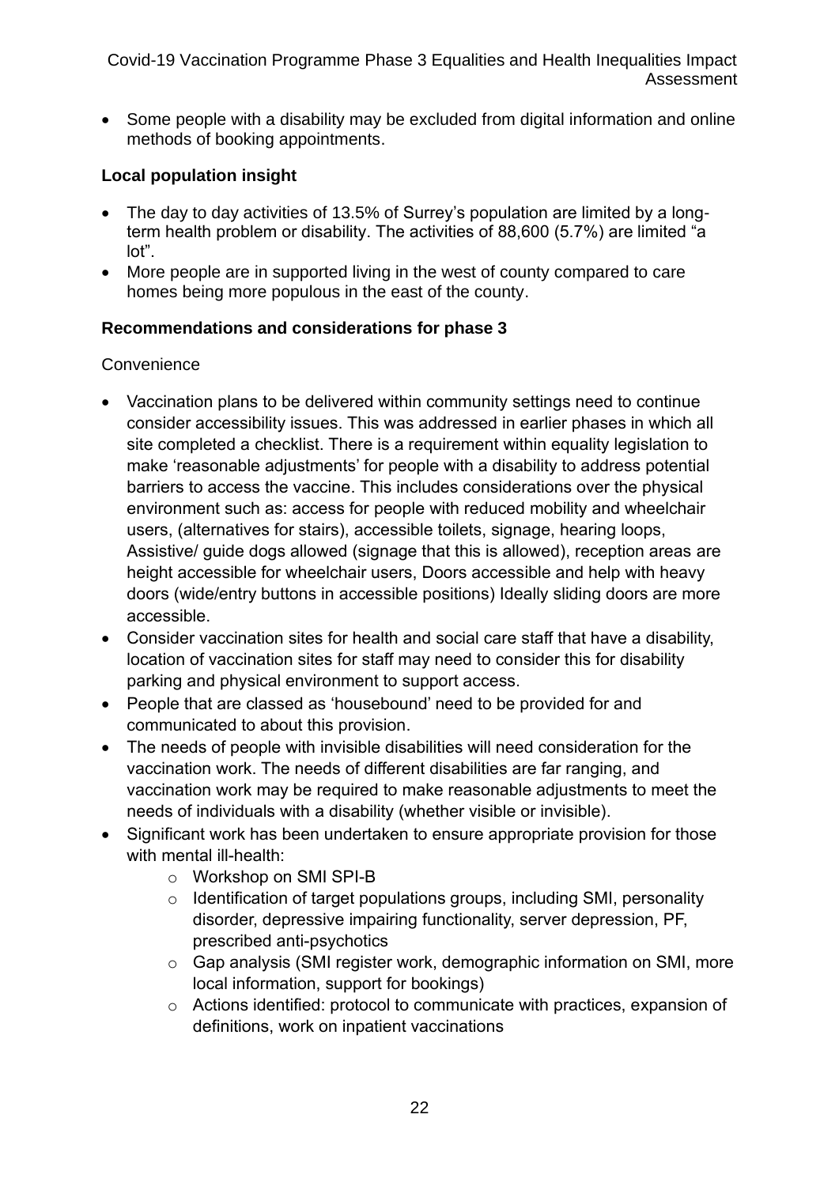- Some people with a disability may be excluded from digital information and online methods of booking appointments.

**Local population insight**

- The day to day activities of 13.5% of Surrey's population are limited by a long-term health problem or disability. The activities of 88,600 (5.7%) are limited "a lot".
- More people are in supported living in the west of county compared to care homes being more populous in the east of the county.

**Recommendations and considerations for phase 3**

Convenience

- Vaccination plans to be delivered within community settings need to continue consider accessibility issues. This was addressed in earlier phases in which all site completed a checklist. There is a requirement within equality legislation to make 'reasonable adjustments' for people with a disability to address potential barriers to access the vaccine. This includes considerations over the physical environment such as: access for people with reduced mobility and wheelchair users, (alternatives for stairs), accessible toilets, signage, hearing loops, Assistive/ guide dogs allowed (signage that this is allowed), reception areas are height accessible for wheelchair users, Doors accessible and help with heavy doors (wide/entry buttons in accessible positions) Ideally sliding doors are more accessible.
- Consider vaccination sites for health and social care staff that have a disability, location of vaccination sites for staff may need to consider this for disability parking and physical environment to support access.
- People that are classed as 'housebound' need to be provided for and communicated to about this provision.
- The needs of people with invisible disabilities will need consideration for the vaccination work. The needs of different disabilities are far ranging, and vaccination work may be required to make reasonable adjustments to meet the needs of individuals with a disability (whether visible or invisible).
- Significant work has been undertaken to ensure appropriate provision for those with mental ill-health:
  - Workshop on SMI SPI-B
  - Identification of target populations groups, including SMI, personality disorder, depressive impairing functionality, server depression, PF, prescribed anti-psychotics
  - Gap analysis (SMI register work, demographic information on SMI, more local information, support for bookings)
  - Actions identified: protocol to communicate with practices, expansion of definitions, work on inpatient vaccinations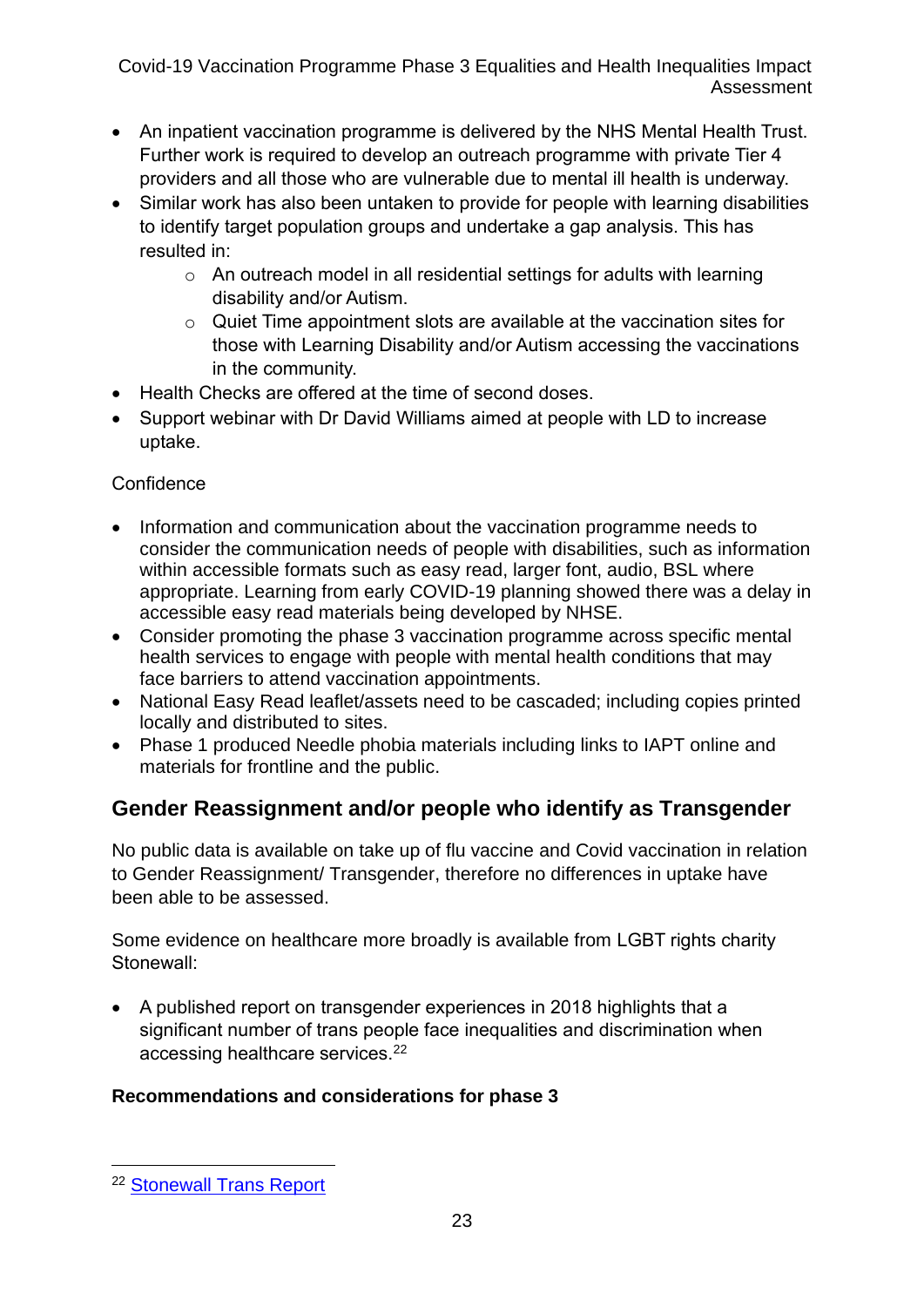- An inpatient vaccination programme is delivered by the NHS Mental Health Trust. Further work is required to develop an outreach programme with private Tier 4 providers and all those who are vulnerable due to mental ill health is underway.
- Similar work has also been untaken to provide for people with learning disabilities to identify target population groups and undertake a gap analysis. This has resulted in:
  - An outreach model in all residential settings for adults with learning disability and/or Autism.
  - Quiet Time appointment slots are available at the vaccination sites for those with Learning Disability and/or Autism accessing the vaccinations in the community.
- Health Checks are offered at the time of second doses.
- Support webinar with Dr David Williams aimed at people with LD to increase uptake.

Confidence

- Information and communication about the vaccination programme needs to consider the communication needs of people with disabilities, such as information within accessible formats such as easy read, larger font, audio, BSL where appropriate. Learning from early COVID-19 planning showed there was a delay in accessible easy read materials being developed by NHSE.
- Consider promoting the phase 3 vaccination programme across specific mental health services to engage with people with mental health conditions that may face barriers to attend vaccination appointments.
- National Easy Read leaflet/assets need to be cascaded; including copies printed locally and distributed to sites.
- Phase 1 produced Needle phobia materials including links to IAPT online and materials for frontline and the public.

## Gender Reassignment and/or people who identify as Transgender

No public data is available on take up of flu vaccine and Covid vaccination in relation to Gender Reassignment/ Transgender, therefore no differences in uptake have been able to be assessed.

Some evidence on healthcare more broadly is available from LGBT rights charity Stonewall:

- A published report on transgender experiences in 2018 highlights that a significant number of trans people face inequalities and discrimination when accessing healthcare services.[22]

**Recommendations and considerations for phase 3**

[22] Stonewall Trans Report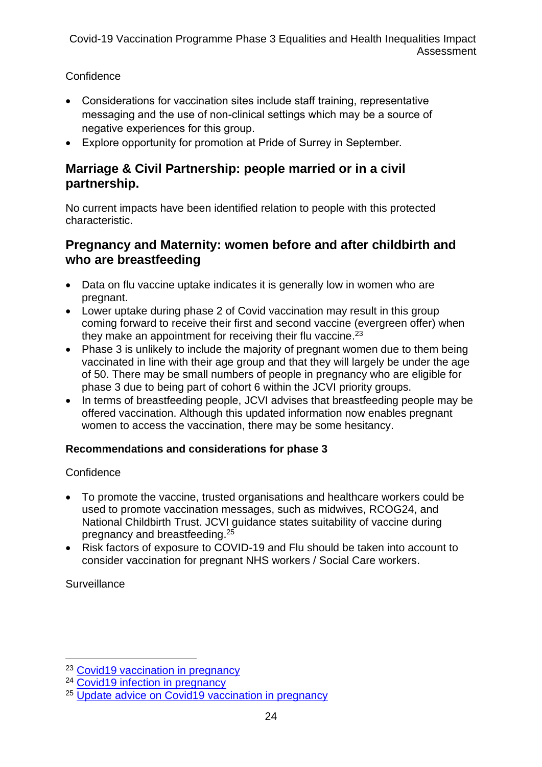Confidence

- Considerations for vaccination sites include staff training, representative messaging and the use of non-clinical settings which may be a source of negative experiences for this group.
- Explore opportunity for promotion at Pride of Surrey in September.

## Marriage & Civil Partnership: people married or in a civil partnership.

No current impacts have been identified relation to people with this protected characteristic.

## Pregnancy and Maternity: women before and after childbirth and who are breastfeeding

- Data on flu vaccine uptake indicates it is generally low in women who are pregnant.
- Lower uptake during phase 2 of Covid vaccination may result in this group coming forward to receive their first and second vaccine (evergreen offer) when they make an appointment for receiving their flu vaccine.[23]
- Phase 3 is unlikely to include the majority of pregnant women due to them being vaccinated in line with their age group and that they will largely be under the age of 50. There may be small numbers of people in pregnancy who are eligible for phase 3 due to being part of cohort 6 within the JCVI priority groups.
- In terms of breastfeeding people, JCVI advises that breastfeeding people may be offered vaccination. Although this updated information now enables pregnant women to access the vaccination, there may be some hesitancy.

**Recommendations and considerations for phase 3**

Confidence

- To promote the vaccine, trusted organisations and healthcare workers could be used to promote vaccination messages, such as midwives, RCOG24, and National Childbirth Trust. JCVI guidance states suitability of vaccine during pregnancy and breastfeeding.[25]
- Risk factors of exposure to COVID-19 and Flu should be taken into account to consider vaccination for pregnant NHS workers / Social Care workers.

Surveillance

---

[23] Covid19 vaccination in pregnancy

[24] Covid19 infection in pregnancy

[25] Update advice on Covid19 vaccination in pregnancy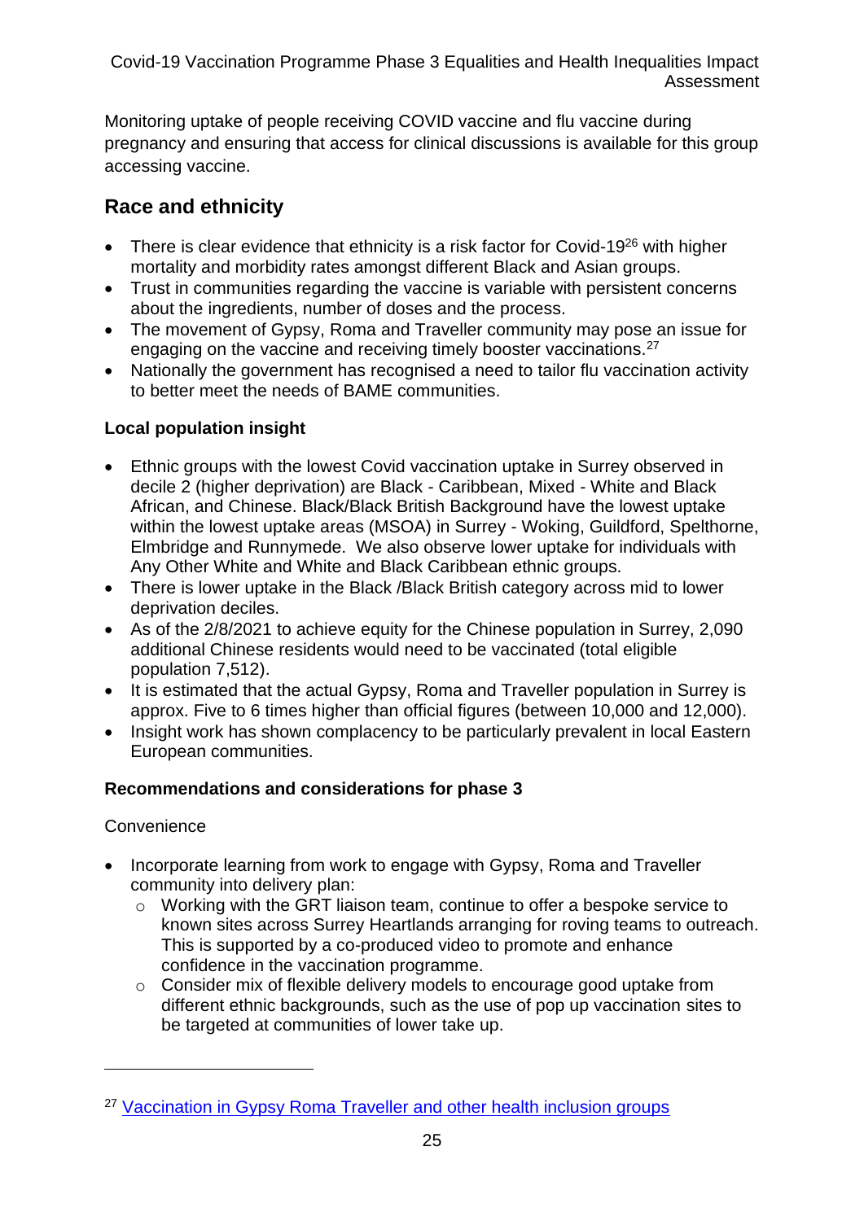Monitoring uptake of people receiving COVID vaccine and flu vaccine during pregnancy and ensuring that access for clinical discussions is available for this group accessing vaccine.

## Race and ethnicity

- There is clear evidence that ethnicity is a risk factor for Covid-19[26] with higher mortality and morbidity rates amongst different Black and Asian groups.
- Trust in communities regarding the vaccine is variable with persistent concerns about the ingredients, number of doses and the process.
- The movement of Gypsy, Roma and Traveller community may pose an issue for engaging on the vaccine and receiving timely booster vaccinations.[27]
- Nationally the government has recognised a need to tailor flu vaccination activity to better meet the needs of BAME communities.

### Local population insight

- Ethnic groups with the lowest Covid vaccination uptake in Surrey observed in decile 2 (higher deprivation) are Black - Caribbean, Mixed - White and Black African, and Chinese. Black/Black British Background have the lowest uptake within the lowest uptake areas (MSOA) in Surrey - Woking, Guildford, Spelthorne, Elmbridge and Runnymede. We also observe lower uptake for individuals with Any Other White and White and Black Caribbean ethnic groups.
- There is lower uptake in the Black /Black British category across mid to lower deprivation deciles.
- As of the 2/8/2021 to achieve equity for the Chinese population in Surrey, 2,090 additional Chinese residents would need to be vaccinated (total eligible population 7,512).
- It is estimated that the actual Gypsy, Roma and Traveller population in Surrey is approx. Five to 6 times higher than official figures (between 10,000 and 12,000).
- Insight work has shown complacency to be particularly prevalent in local Eastern European communities.

### Recommendations and considerations for phase 3

Convenience

- Incorporate learning from work to engage with Gypsy, Roma and Traveller community into delivery plan:
  - Working with the GRT liaison team, continue to offer a bespoke service to known sites across Surrey Heartlands arranging for roving teams to outreach. This is supported by a co-produced video to promote and enhance confidence in the vaccination programme.
  - Consider mix of flexible delivery models to encourage good uptake from different ethnic backgrounds, such as the use of pop up vaccination sites to be targeted at communities of lower take up.

---

[27] Vaccination in Gypsy Roma Traveller and other health inclusion groups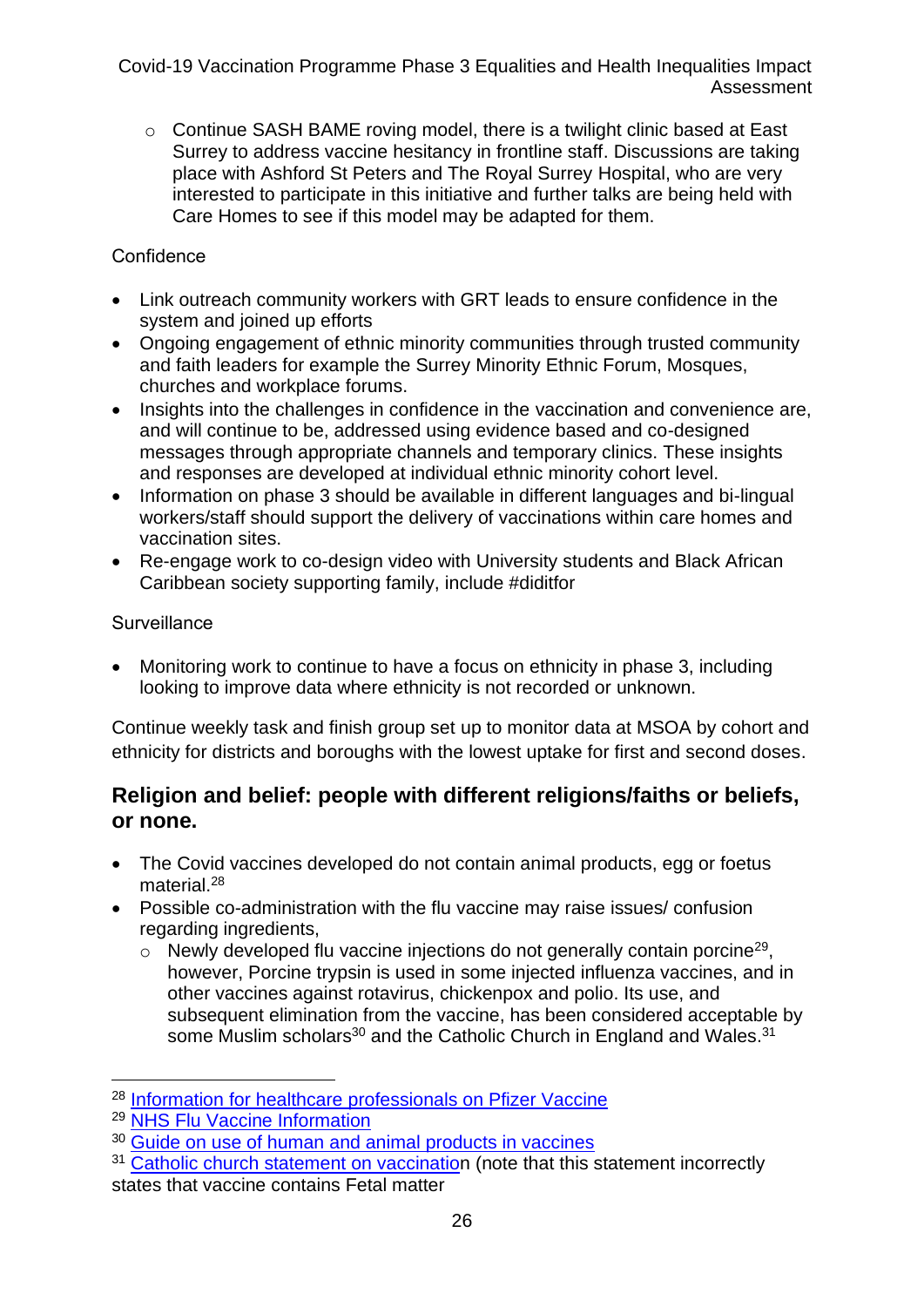- Continue SASH BAME roving model, there is a twilight clinic based at East Surrey to address vaccine hesitancy in frontline staff. Discussions are taking place with Ashford St Peters and The Royal Surrey Hospital, who are very interested to participate in this initiative and further talks are being held with Care Homes to see if this model may be adapted for them.

Confidence

- Link outreach community workers with GRT leads to ensure confidence in the system and joined up efforts
- Ongoing engagement of ethnic minority communities through trusted community and faith leaders for example the Surrey Minority Ethnic Forum, Mosques, churches and workplace forums.
- Insights into the challenges in confidence in the vaccination and convenience are, and will continue to be, addressed using evidence based and co-designed messages through appropriate channels and temporary clinics. These insights and responses are developed at individual ethnic minority cohort level.
- Information on phase 3 should be available in different languages and bi-lingual workers/staff should support the delivery of vaccinations within care homes and vaccination sites.
- Re-engage work to co-design video with University students and Black African Caribbean society supporting family, include #diditfor

Surveillance

- Monitoring work to continue to have a focus on ethnicity in phase 3, including looking to improve data where ethnicity is not recorded or unknown.

Continue weekly task and finish group set up to monitor data at MSOA by cohort and ethnicity for districts and boroughs with the lowest uptake for first and second doses.

## Religion and belief: people with different religions/faiths or beliefs, or none.

- The Covid vaccines developed do not contain animal products, egg or foetus material.[28]
- Possible co-administration with the flu vaccine may raise issues/ confusion regarding ingredients,
  - Newly developed flu vaccine injections do not generally contain porcine[29], however, Porcine trypsin is used in some injected influenza vaccines, and in other vaccines against rotavirus, chickenpox and polio. Its use, and subsequent elimination from the vaccine, has been considered acceptable by some Muslim scholars[30] and the Catholic Church in England and Wales.[31]

---

[28] Information for healthcare professionals on Pfizer Vaccine

[29] NHS Flu Vaccine Information

[30] Guide on use of human and animal products in vaccines

[31] Catholic church statement on vaccination (note that this statement incorrectly states that vaccine contains Fetal matter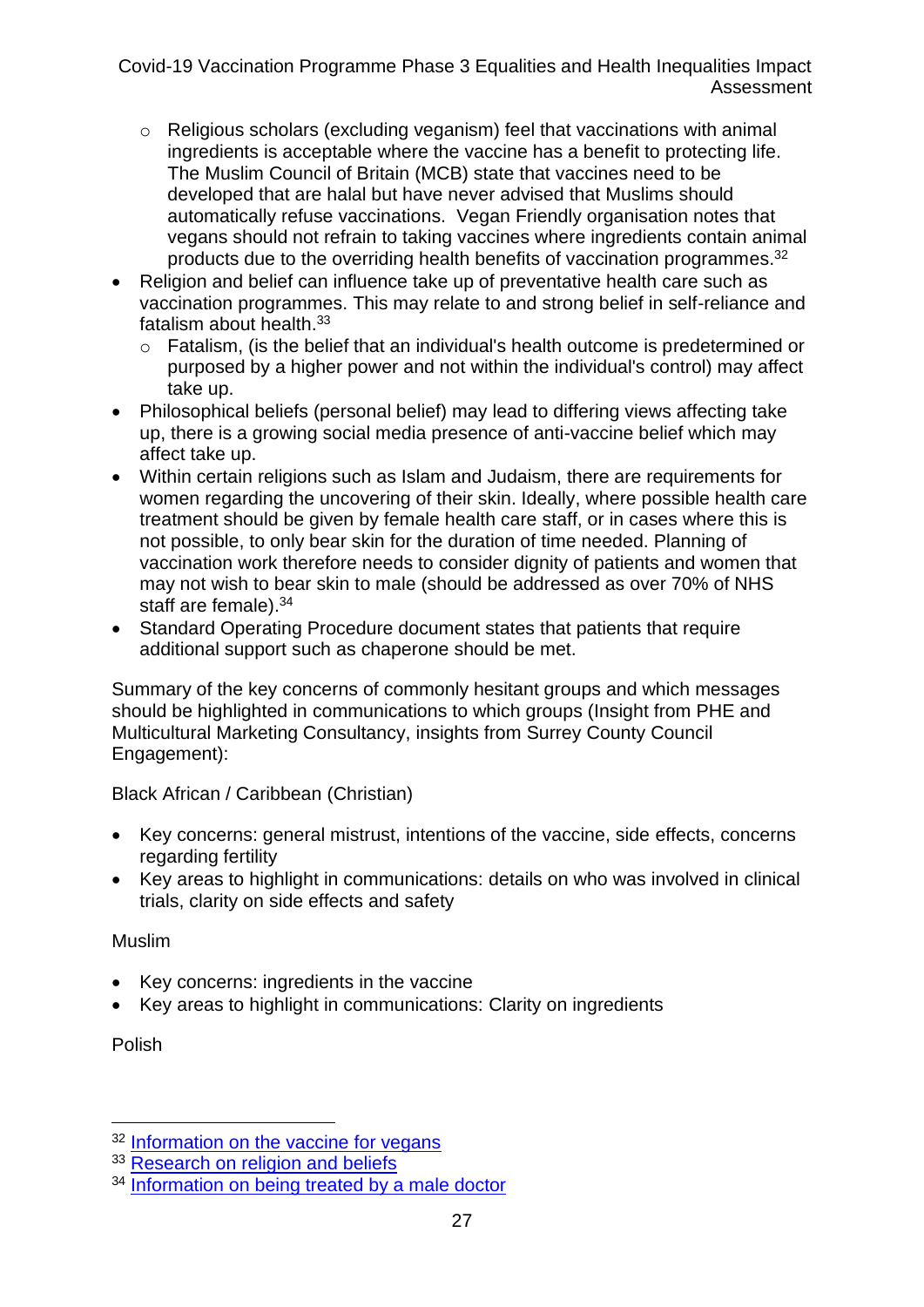- Religious scholars (excluding veganism) feel that vaccinations with animal ingredients is acceptable where the vaccine has a benefit to protecting life. The Muslim Council of Britain (MCB) state that vaccines need to be developed that are halal but have never advised that Muslims should automatically refuse vaccinations. Vegan Friendly organisation notes that vegans should not refrain to taking vaccines where ingredients contain animal products due to the overriding health benefits of vaccination programmes.[32]

- Religion and belief can influence take up of preventative health care such as vaccination programmes. This may relate to and strong belief in self-reliance and fatalism about health.[33]
  - Fatalism, (is the belief that an individual's health outcome is predetermined or purposed by a higher power and not within the individual's control) may affect take up.
- Philosophical beliefs (personal belief) may lead to differing views affecting take up, there is a growing social media presence of anti-vaccine belief which may affect take up.
- Within certain religions such as Islam and Judaism, there are requirements for women regarding the uncovering of their skin. Ideally, where possible health care treatment should be given by female health care staff, or in cases where this is not possible, to only bear skin for the duration of time needed. Planning of vaccination work therefore needs to consider dignity of patients and women that may not wish to bear skin to male (should be addressed as over 70% of NHS staff are female).[34]
- Standard Operating Procedure document states that patients that require additional support such as chaperone should be met.

Summary of the key concerns of commonly hesitant groups and which messages should be highlighted in communications to which groups (Insight from PHE and Multicultural Marketing Consultancy, insights from Surrey County Council Engagement):

Black African / Caribbean (Christian)

- Key concerns: general mistrust, intentions of the vaccine, side effects, concerns regarding fertility
- Key areas to highlight in communications: details on who was involved in clinical trials, clarity on side effects and safety

Muslim

- Key concerns: ingredients in the vaccine
- Key areas to highlight in communications: Clarity on ingredients

Polish

---

[32] Information on the vaccine for vegans

[33] Research on religion and beliefs

[34] Information on being treated by a male doctor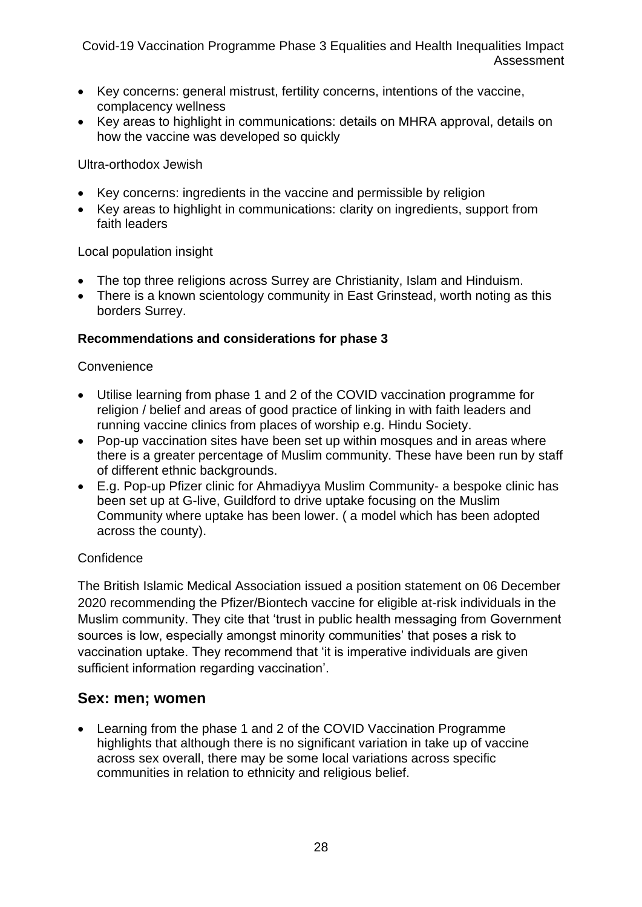- Key concerns: general mistrust, fertility concerns, intentions of the vaccine, complacency wellness
- Key areas to highlight in communications: details on MHRA approval, details on how the vaccine was developed so quickly

Ultra-orthodox Jewish

- Key concerns: ingredients in the vaccine and permissible by religion
- Key areas to highlight in communications: clarity on ingredients, support from faith leaders

Local population insight

- The top three religions across Surrey are Christianity, Islam and Hinduism.
- There is a known scientology community in East Grinstead, worth noting as this borders Surrey.

**Recommendations and considerations for phase 3**

Convenience

- Utilise learning from phase 1 and 2 of the COVID vaccination programme for religion / belief and areas of good practice of linking in with faith leaders and running vaccine clinics from places of worship e.g. Hindu Society.
- Pop-up vaccination sites have been set up within mosques and in areas where there is a greater percentage of Muslim community. These have been run by staff of different ethnic backgrounds.
- E.g. Pop-up Pfizer clinic for Ahmadiyya Muslim Community- a bespoke clinic has been set up at G-live, Guildford to drive uptake focusing on the Muslim Community where uptake has been lower. ( a model which has been adopted across the county).

Confidence

The British Islamic Medical Association issued a position statement on 06 December 2020 recommending the Pfizer/Biontech vaccine for eligible at-risk individuals in the Muslim community. They cite that 'trust in public health messaging from Government sources is low, especially amongst minority communities' that poses a risk to vaccination uptake. They recommend that 'it is imperative individuals are given sufficient information regarding vaccination'.

## Sex: men; women

- Learning from the phase 1 and 2 of the COVID Vaccination Programme highlights that although there is no significant variation in take up of vaccine across sex overall, there may be some local variations across specific communities in relation to ethnicity and religious belief.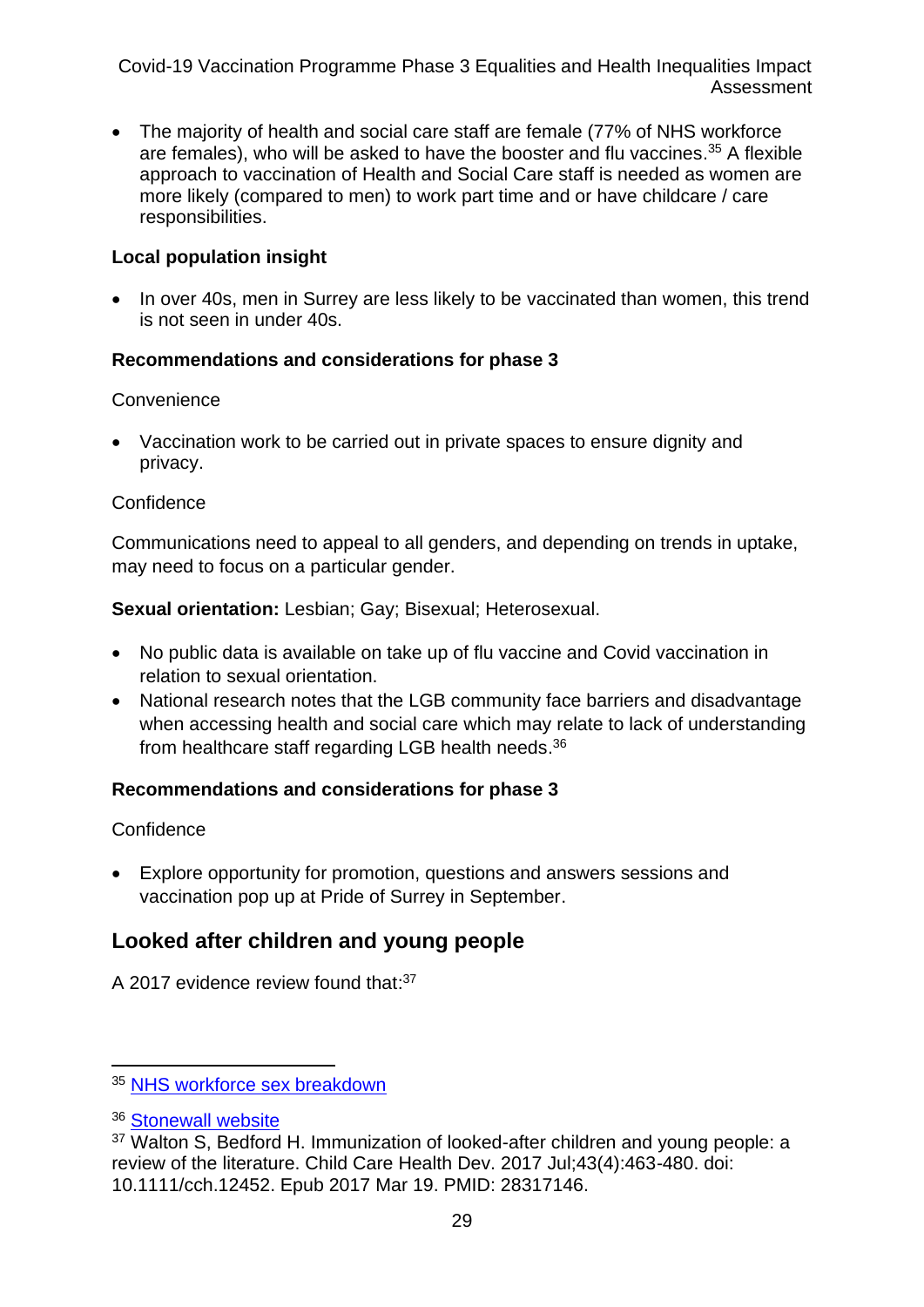- The majority of health and social care staff are female (77% of NHS workforce are females), who will be asked to have the booster and flu vaccines.[35] A flexible approach to vaccination of Health and Social Care staff is needed as women are more likely (compared to men) to work part time and or have childcare / care responsibilities.

**Local population insight**

- In over 40s, men in Surrey are less likely to be vaccinated than women, this trend is not seen in under 40s.

**Recommendations and considerations for phase 3**

Convenience

- Vaccination work to be carried out in private spaces to ensure dignity and privacy.

Confidence

Communications need to appeal to all genders, and depending on trends in uptake, may need to focus on a particular gender.

**Sexual orientation:** Lesbian; Gay; Bisexual; Heterosexual.

- No public data is available on take up of flu vaccine and Covid vaccination in relation to sexual orientation.
- National research notes that the LGB community face barriers and disadvantage when accessing health and social care which may relate to lack of understanding from healthcare staff regarding LGB health needs.[36]

**Recommendations and considerations for phase 3**

Confidence

- Explore opportunity for promotion, questions and answers sessions and vaccination pop up at Pride of Surrey in September.

## Looked after children and young people

A 2017 evidence review found that:[37]

---

[35] NHS workforce sex breakdown

[36] Stonewall website

[37] Walton S, Bedford H. Immunization of looked-after children and young people: a review of the literature. Child Care Health Dev. 2017 Jul;43(4):463-480. doi: 10.1111/cch.12452. Epub 2017 Mar 19. PMID: 28317146.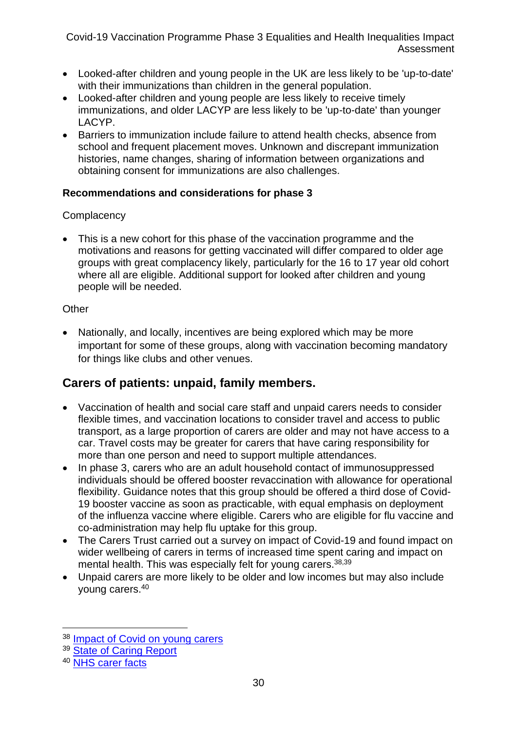- Looked-after children and young people in the UK are less likely to be 'up-to-date' with their immunizations than children in the general population.
- Looked-after children and young people are less likely to receive timely immunizations, and older LACYP are less likely to be 'up-to-date' than younger LACYP.
- Barriers to immunization include failure to attend health checks, absence from school and frequent placement moves. Unknown and discrepant immunization histories, name changes, sharing of information between organizations and obtaining consent for immunizations are also challenges.

**Recommendations and considerations for phase 3**

Complacency

- This is a new cohort for this phase of the vaccination programme and the motivations and reasons for getting vaccinated will differ compared to older age groups with great complacency likely, particularly for the 16 to 17 year old cohort where all are eligible. Additional support for looked after children and young people will be needed.

Other

- Nationally, and locally, incentives are being explored which may be more important for some of these groups, along with vaccination becoming mandatory for things like clubs and other venues.

## Carers of patients: unpaid, family members.

- Vaccination of health and social care staff and unpaid carers needs to consider flexible times, and vaccination locations to consider travel and access to public transport, as a large proportion of carers are older and may not have access to a car. Travel costs may be greater for carers that have caring responsibility for more than one person and need to support multiple attendances.
- In phase 3, carers who are an adult household contact of immunosuppressed individuals should be offered booster revaccination with allowance for operational flexibility. Guidance notes that this group should be offered a third dose of Covid-19 booster vaccine as soon as practicable, with equal emphasis on deployment of the influenza vaccine where eligible. Carers who are eligible for flu vaccine and co-administration may help flu uptake for this group.
- The Carers Trust carried out a survey on impact of Covid-19 and found impact on wider wellbeing of carers in terms of increased time spent caring and impact on mental health. This was especially felt for young carers.[38,39]
- Unpaid carers are more likely to be older and low incomes but may also include young carers.[40]

[38] Impact of Covid on young carers

[39] State of Caring Report

[40] NHS carer facts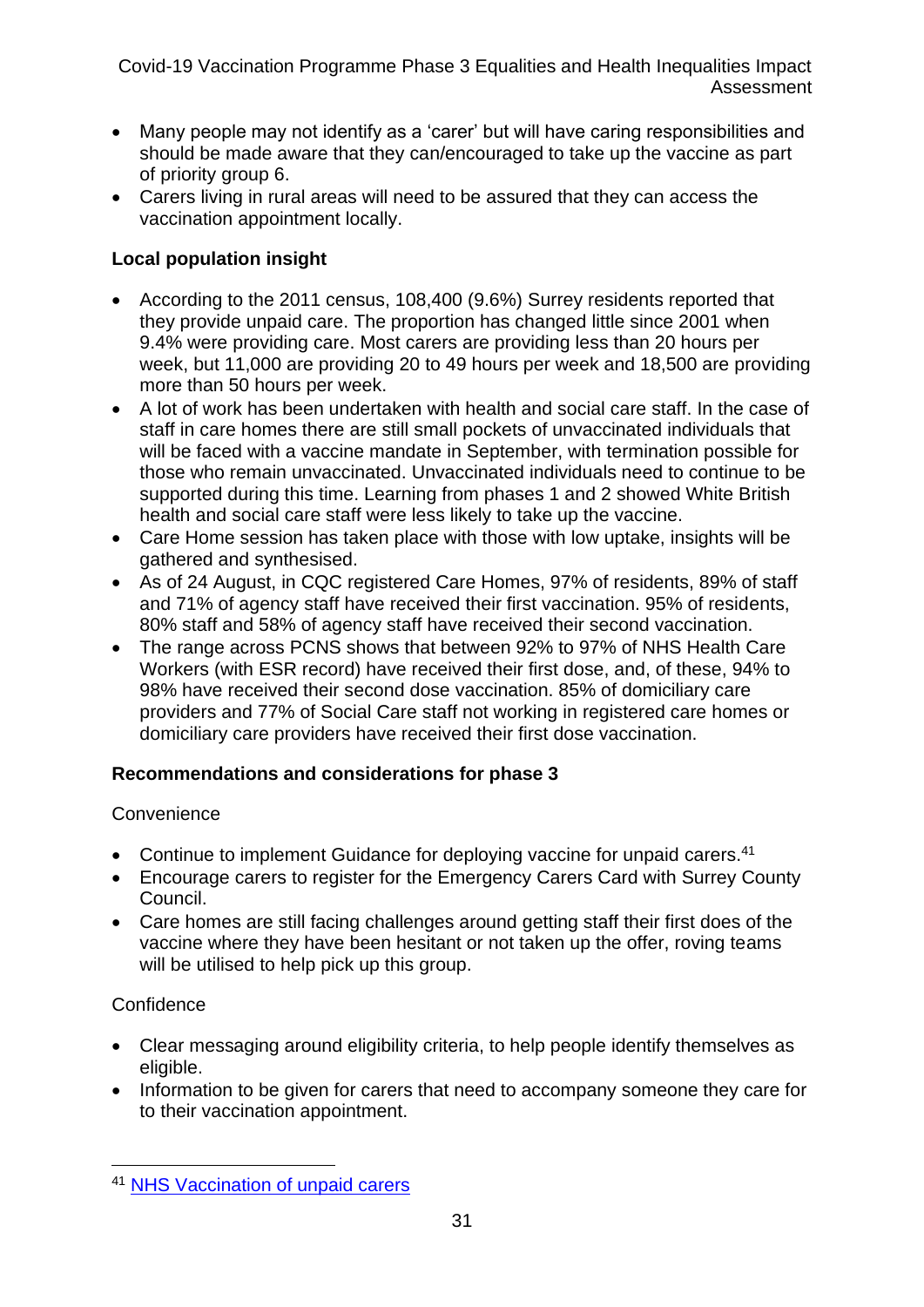- Many people may not identify as a 'carer' but will have caring responsibilities and should be made aware that they can/encouraged to take up the vaccine as part of priority group 6.
- Carers living in rural areas will need to be assured that they can access the vaccination appointment locally.

**Local population insight**

- According to the 2011 census, 108,400 (9.6%) Surrey residents reported that they provide unpaid care. The proportion has changed little since 2001 when 9.4% were providing care. Most carers are providing less than 20 hours per week, but 11,000 are providing 20 to 49 hours per week and 18,500 are providing more than 50 hours per week.
- A lot of work has been undertaken with health and social care staff. In the case of staff in care homes there are still small pockets of unvaccinated individuals that will be faced with a vaccine mandate in September, with termination possible for those who remain unvaccinated. Unvaccinated individuals need to continue to be supported during this time. Learning from phases 1 and 2 showed White British health and social care staff were less likely to take up the vaccine.
- Care Home session has taken place with those with low uptake, insights will be gathered and synthesised.
- As of 24 August, in CQC registered Care Homes, 97% of residents, 89% of staff and 71% of agency staff have received their first vaccination. 95% of residents, 80% staff and 58% of agency staff have received their second vaccination.
- The range across PCNS shows that between 92% to 97% of NHS Health Care Workers (with ESR record) have received their first dose, and, of these, 94% to 98% have received their second dose vaccination. 85% of domiciliary care providers and 77% of Social Care staff not working in registered care homes or domiciliary care providers have received their first dose vaccination.

**Recommendations and considerations for phase 3**

Convenience

- Continue to implement Guidance for deploying vaccine for unpaid carers.[41]
- Encourage carers to register for the Emergency Carers Card with Surrey County Council.
- Care homes are still facing challenges around getting staff their first does of the vaccine where they have been hesitant or not taken up the offer, roving teams will be utilised to help pick up this group.

Confidence

- Clear messaging around eligibility criteria, to help people identify themselves as eligible.
- Information to be given for carers that need to accompany someone they care for to their vaccination appointment.

[41] NHS Vaccination of unpaid carers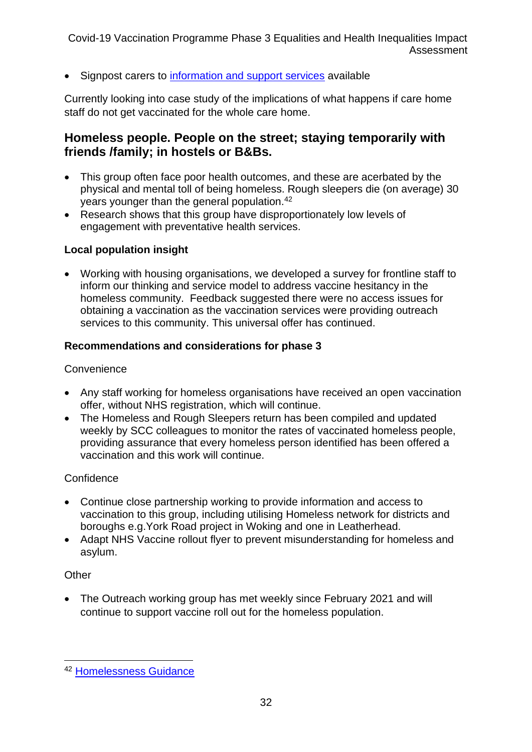- Signpost carers to information and support services available

Currently looking into case study of the implications of what happens if care home staff do not get vaccinated for the whole care home.

## Homeless people. People on the street; staying temporarily with friends /family; in hostels or B&Bs.

- This group often face poor health outcomes, and these are acerbated by the physical and mental toll of being homeless. Rough sleepers die (on average) 30 years younger than the general population.[42]
- Research shows that this group have disproportionately low levels of engagement with preventative health services.

**Local population insight**

- Working with housing organisations, we developed a survey for frontline staff to inform our thinking and service model to address vaccine hesitancy in the homeless community. Feedback suggested there were no access issues for obtaining a vaccination as the vaccination services were providing outreach services to this community. This universal offer has continued.

**Recommendations and considerations for phase 3**

Convenience

- Any staff working for homeless organisations have received an open vaccination offer, without NHS registration, which will continue.
- The Homeless and Rough Sleepers return has been compiled and updated weekly by SCC colleagues to monitor the rates of vaccinated homeless people, providing assurance that every homeless person identified has been offered a vaccination and this work will continue.

Confidence

- Continue close partnership working to provide information and access to vaccination to this group, including utilising Homeless network for districts and boroughs e.g.York Road project in Woking and one in Leatherhead.
- Adapt NHS Vaccine rollout flyer to prevent misunderstanding for homeless and asylum.

Other

- The Outreach working group has met weekly since February 2021 and will continue to support vaccine roll out for the homeless population.

---

[42] Homelessness Guidance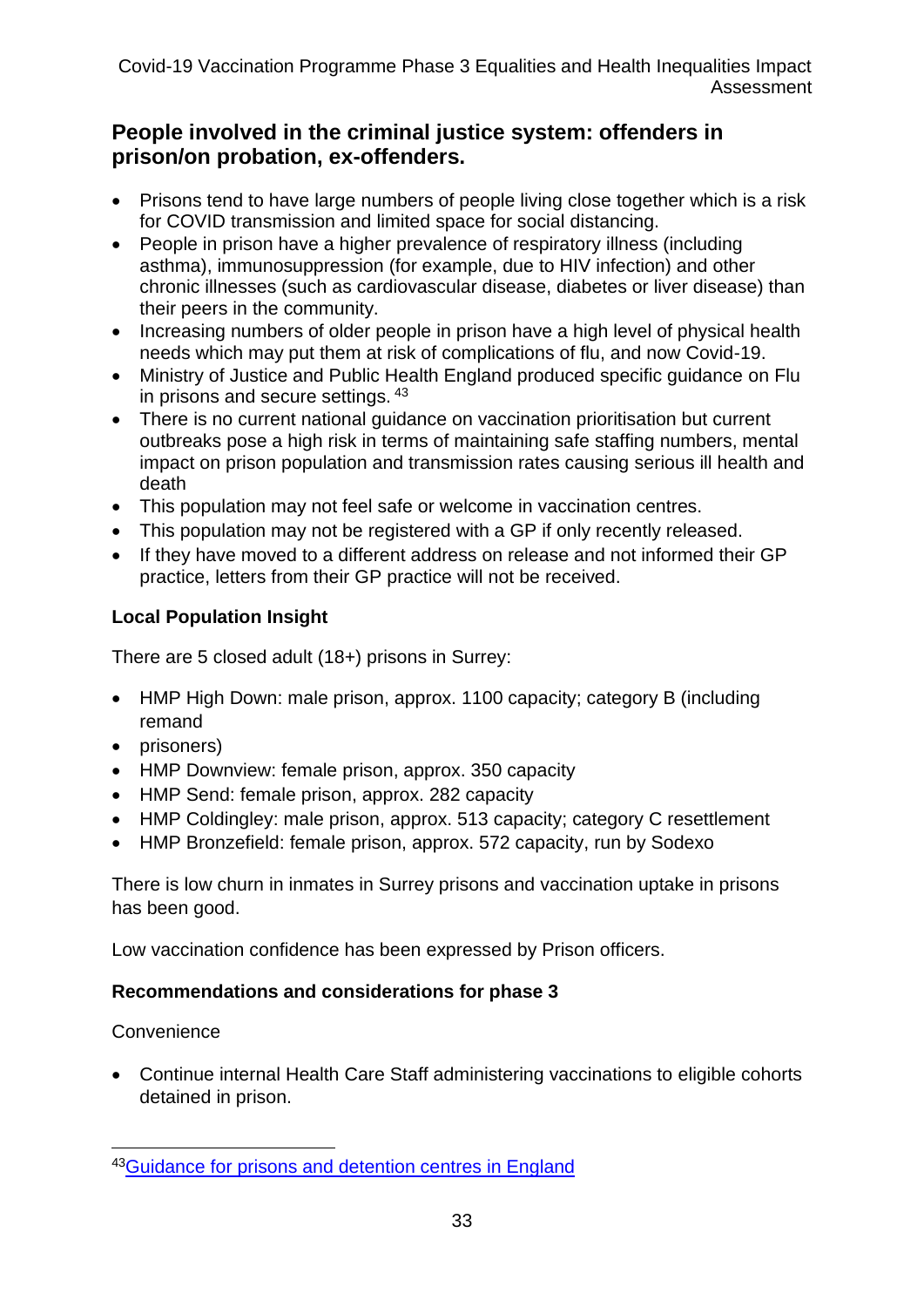## People involved in the criminal justice system: offenders in prison/on probation, ex-offenders.

- Prisons tend to have large numbers of people living close together which is a risk for COVID transmission and limited space for social distancing.
- People in prison have a higher prevalence of respiratory illness (including asthma), immunosuppression (for example, due to HIV infection) and other chronic illnesses (such as cardiovascular disease, diabetes or liver disease) than their peers in the community.
- Increasing numbers of older people in prison have a high level of physical health needs which may put them at risk of complications of flu, and now Covid-19.
- Ministry of Justice and Public Health England produced specific guidance on Flu in prisons and secure settings. [43]
- There is no current national guidance on vaccination prioritisation but current outbreaks pose a high risk in terms of maintaining safe staffing numbers, mental impact on prison population and transmission rates causing serious ill health and death
- This population may not feel safe or welcome in vaccination centres.
- This population may not be registered with a GP if only recently released.
- If they have moved to a different address on release and not informed their GP practice, letters from their GP practice will not be received.

### Local Population Insight

There are 5 closed adult (18+) prisons in Surrey:

- HMP High Down: male prison, approx. 1100 capacity; category B (including remand
- prisoners)
- HMP Downview: female prison, approx. 350 capacity
- HMP Send: female prison, approx. 282 capacity
- HMP Coldingley: male prison, approx. 513 capacity; category C resettlement
- HMP Bronzefield: female prison, approx. 572 capacity, run by Sodexo

There is low churn in inmates in Surrey prisons and vaccination uptake in prisons has been good.

Low vaccination confidence has been expressed by Prison officers.

### Recommendations and considerations for phase 3

Convenience

- Continue internal Health Care Staff administering vaccinations to eligible cohorts detained in prison.

---

[43] Guidance for prisons and detention centres in England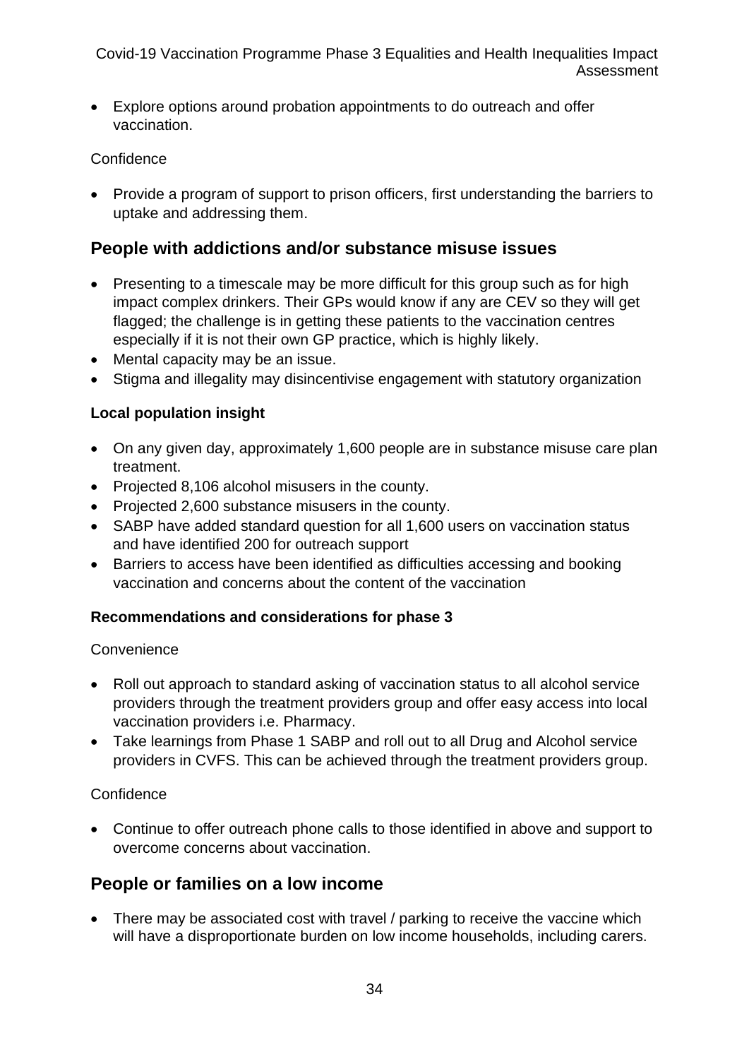- Explore options around probation appointments to do outreach and offer vaccination.

Confidence

- Provide a program of support to prison officers, first understanding the barriers to uptake and addressing them.

## People with addictions and/or substance misuse issues

- Presenting to a timescale may be more difficult for this group such as for high impact complex drinkers. Their GPs would know if any are CEV so they will get flagged; the challenge is in getting these patients to the vaccination centres especially if it is not their own GP practice, which is highly likely.
- Mental capacity may be an issue.
- Stigma and illegality may disincentivise engagement with statutory organization

**Local population insight**

- On any given day, approximately 1,600 people are in substance misuse care plan treatment.
- Projected 8,106 alcohol misusers in the county.
- Projected 2,600 substance misusers in the county.
- SABP have added standard question for all 1,600 users on vaccination status and have identified 200 for outreach support
- Barriers to access have been identified as difficulties accessing and booking vaccination and concerns about the content of the vaccination

**Recommendations and considerations for phase 3**

Convenience

- Roll out approach to standard asking of vaccination status to all alcohol service providers through the treatment providers group and offer easy access into local vaccination providers i.e. Pharmacy.
- Take learnings from Phase 1 SABP and roll out to all Drug and Alcohol service providers in CVFS. This can be achieved through the treatment providers group.

Confidence

- Continue to offer outreach phone calls to those identified in above and support to overcome concerns about vaccination.

## People or families on a low income

- There may be associated cost with travel / parking to receive the vaccine which will have a disproportionate burden on low income households, including carers.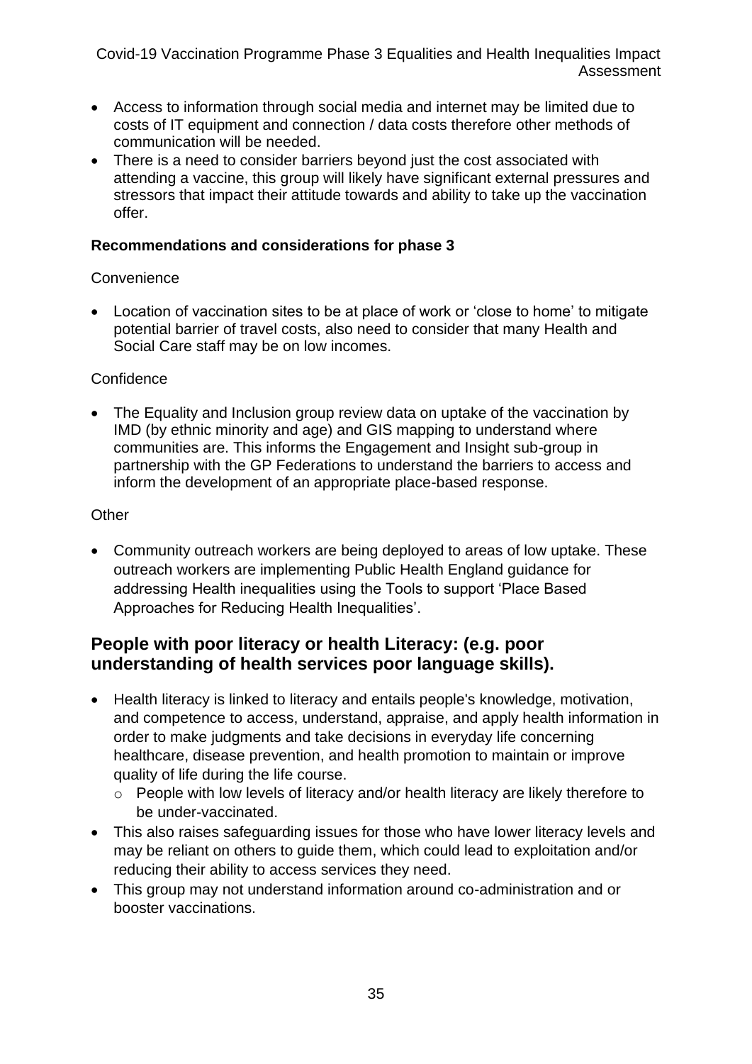- Access to information through social media and internet may be limited due to costs of IT equipment and connection / data costs therefore other methods of communication will be needed.
- There is a need to consider barriers beyond just the cost associated with attending a vaccine, this group will likely have significant external pressures and stressors that impact their attitude towards and ability to take up the vaccination offer.

**Recommendations and considerations for phase 3**

Convenience

- Location of vaccination sites to be at place of work or 'close to home' to mitigate potential barrier of travel costs, also need to consider that many Health and Social Care staff may be on low incomes.

Confidence

- The Equality and Inclusion group review data on uptake of the vaccination by IMD (by ethnic minority and age) and GIS mapping to understand where communities are. This informs the Engagement and Insight sub-group in partnership with the GP Federations to understand the barriers to access and inform the development of an appropriate place-based response.

Other

- Community outreach workers are being deployed to areas of low uptake. These outreach workers are implementing Public Health England guidance for addressing Health inequalities using the Tools to support 'Place Based Approaches for Reducing Health Inequalities'.

## People with poor literacy or health Literacy: (e.g. poor understanding of health services poor language skills).

- Health literacy is linked to literacy and entails people's knowledge, motivation, and competence to access, understand, appraise, and apply health information in order to make judgments and take decisions in everyday life concerning healthcare, disease prevention, and health promotion to maintain or improve quality of life during the life course.
  - People with low levels of literacy and/or health literacy are likely therefore to be under-vaccinated.
- This also raises safeguarding issues for those who have lower literacy levels and may be reliant on others to guide them, which could lead to exploitation and/or reducing their ability to access services they need.
- This group may not understand information around co-administration and or booster vaccinations.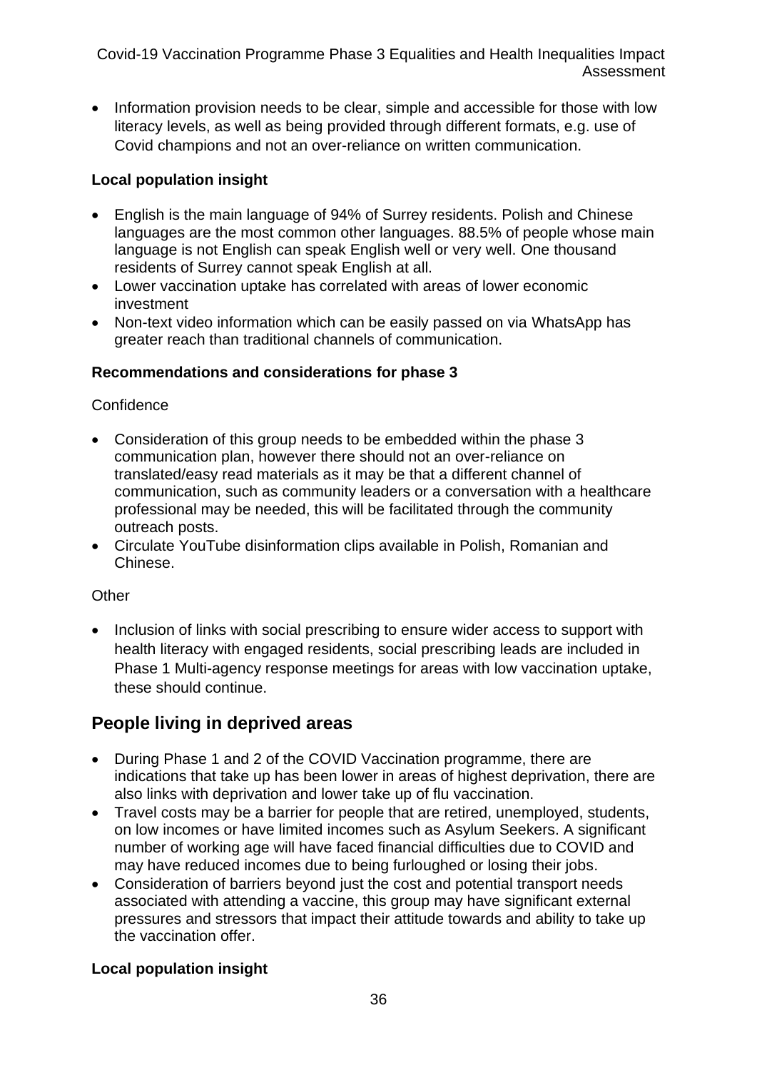- Information provision needs to be clear, simple and accessible for those with low literacy levels, as well as being provided through different formats, e.g. use of Covid champions and not an over-reliance on written communication.

**Local population insight**

- English is the main language of 94% of Surrey residents. Polish and Chinese languages are the most common other languages. 88.5% of people whose main language is not English can speak English well or very well. One thousand residents of Surrey cannot speak English at all.
- Lower vaccination uptake has correlated with areas of lower economic investment
- Non-text video information which can be easily passed on via WhatsApp has greater reach than traditional channels of communication.

**Recommendations and considerations for phase 3**

Confidence

- Consideration of this group needs to be embedded within the phase 3 communication plan, however there should not an over-reliance on translated/easy read materials as it may be that a different channel of communication, such as community leaders or a conversation with a healthcare professional may be needed, this will be facilitated through the community outreach posts.
- Circulate YouTube disinformation clips available in Polish, Romanian and Chinese.

Other

- Inclusion of links with social prescribing to ensure wider access to support with health literacy with engaged residents, social prescribing leads are included in Phase 1 Multi-agency response meetings for areas with low vaccination uptake, these should continue.

## People living in deprived areas

- During Phase 1 and 2 of the COVID Vaccination programme, there are indications that take up has been lower in areas of highest deprivation, there are also links with deprivation and lower take up of flu vaccination.
- Travel costs may be a barrier for people that are retired, unemployed, students, on low incomes or have limited incomes such as Asylum Seekers. A significant number of working age will have faced financial difficulties due to COVID and may have reduced incomes due to being furloughed or losing their jobs.
- Consideration of barriers beyond just the cost and potential transport needs associated with attending a vaccine, this group may have significant external pressures and stressors that impact their attitude towards and ability to take up the vaccination offer.

**Local population insight**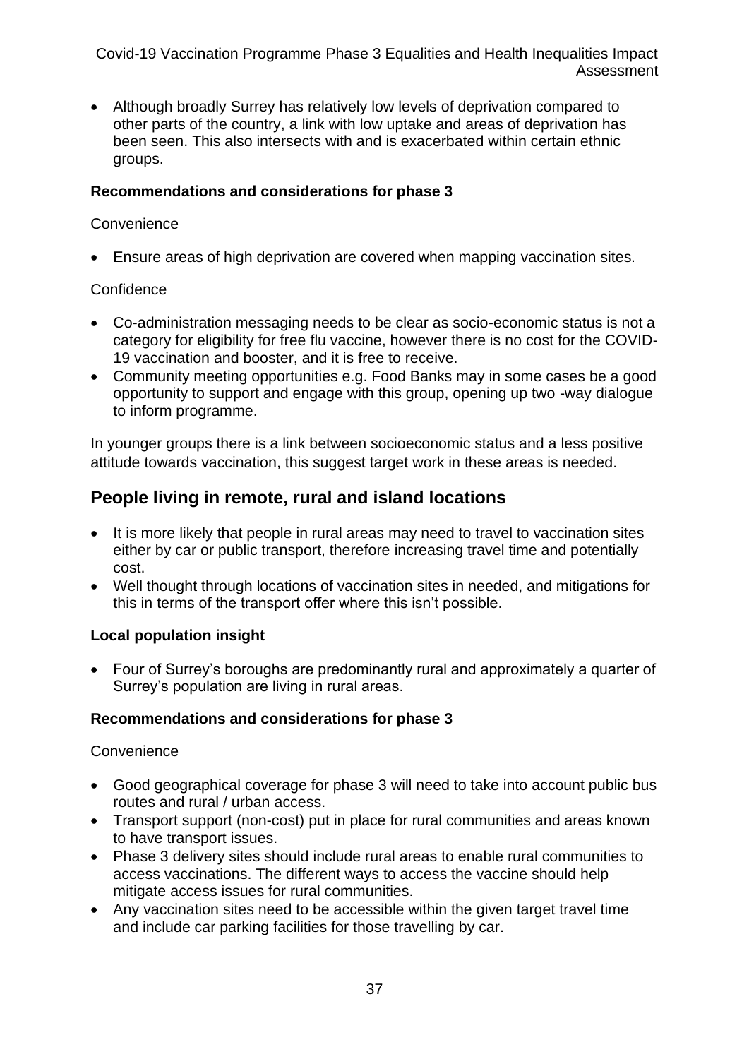- Although broadly Surrey has relatively low levels of deprivation compared to other parts of the country, a link with low uptake and areas of deprivation has been seen. This also intersects with and is exacerbated within certain ethnic groups.

**Recommendations and considerations for phase 3**

Convenience

- Ensure areas of high deprivation are covered when mapping vaccination sites.

Confidence

- Co-administration messaging needs to be clear as socio-economic status is not a category for eligibility for free flu vaccine, however there is no cost for the COVID-19 vaccination and booster, and it is free to receive.
- Community meeting opportunities e.g. Food Banks may in some cases be a good opportunity to support and engage with this group, opening up two -way dialogue to inform programme.

In younger groups there is a link between socioeconomic status and a less positive attitude towards vaccination, this suggest target work in these areas is needed.

## People living in remote, rural and island locations

- It is more likely that people in rural areas may need to travel to vaccination sites either by car or public transport, therefore increasing travel time and potentially cost.
- Well thought through locations of vaccination sites in needed, and mitigations for this in terms of the transport offer where this isn't possible.

**Local population insight**

- Four of Surrey's boroughs are predominantly rural and approximately a quarter of Surrey's population are living in rural areas.

**Recommendations and considerations for phase 3**

Convenience

- Good geographical coverage for phase 3 will need to take into account public bus routes and rural / urban access.
- Transport support (non-cost) put in place for rural communities and areas known to have transport issues.
- Phase 3 delivery sites should include rural areas to enable rural communities to access vaccinations. The different ways to access the vaccine should help mitigate access issues for rural communities.
- Any vaccination sites need to be accessible within the given target travel time and include car parking facilities for those travelling by car.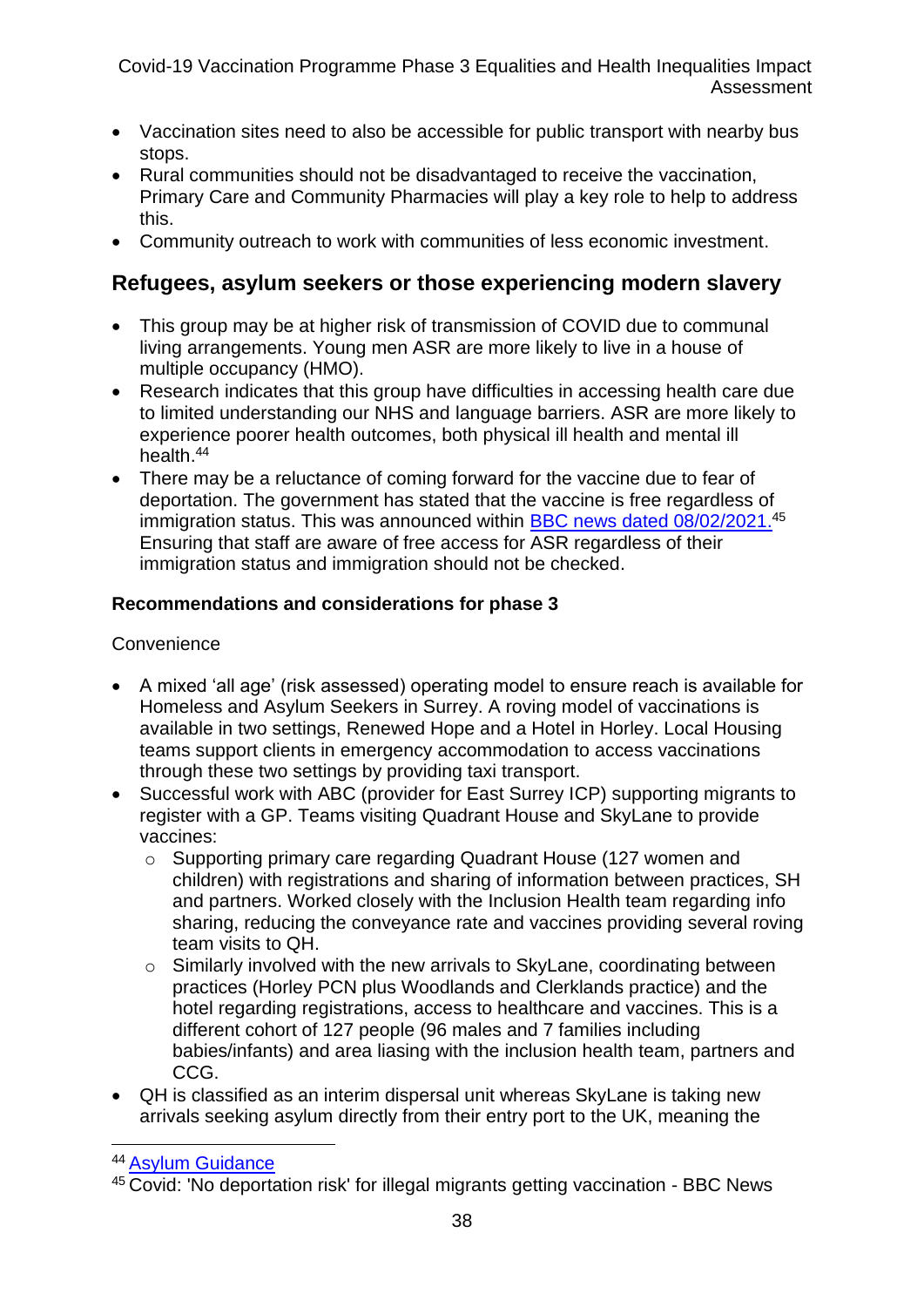- Vaccination sites need to also be accessible for public transport with nearby bus stops.
- Rural communities should not be disadvantaged to receive the vaccination, Primary Care and Community Pharmacies will play a key role to help to address this.
- Community outreach to work with communities of less economic investment.

## Refugees, asylum seekers or those experiencing modern slavery

- This group may be at higher risk of transmission of COVID due to communal living arrangements. Young men ASR are more likely to live in a house of multiple occupancy (HMO).
- Research indicates that this group have difficulties in accessing health care due to limited understanding our NHS and language barriers. ASR are more likely to experience poorer health outcomes, both physical ill health and mental ill health.[44]
- There may be a reluctance of coming forward for the vaccine due to fear of deportation. The government has stated that the vaccine is free regardless of immigration status. This was announced within BBC news dated 08/02/2021.[45] Ensuring that staff are aware of free access for ASR regardless of their immigration status and immigration should not be checked.

### Recommendations and considerations for phase 3

Convenience

- A mixed 'all age' (risk assessed) operating model to ensure reach is available for Homeless and Asylum Seekers in Surrey. A roving model of vaccinations is available in two settings, Renewed Hope and a Hotel in Horley. Local Housing teams support clients in emergency accommodation to access vaccinations through these two settings by providing taxi transport.
- Successful work with ABC (provider for East Surrey ICP) supporting migrants to register with a GP. Teams visiting Quadrant House and SkyLane to provide vaccines:
  - Supporting primary care regarding Quadrant House (127 women and children) with registrations and sharing of information between practices, SH and partners. Worked closely with the Inclusion Health team regarding info sharing, reducing the conveyance rate and vaccines providing several roving team visits to QH.
  - Similarly involved with the new arrivals to SkyLane, coordinating between practices (Horley PCN plus Woodlands and Clerklands practice) and the hotel regarding registrations, access to healthcare and vaccines. This is a different cohort of 127 people (96 males and 7 families including babies/infants) and area liasing with the inclusion health team, partners and CCG.
- QH is classified as an interim dispersal unit whereas SkyLane is taking new arrivals seeking asylum directly from their entry port to the UK, meaning the

[44] Asylum Guidance

[45] Covid: 'No deportation risk' for illegal migrants getting vaccination - BBC News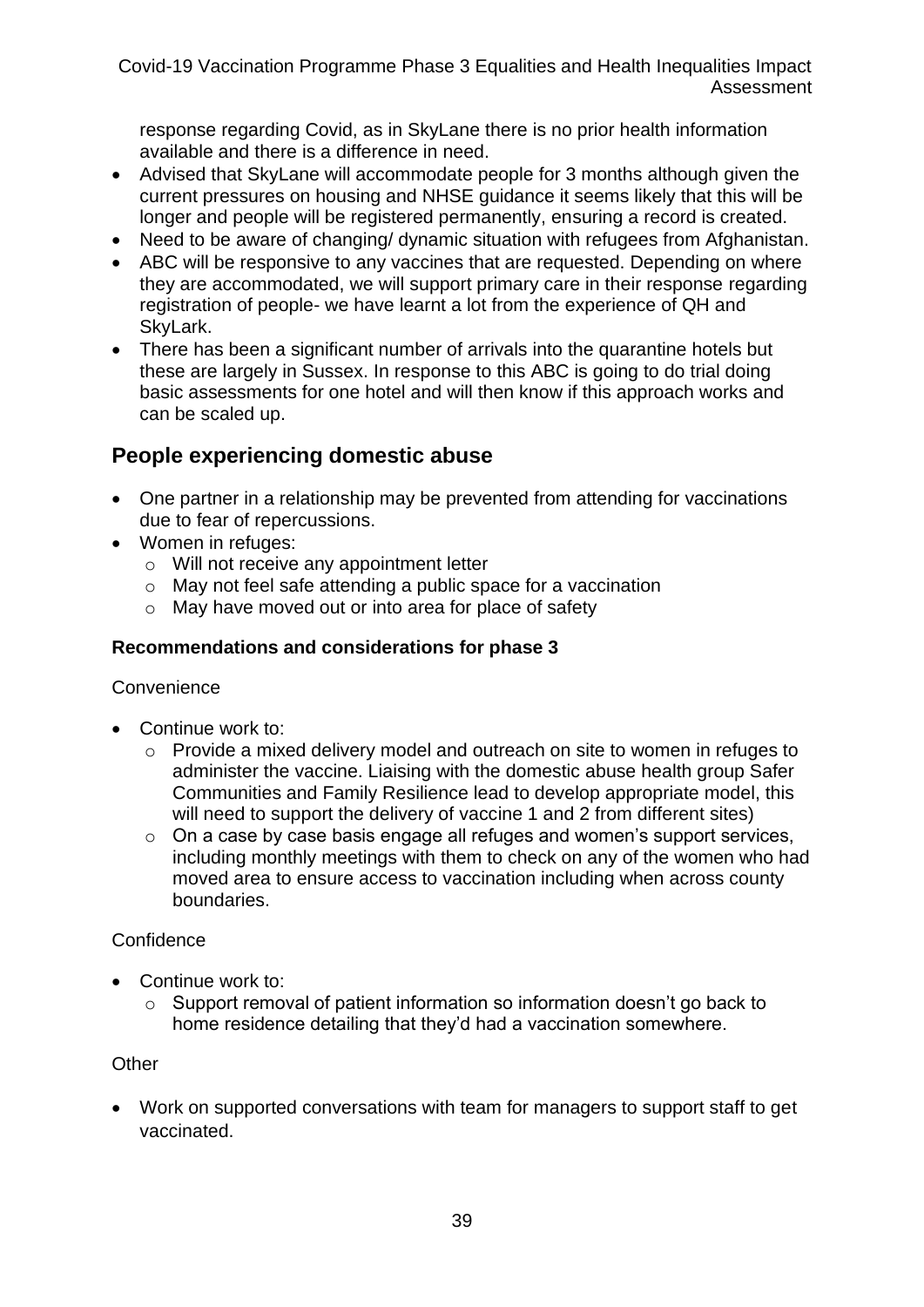response regarding Covid, as in SkyLane there is no prior health information available and there is a difference in need.

- Advised that SkyLane will accommodate people for 3 months although given the current pressures on housing and NHSE guidance it seems likely that this will be longer and people will be registered permanently, ensuring a record is created.
- Need to be aware of changing/ dynamic situation with refugees from Afghanistan.
- ABC will be responsive to any vaccines that are requested. Depending on where they are accommodated, we will support primary care in their response regarding registration of people- we have learnt a lot from the experience of QH and SkyLark.
- There has been a significant number of arrivals into the quarantine hotels but these are largely in Sussex. In response to this ABC is going to do trial doing basic assessments for one hotel and will then know if this approach works and can be scaled up.

## People experiencing domestic abuse

- One partner in a relationship may be prevented from attending for vaccinations due to fear of repercussions.
- Women in refuges:
  - Will not receive any appointment letter
  - May not feel safe attending a public space for a vaccination
  - May have moved out or into area for place of safety

### Recommendations and considerations for phase 3

Convenience

- Continue work to:
  - Provide a mixed delivery model and outreach on site to women in refuges to administer the vaccine. Liaising with the domestic abuse health group Safer Communities and Family Resilience lead to develop appropriate model, this will need to support the delivery of vaccine 1 and 2 from different sites)
  - On a case by case basis engage all refuges and women's support services, including monthly meetings with them to check on any of the women who had moved area to ensure access to vaccination including when across county boundaries.

Confidence

- Continue work to:
  - Support removal of patient information so information doesn't go back to home residence detailing that they'd had a vaccination somewhere.

Other

- Work on supported conversations with team for managers to support staff to get vaccinated.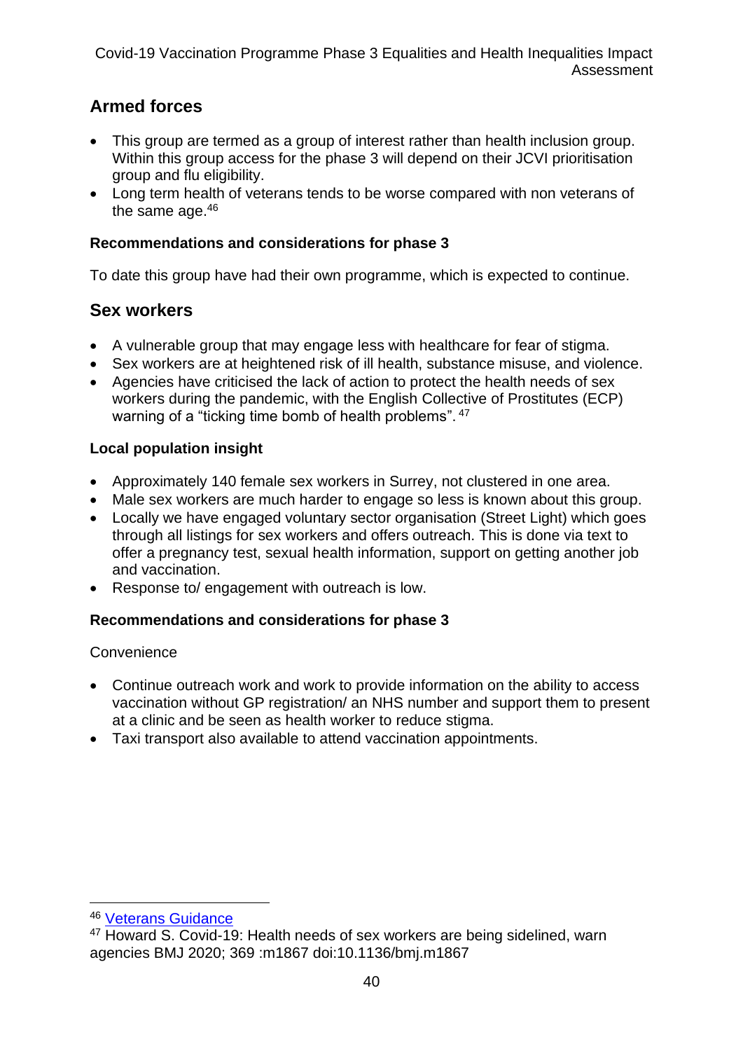## Armed forces

- This group are termed as a group of interest rather than health inclusion group. Within this group access for the phase 3 will depend on their JCVI prioritisation group and flu eligibility.
- Long term health of veterans tends to be worse compared with non veterans of the same age.[46]

### Recommendations and considerations for phase 3

To date this group have had their own programme, which is expected to continue.

## Sex workers

- A vulnerable group that may engage less with healthcare for fear of stigma.
- Sex workers are at heightened risk of ill health, substance misuse, and violence.
- Agencies have criticised the lack of action to protect the health needs of sex workers during the pandemic, with the English Collective of Prostitutes (ECP) warning of a "ticking time bomb of health problems".[47]

### Local population insight

- Approximately 140 female sex workers in Surrey, not clustered in one area.
- Male sex workers are much harder to engage so less is known about this group.
- Locally we have engaged voluntary sector organisation (Street Light) which goes through all listings for sex workers and offers outreach. This is done via text to offer a pregnancy test, sexual health information, support on getting another job and vaccination.
- Response to/ engagement with outreach is low.

### Recommendations and considerations for phase 3

Convenience

- Continue outreach work and work to provide information on the ability to access vaccination without GP registration/ an NHS number and support them to present at a clinic and be seen as health worker to reduce stigma.
- Taxi transport also available to attend vaccination appointments.

---

[46] Veterans Guidance

[47] Howard S. Covid-19: Health needs of sex workers are being sidelined, warn agencies BMJ 2020; 369 :m1867 doi:10.1136/bmj.m1867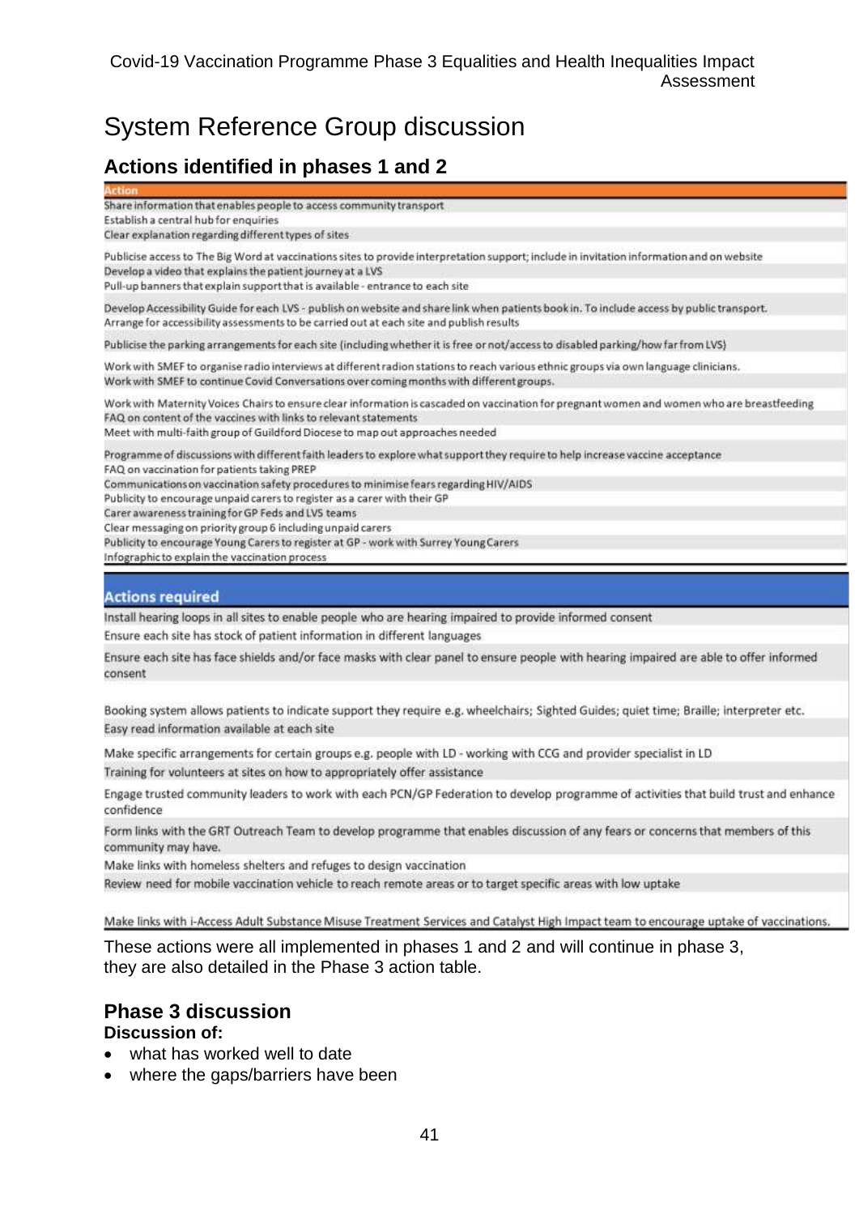# System Reference Group discussion

## Actions identified in phases 1 and 2

| Action |
|---|
| Share information that enables people to access community transport |
| Establish a central hub for enquiries |
| Clear explanation regarding different types of sites |
| Publicise access to The Big Word at vaccinations sites to provide interpretation support; include in invitation information and on website |
| Develop a video that explains the patient journey at a LVS |
| Pull-up banners that explain support that is available - entrance to each site |
| Develop Accessibility Guide for each LVS - publish on website and share link when patients book in. To include access by public transport. |
| Arrange for accessibility assessments to be carried out at each site and publish results |
| Publicise the parking arrangements for each site (including whether it is free or not/access to disabled parking/how far from LVS) |
| Work with SMEF to organise radio interviews at different radion stations to reach various ethnic groups via own language clinicians. |
| Work with SMEF to continue Covid Conversations over coming months with different groups. |
| Work with Maternity Voices Chairs to ensure clear information is cascaded on vaccination for pregnant women and women who are breastfeeding |
| FAQ on content of the vaccines with links to relevant statements |
| Meet with multi-faith group of Guildford Diocese to map out approaches needed |
| Programme of discussions with different faith leaders to explore what support they require to help increase vaccine acceptance |
| FAQ on vaccination for patients taking PREP |
| Communications on vaccination safety procedures to minimise fears regarding HIV/AIDS |
| Publicity to encourage unpaid carers to register as a carer with their GP |
| Carer awareness training for GP Feds and LVS teams |
| Clear messaging on priority group 6 including unpaid carers |
| Publicity to encourage Young Carers to register at GP - work with Surrey Young Carers |
| Infographic to explain the vaccination process |

| Actions required |
|---|
| Install hearing loops in all sites to enable people who are hearing impaired to provide informed consent |
| Ensure each site has stock of patient information in different languages |
| Ensure each site has face shields and/or face masks with clear panel to ensure people with hearing impaired are able to offer informed consent |
| Booking system allows patients to indicate support they require e.g. wheelchairs; Sighted Guides; quiet time; Braille; interpreter etc. |
| Easy read information available at each site |
| Make specific arrangements for certain groups e.g. people with LD - working with CCG and provider specialist in LD |
| Training for volunteers at sites on how to appropriately offer assistance |
| Engage trusted community leaders to work with each PCN/GP Federation to develop programme of activities that build trust and enhance confidence |
| Form links with the GRT Outreach Team to develop programme that enables discussion of any fears or concerns that members of this community may have. |
| Make links with homeless shelters and refuges to design vaccination |
| Review need for mobile vaccination vehicle to reach remote areas or to target specific areas with low uptake |
| Make links with i-Access Adult Substance Misuse Treatment Services and Catalyst High Impact team to encourage uptake of vaccinations. |

These actions were all implemented in phases 1 and 2 and will continue in phase 3, they are also detailed in the Phase 3 action table.

## Phase 3 discussion

**Discussion of:**

- what has worked well to date
- where the gaps/barriers have been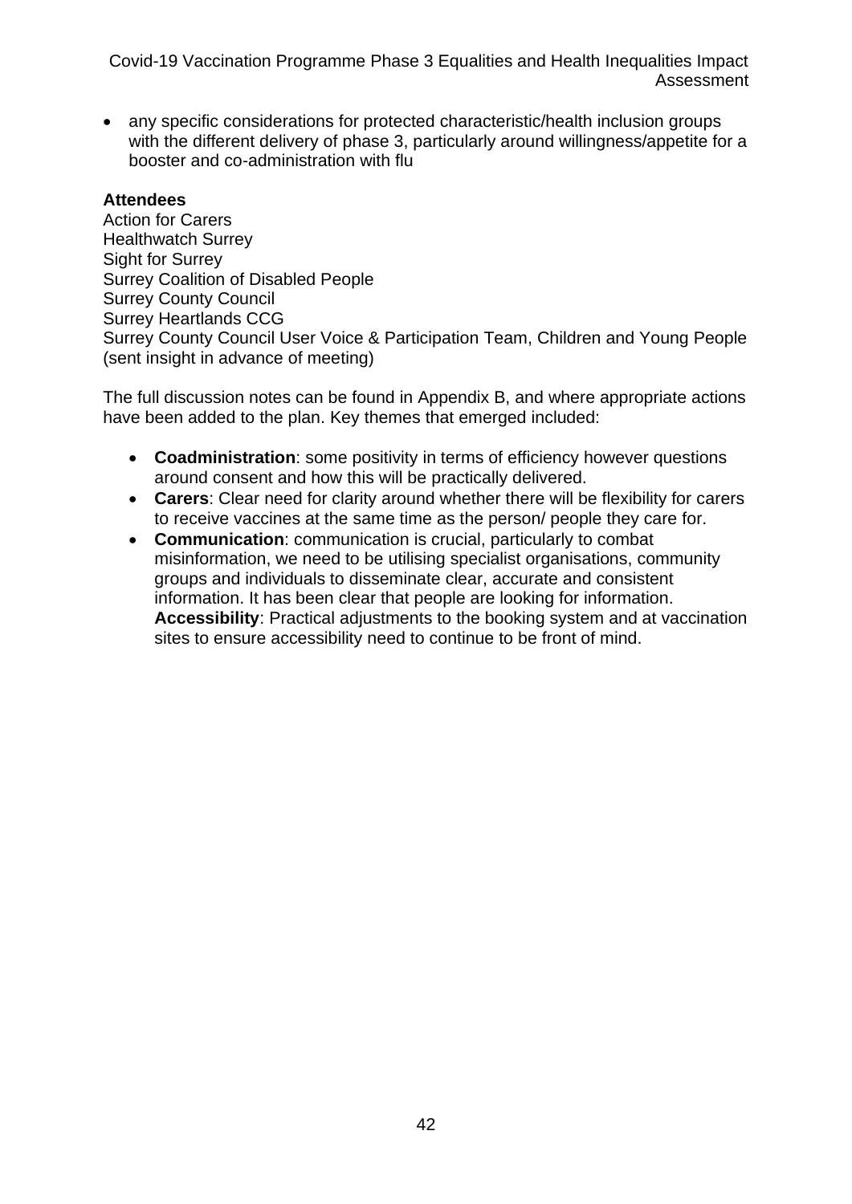- any specific considerations for protected characteristic/health inclusion groups with the different delivery of phase 3, particularly around willingness/appetite for a booster and co-administration with flu

**Attendees**
Action for Carers
Healthwatch Surrey
Sight for Surrey
Surrey Coalition of Disabled People
Surrey County Council
Surrey Heartlands CCG
Surrey County Council User Voice & Participation Team, Children and Young People (sent insight in advance of meeting)

The full discussion notes can be found in Appendix B, and where appropriate actions have been added to the plan. Key themes that emerged included:

- **Coadministration**: some positivity in terms of efficiency however questions around consent and how this will be practically delivered.
- **Carers**: Clear need for clarity around whether there will be flexibility for carers to receive vaccines at the same time as the person/ people they care for.
- **Communication**: communication is crucial, particularly to combat misinformation, we need to be utilising specialist organisations, community groups and individuals to disseminate clear, accurate and consistent information. It has been clear that people are looking for information. **Accessibility**: Practical adjustments to the booking system and at vaccination sites to ensure accessibility need to continue to be front of mind.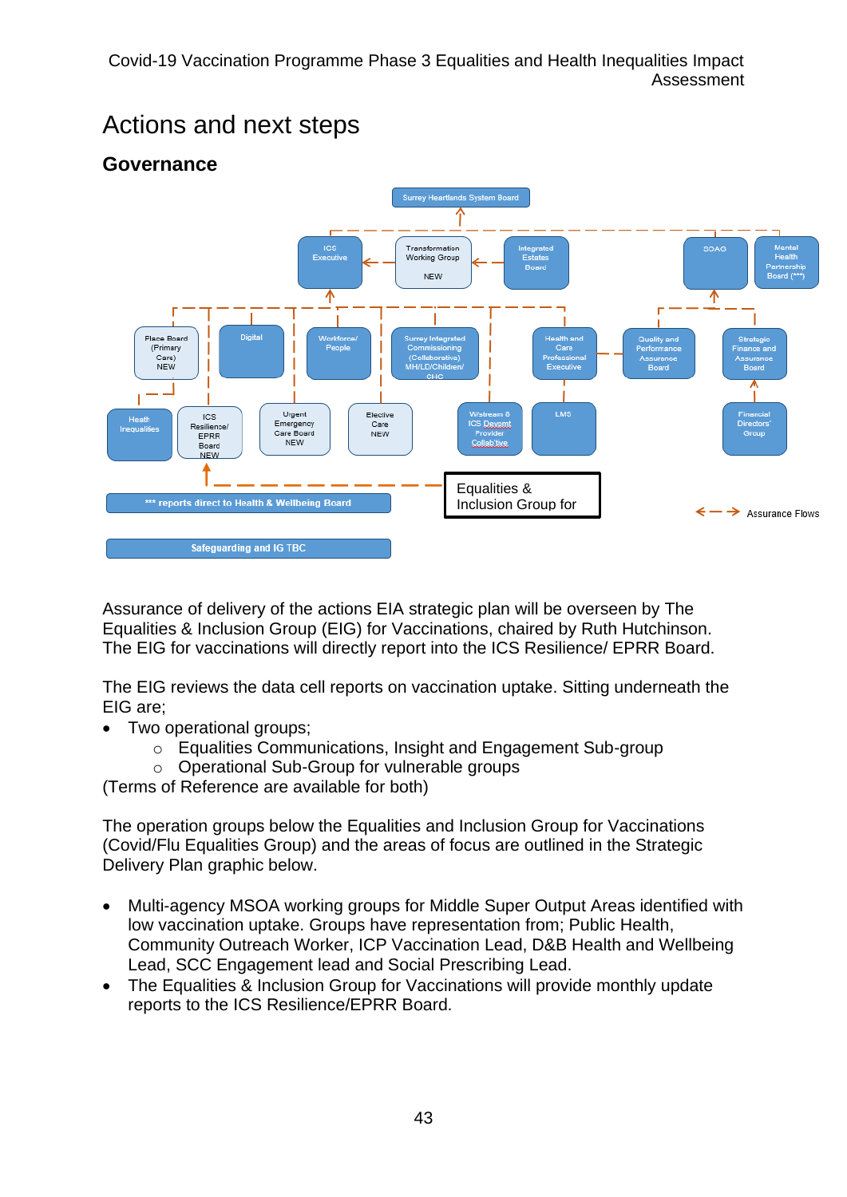# Actions and next steps

## Governance

Surrey Heartlands System Board

ICS Executive

Transformation Working Group NEW

Integrated Estates Board

SOAO

Mental Health Partnership Board (***)

Place Board (Primary Care) NEW

Digital

Workforce/ People

Surrey Integrated Commissioning (Collaborative) MH/LD/Children/ CHC

Health and Care Professional Executive

Quality and Performance Assurance Board

Strategic Finance and Assurance Board

Heath Inequalities

ICS Resilience/ EPRR Board NEW

Urgent Emergency Care Board NEW

Elective Care NEW

W/stream 8 ICS Devpmt Provider Collab'tive

LMS

Financial Directors' Group

Equalities & Inclusion Group for

Assurance Flows

*** reports direct to Health & Wellbeing Board

Safeguarding and IG TBC

Assurance of delivery of the actions EIA strategic plan will be overseen by The Equalities & Inclusion Group (EIG) for Vaccinations, chaired by Ruth Hutchinson. The EIG for vaccinations will directly report into the ICS Resilience/ EPRR Board.

The EIG reviews the data cell reports on vaccination uptake. Sitting underneath the EIG are;

- Two operational groups;
  - Equalities Communications, Insight and Engagement Sub-group
  - Operational Sub-Group for vulnerable groups

(Terms of Reference are available for both)

The operation groups below the Equalities and Inclusion Group for Vaccinations (Covid/Flu Equalities Group) and the areas of focus are outlined in the Strategic Delivery Plan graphic below.

- Multi-agency MSOA working groups for Middle Super Output Areas identified with low vaccination uptake. Groups have representation from; Public Health, Community Outreach Worker, ICP Vaccination Lead, D&B Health and Wellbeing Lead, SCC Engagement lead and Social Prescribing Lead.
- The Equalities & Inclusion Group for Vaccinations will provide monthly update reports to the ICS Resilience/EPRR Board.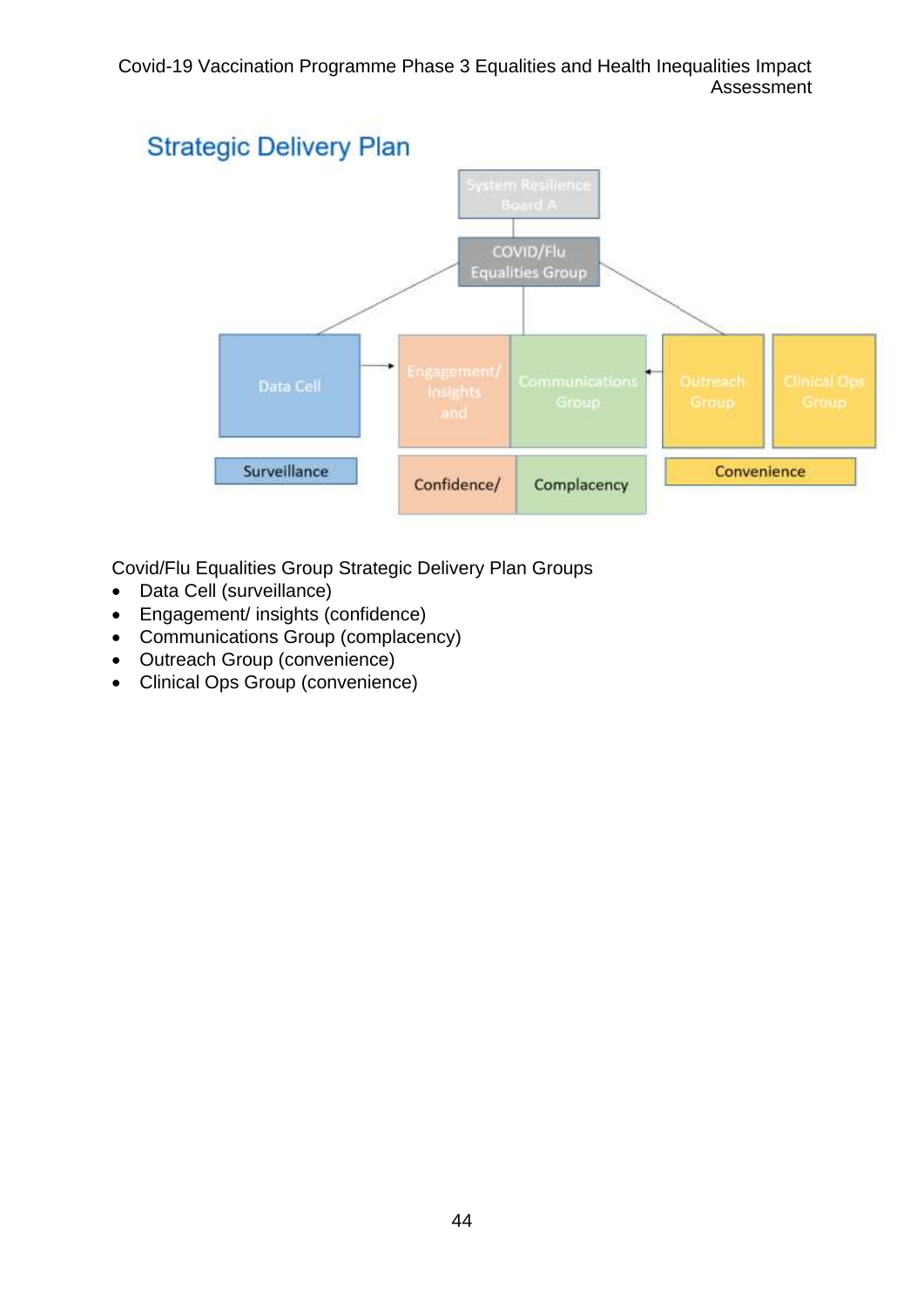## Strategic Delivery Plan

System Resilience Board A

COVID/Flu Equalities Group

| Data Cell | Engagement/ Insights and | Communications Group | Outreach Group | Clinical Ops Group |
|---|---|---|---|---|
| Surveillance | Confidence/ | Complacency | Convenience | |

Covid/Flu Equalities Group Strategic Delivery Plan Groups

- Data Cell (surveillance)
- Engagement/ insights (confidence)
- Communications Group (complacency)
- Outreach Group (convenience)
- Clinical Ops Group (convenience)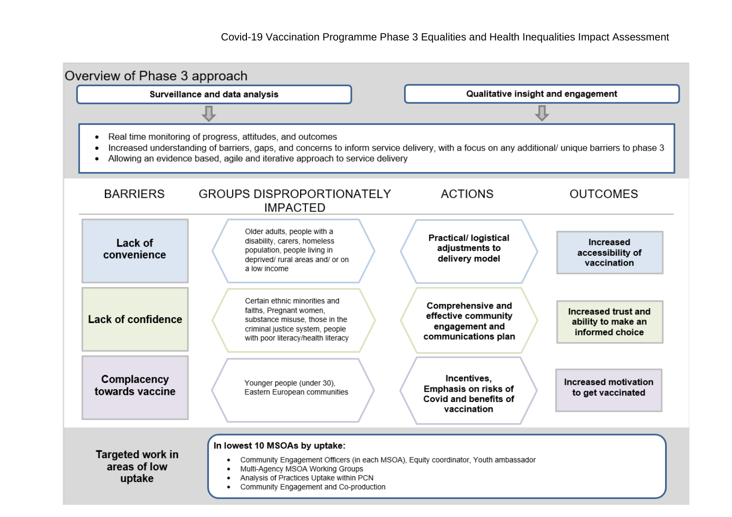## Overview of Phase 3 approach

**Surveillance and data analysis** | **Qualitative insight and engagement**

- Real time monitoring of progress, attitudes, and outcomes
- Increased understanding of barriers, gaps, and concerns to inform service delivery, with a focus on any additional/ unique barriers to phase 3
- Allowing an evidence based, agile and iterative approach to service delivery

| BARRIERS | GROUPS DISPROPORTIONATELY IMPACTED | ACTIONS | OUTCOMES |
|---|---|---|---|
| **Lack of convenience** | Older adults, people with a disability, carers, homeless population, people living in deprived/ rural areas and/ or on a low income | **Practical/ logistical adjustments to delivery model** | **Increased accessibility of vaccination** |
| **Lack of confidence** | Certain ethnic minorities and faiths, Pregnant women, substance misuse, those in the criminal justice system, people with poor literacy/health literacy | **Comprehensive and effective community engagement and communications plan** | **Increased trust and ability to make an informed choice** |
| **Complacency towards vaccine** | Younger people (under 30), Eastern European communities | **Incentives, Emphasis on risks of Covid and benefits of vaccination** | **Increased motivation to get vaccinated** |

**Targeted work in areas of low uptake**

**In lowest 10 MSOAs by uptake:**

- Community Engagement Officers (in each MSOA), Equity coordinator, Youth ambassador
- Multi-Agency MSOA Working Groups
- Analysis of Practices Uptake within PCN
- Community Engagement and Co-production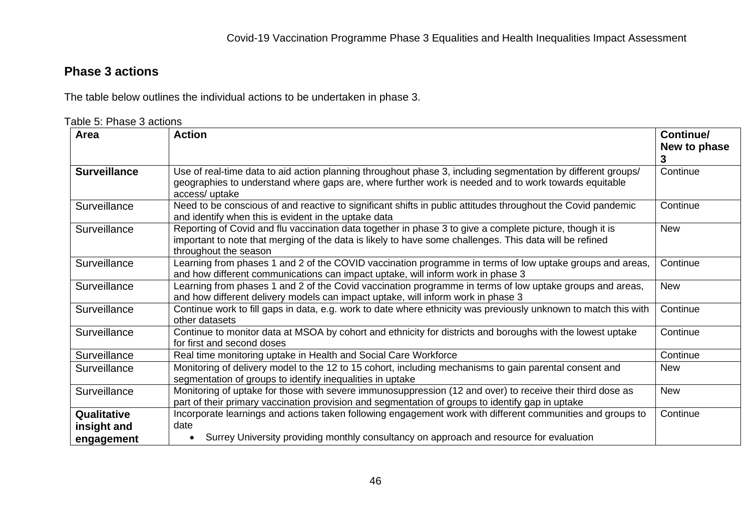## Phase 3 actions

The table below outlines the individual actions to be undertaken in phase 3.

Table 5: Phase 3 actions

| Area | Action | Continue/ New to phase 3 |
|---|---|---|
| **Surveillance** | Use of real-time data to aid action planning throughout phase 3, including segmentation by different groups/ geographies to understand where gaps are, where further work is needed and to work towards equitable access/ uptake | Continue |
| Surveillance | Need to be conscious of and reactive to significant shifts in public attitudes throughout the Covid pandemic and identify when this is evident in the uptake data | Continue |
| Surveillance | Reporting of Covid and flu vaccination data together in phase 3 to give a complete picture, though it is important to note that merging of the data is likely to have some challenges. This data will be refined throughout the season | New |
| Surveillance | Learning from phases 1 and 2 of the COVID vaccination programme in terms of low uptake groups and areas, and how different communications can impact uptake, will inform work in phase 3 | Continue |
| Surveillance | Learning from phases 1 and 2 of the Covid vaccination programme in terms of low uptake groups and areas, and how different delivery models can impact uptake, will inform work in phase 3 | New |
| Surveillance | Continue work to fill gaps in data, e.g. work to date where ethnicity was previously unknown to match this with other datasets | Continue |
| Surveillance | Continue to monitor data at MSOA by cohort and ethnicity for districts and boroughs with the lowest uptake for first and second doses | Continue |
| Surveillance | Real time monitoring uptake in Health and Social Care Workforce | Continue |
| Surveillance | Monitoring of delivery model to the 12 to 15 cohort, including mechanisms to gain parental consent and segmentation of groups to identify inequalities in uptake | New |
| Surveillance | Monitoring of uptake for those with severe immunosuppression (12 and over) to receive their third dose as part of their primary vaccination provision and segmentation of groups to identify gap in uptake | New |
| **Qualitative insight and engagement** | Incorporate learnings and actions taken following engagement work with different communities and groups to date<br>• Surrey University providing monthly consultancy on approach and resource for evaluation | Continue |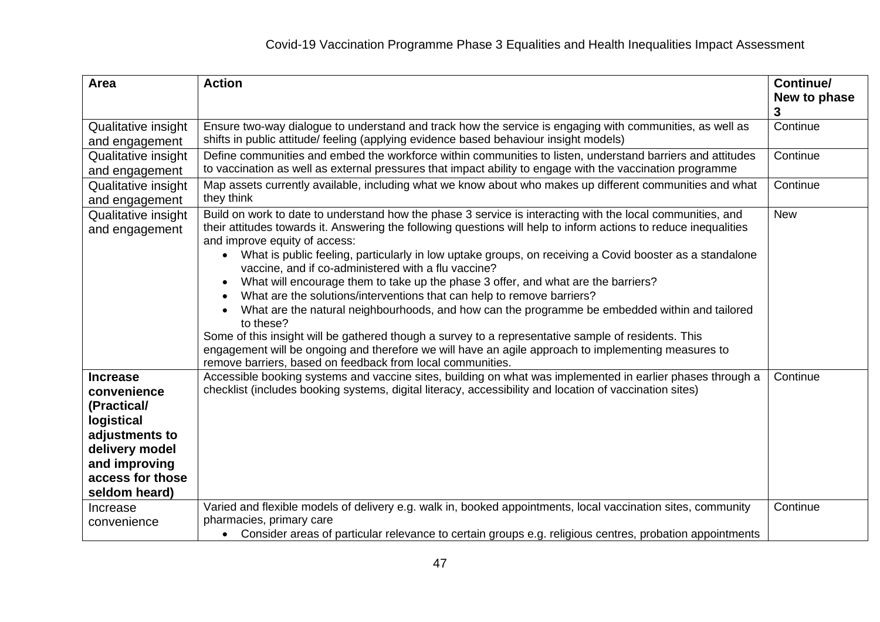| Area | Action | Continue/ New to phase 3 |
|---|---|---|
| Qualitative insight and engagement | Ensure two-way dialogue to understand and track how the service is engaging with communities, as well as shifts in public attitude/ feeling (applying evidence based behaviour insight models) | Continue |
| Qualitative insight and engagement | Define communities and embed the workforce within communities to listen, understand barriers and attitudes to vaccination as well as external pressures that impact ability to engage with the vaccination programme | Continue |
| Qualitative insight and engagement | Map assets currently available, including what we know about who makes up different communities and what they think | Continue |
| Qualitative insight and engagement | Build on work to date to understand how the phase 3 service is interacting with the local communities, and their attitudes towards it. Answering the following questions will help to inform actions to reduce inequalities and improve equity of access:<br>• What is public feeling, particularly in low uptake groups, on receiving a Covid booster as a standalone vaccine, and if co-administered with a flu vaccine?<br>• What will encourage them to take up the phase 3 offer, and what are the barriers?<br>• What are the solutions/interventions that can help to remove barriers?<br>• What are the natural neighbourhoods, and how can the programme be embedded within and tailored to these?<br>Some of this insight will be gathered though a survey to a representative sample of residents. This engagement will be ongoing and therefore we will have an agile approach to implementing measures to remove barriers, based on feedback from local communities. | New |
| **Increase convenience (Practical/ logistical adjustments to delivery model and improving access for those seldom heard)** | Accessible booking systems and vaccine sites, building on what was implemented in earlier phases through a checklist (includes booking systems, digital literacy, accessibility and location of vaccination sites) | Continue |
| Increase convenience | Varied and flexible models of delivery e.g. walk in, booked appointments, local vaccination sites, community pharmacies, primary care<br>• Consider areas of particular relevance to certain groups e.g. religious centres, probation appointments | Continue |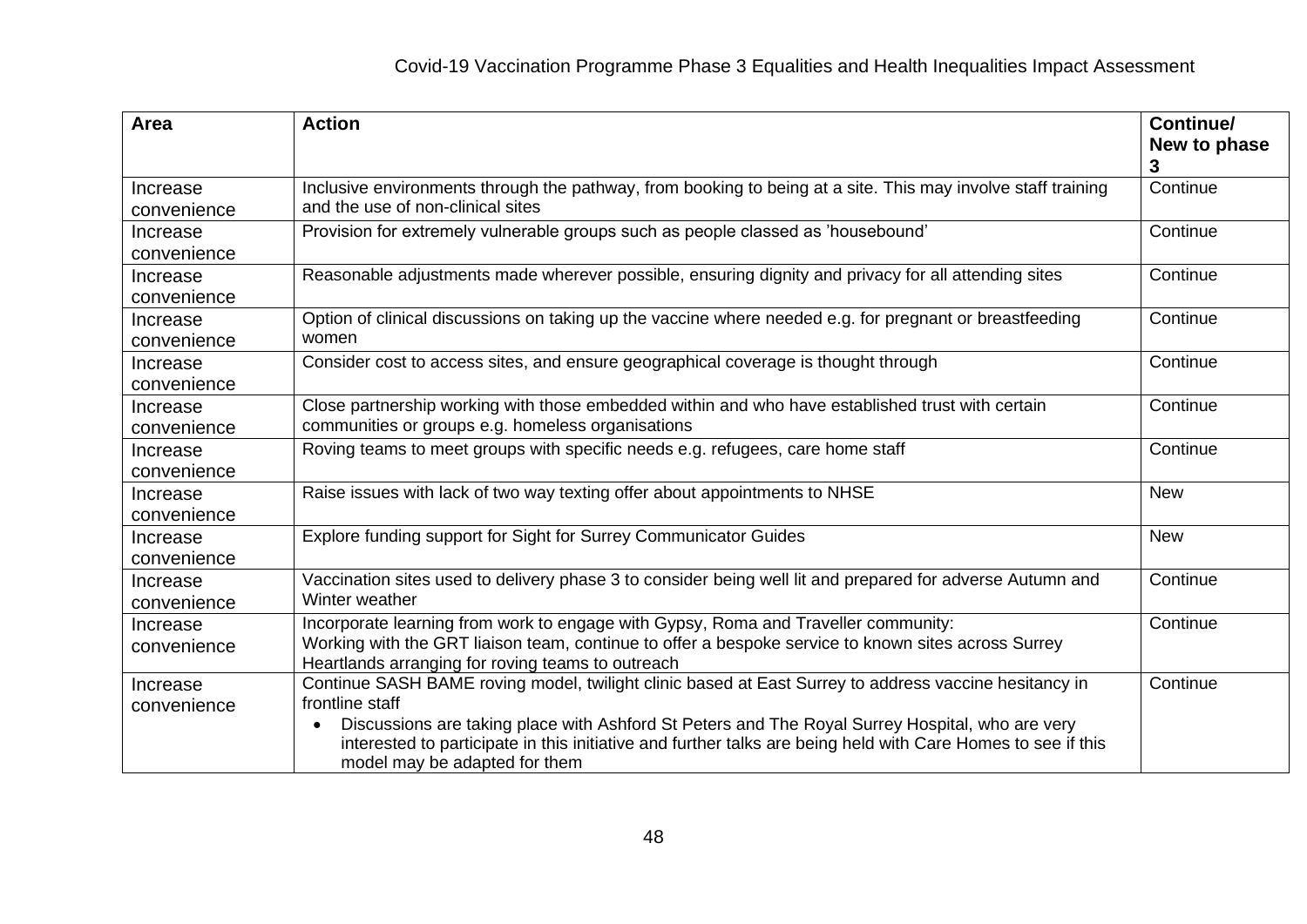| Area | Action | Continue/ New to phase 3 |
|---|---|---|
| Increase convenience | Inclusive environments through the pathway, from booking to being at a site. This may involve staff training and the use of non-clinical sites | Continue |
| Increase convenience | Provision for extremely vulnerable groups such as people classed as 'housebound' | Continue |
| Increase convenience | Reasonable adjustments made wherever possible, ensuring dignity and privacy for all attending sites | Continue |
| Increase convenience | Option of clinical discussions on taking up the vaccine where needed e.g. for pregnant or breastfeeding women | Continue |
| Increase convenience | Consider cost to access sites, and ensure geographical coverage is thought through | Continue |
| Increase convenience | Close partnership working with those embedded within and who have established trust with certain communities or groups e.g. homeless organisations | Continue |
| Increase convenience | Roving teams to meet groups with specific needs e.g. refugees, care home staff | Continue |
| Increase convenience | Raise issues with lack of two way texting offer about appointments to NHSE | New |
| Increase convenience | Explore funding support for Sight for Surrey Communicator Guides | New |
| Increase convenience | Vaccination sites used to delivery phase 3 to consider being well lit and prepared for adverse Autumn and Winter weather | Continue |
| Increase convenience | Incorporate learning from work to engage with Gypsy, Roma and Traveller community:<br>Working with the GRT liaison team, continue to offer a bespoke service to known sites across Surrey Heartlands arranging for roving teams to outreach | Continue |
| Increase convenience | Continue SASH BAME roving model, twilight clinic based at East Surrey to address vaccine hesitancy in frontline staff<br>• Discussions are taking place with Ashford St Peters and The Royal Surrey Hospital, who are very interested to participate in this initiative and further talks are being held with Care Homes to see if this model may be adapted for them | Continue |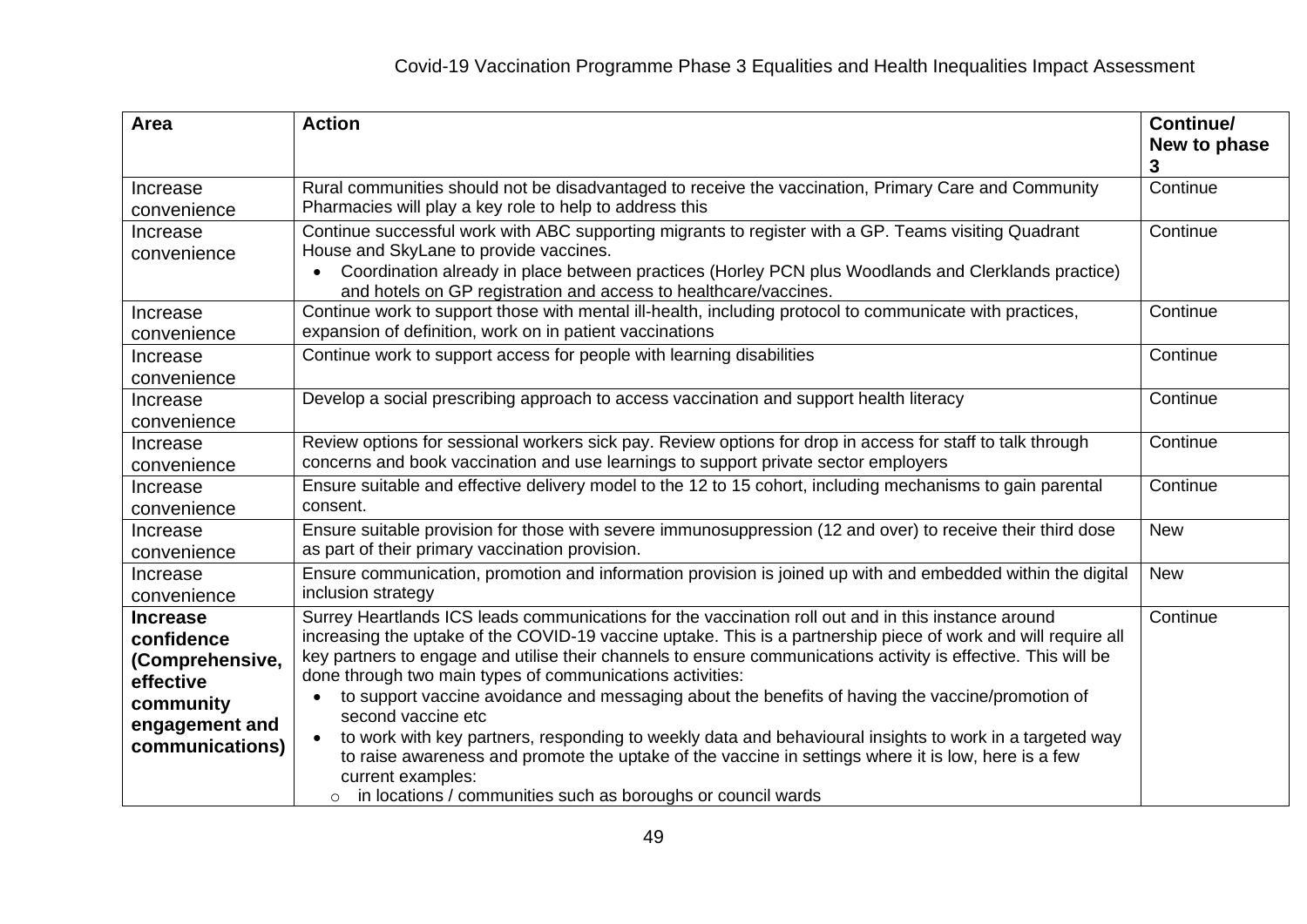| Area | Action | Continue/ New to phase 3 |
| --- | --- | --- |
| Increase convenience | Rural communities should not be disadvantaged to receive the vaccination, Primary Care and Community Pharmacies will play a key role to help to address this | Continue |
| Increase convenience | Continue successful work with ABC supporting migrants to register with a GP. Teams visiting Quadrant House and SkyLane to provide vaccines.<br>• Coordination already in place between practices (Horley PCN plus Woodlands and Clerklands practice) and hotels on GP registration and access to healthcare/vaccines. | Continue |
| Increase convenience | Continue work to support those with mental ill-health, including protocol to communicate with practices, expansion of definition, work on in patient vaccinations | Continue |
| Increase convenience | Continue work to support access for people with learning disabilities | Continue |
| Increase convenience | Develop a social prescribing approach to access vaccination and support health literacy | Continue |
| Increase convenience | Review options for sessional workers sick pay. Review options for drop in access for staff to talk through concerns and book vaccination and use learnings to support private sector employers | Continue |
| Increase convenience | Ensure suitable and effective delivery model to the 12 to 15 cohort, including mechanisms to gain parental consent. | Continue |
| Increase convenience | Ensure suitable provision for those with severe immunosuppression (12 and over) to receive their third dose as part of their primary vaccination provision. | New |
| Increase convenience | Ensure communication, promotion and information provision is joined up with and embedded within the digital inclusion strategy | New |
| **Increase confidence (Comprehensive, effective community engagement and communications)** | Surrey Heartlands ICS leads communications for the vaccination roll out and in this instance around increasing the uptake of the COVID-19 vaccine uptake. This is a partnership piece of work and will require all key partners to engage and utilise their channels to ensure communications activity is effective. This will be done through two main types of communications activities:<br>• to support vaccine avoidance and messaging about the benefits of having the vaccine/promotion of second vaccine etc<br>• to work with key partners, responding to weekly data and behavioural insights to work in a targeted way to raise awareness and promote the uptake of the vaccine in settings where it is low, here is a few current examples:<br>&nbsp;&nbsp;&nbsp;&nbsp;o in locations / communities such as boroughs or council wards | Continue |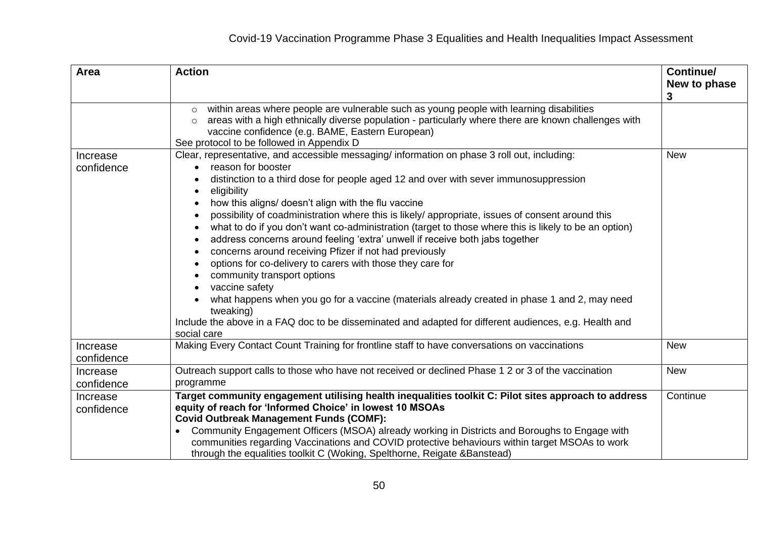| Area | Action | Continue/ New to phase 3 |
|---|---|---|
| | ○ within areas where people are vulnerable such as young people with learning disabilities<br>○ areas with a high ethnically diverse population - particularly where there are known challenges with vaccine confidence (e.g. BAME, Eastern European)<br>See protocol to be followed in Appendix D | |
| Increase confidence | Clear, representative, and accessible messaging/ information on phase 3 roll out, including:<br>• reason for booster<br>• distinction to a third dose for people aged 12 and over with sever immunosuppression<br>• eligibility<br>• how this aligns/ doesn't align with the flu vaccine<br>• possibility of coadministration where this is likely/ appropriate, issues of consent around this<br>• what to do if you don't want co-administration (target to those where this is likely to be an option)<br>• address concerns around feeling 'extra' unwell if receive both jabs together<br>• concerns around receiving Pfizer if not had previously<br>• options for co-delivery to carers with those they care for<br>• community transport options<br>• vaccine safety<br>• what happens when you go for a vaccine (materials already created in phase 1 and 2, may need tweaking)<br>Include the above in a FAQ doc to be disseminated and adapted for different audiences, e.g. Health and social care | New |
| Increase confidence | Making Every Contact Count Training for frontline staff to have conversations on vaccinations | New |
| Increase confidence | Outreach support calls to those who have not received or declined Phase 1 2 or 3 of the vaccination programme | New |
| Increase confidence | **Target community engagement utilising health inequalities toolkit C: Pilot sites approach to address equity of reach for 'Informed Choice' in lowest 10 MSOAs**<br>**Covid Outbreak Management Funds (COMF):**<br>• Community Engagement Officers (MSOA) already working in Districts and Boroughs to Engage with communities regarding Vaccinations and COVID protective behaviours within target MSOAs to work through the equalities toolkit C (Woking, Spelthorne, Reigate &Banstead) | Continue |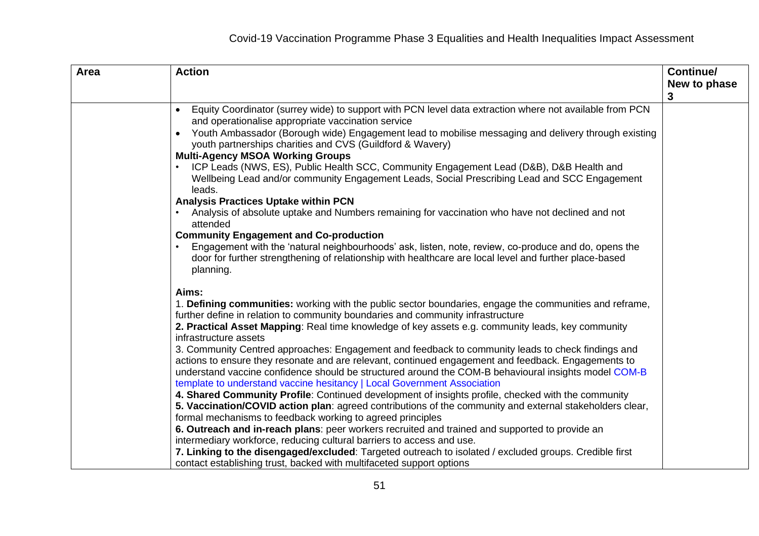| Area | Action | Continue/ New to phase 3 |
|---|---|---|
| | • Equity Coordinator (surrey wide) to support with PCN level data extraction where not available from PCN and operationalise appropriate vaccination service<br>• Youth Ambassador (Borough wide) Engagement lead to mobilise messaging and delivery through existing youth partnerships charities and CVS (Guildford & Wavery)<br>**Multi-Agency MSOA Working Groups**<br>• ICP Leads (NWS, ES), Public Health SCC, Community Engagement Lead (D&B), D&B Health and Wellbeing Lead and/or community Engagement Leads, Social Prescribing Lead and SCC Engagement leads.<br>**Analysis Practices Uptake within PCN**<br>• Analysis of absolute uptake and Numbers remaining for vaccination who have not declined and not attended<br>**Community Engagement and Co-production**<br>• Engagement with the 'natural neighbourhoods' ask, listen, note, review, co-produce and do, opens the door for further strengthening of relationship with healthcare are local level and further place-based planning.<br><br>**Aims:**<br>1. **Defining communities:** working with the public sector boundaries, engage the communities and reframe, further define in relation to community boundaries and community infrastructure<br>**2. Practical Asset Mapping**: Real time knowledge of key assets e.g. community leads, key community infrastructure assets<br>3. Community Centred approaches: Engagement and feedback to community leads to check findings and actions to ensure they resonate and are relevant, continued engagement and feedback. Engagements to understand vaccine confidence should be structured around the COM-B behavioural insights model COM-B template to understand vaccine hesitancy \| Local Government Association<br>**4. Shared Community Profile**: Continued development of insights profile, checked with the community<br>**5. Vaccination/COVID action plan**: agreed contributions of the community and external stakeholders clear, formal mechanisms to feedback working to agreed principles<br>**6. Outreach and in-reach plans**: peer workers recruited and trained and supported to provide an intermediary workforce, reducing cultural barriers to access and use.<br>**7. Linking to the disengaged/excluded**: Targeted outreach to isolated / excluded groups. Credible first contact establishing trust, backed with multifaceted support options | |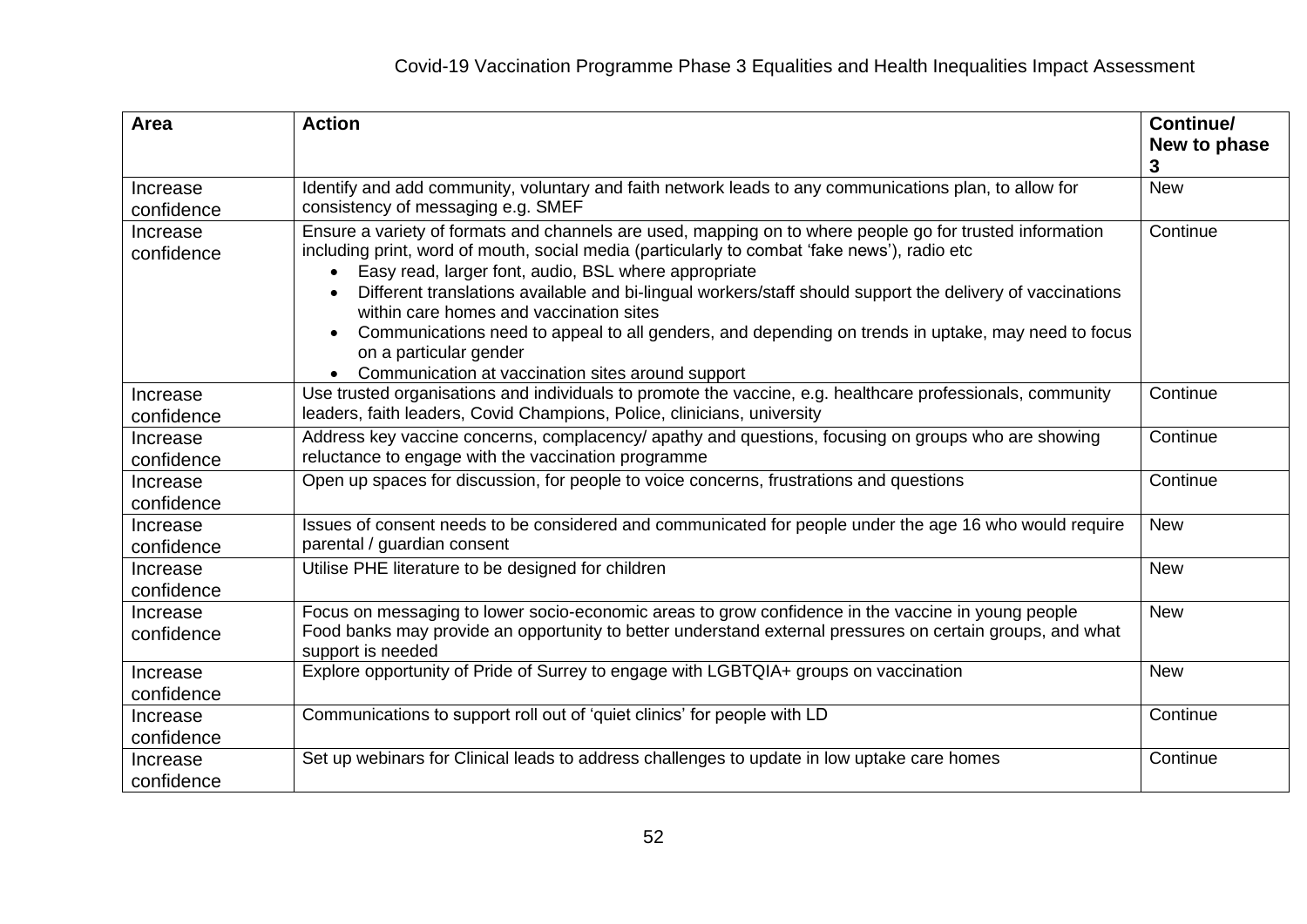| Area | Action | Continue/ New to phase 3 |
|---|---|---|
| Increase confidence | Identify and add community, voluntary and faith network leads to any communications plan, to allow for consistency of messaging e.g. SMEF | New |
| Increase confidence | Ensure a variety of formats and channels are used, mapping on to where people go for trusted information including print, word of mouth, social media (particularly to combat 'fake news'), radio etc<br>• Easy read, larger font, audio, BSL where appropriate<br>• Different translations available and bi-lingual workers/staff should support the delivery of vaccinations within care homes and vaccination sites<br>• Communications need to appeal to all genders, and depending on trends in uptake, may need to focus on a particular gender<br>• Communication at vaccination sites around support | Continue |
| Increase confidence | Use trusted organisations and individuals to promote the vaccine, e.g. healthcare professionals, community leaders, faith leaders, Covid Champions, Police, clinicians, university | Continue |
| Increase confidence | Address key vaccine concerns, complacency/ apathy and questions, focusing on groups who are showing reluctance to engage with the vaccination programme | Continue |
| Increase confidence | Open up spaces for discussion, for people to voice concerns, frustrations and questions | Continue |
| Increase confidence | Issues of consent needs to be considered and communicated for people under the age 16 who would require parental / guardian consent | New |
| Increase confidence | Utilise PHE literature to be designed for children | New |
| Increase confidence | Focus on messaging to lower socio-economic areas to grow confidence in the vaccine in young people<br>Food banks may provide an opportunity to better understand external pressures on certain groups, and what support is needed | New |
| Increase confidence | Explore opportunity of Pride of Surrey to engage with LGBTQIA+ groups on vaccination | New |
| Increase confidence | Communications to support roll out of 'quiet clinics' for people with LD | Continue |
| Increase confidence | Set up webinars for Clinical leads to address challenges to update in low uptake care homes | Continue |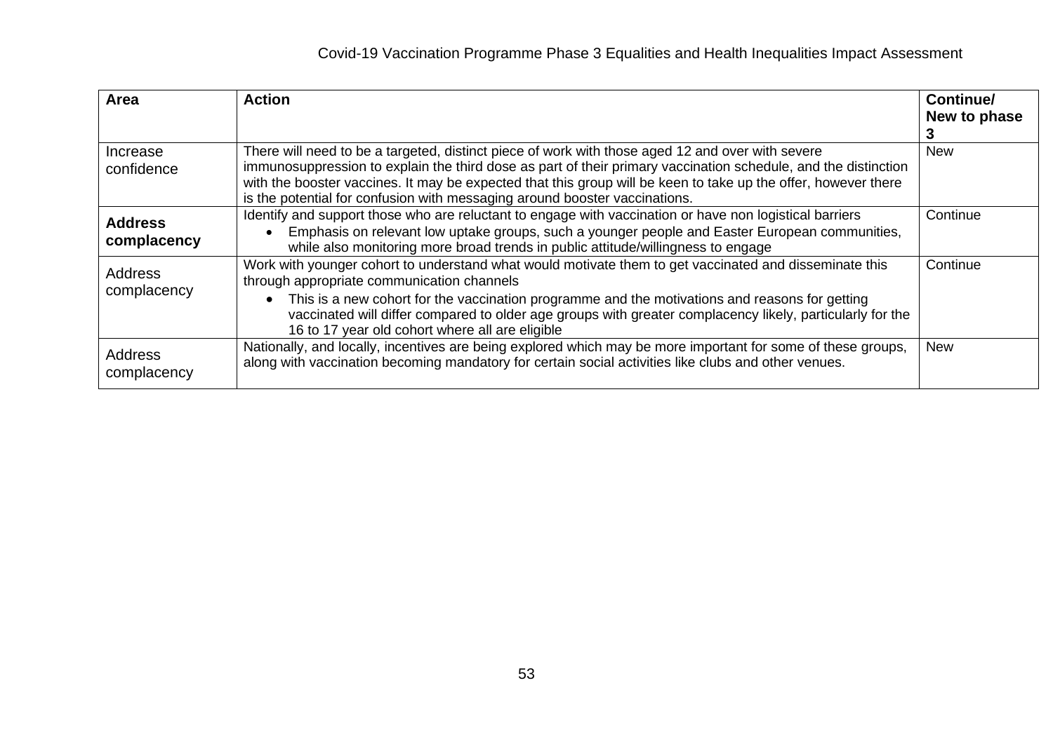| Area | Action | Continue/ New to phase 3 |
| --- | --- | --- |
| Increase confidence | There will need to be a targeted, distinct piece of work with those aged 12 and over with severe immunosuppression to explain the third dose as part of their primary vaccination schedule, and the distinction with the booster vaccines. It may be expected that this group will be keen to take up the offer, however there is the potential for confusion with messaging around booster vaccinations. | New |
| **Address complacency** | Identify and support those who are reluctant to engage with vaccination or have non logistical barriers<br>• Emphasis on relevant low uptake groups, such a younger people and Easter European communities, while also monitoring more broad trends in public attitude/willingness to engage | Continue |
| Address complacency | Work with younger cohort to understand what would motivate them to get vaccinated and disseminate this through appropriate communication channels<br>• This is a new cohort for the vaccination programme and the motivations and reasons for getting vaccinated will differ compared to older age groups with greater complacency likely, particularly for the 16 to 17 year old cohort where all are eligible | Continue |
| Address complacency | Nationally, and locally, incentives are being explored which may be more important for some of these groups, along with vaccination becoming mandatory for certain social activities like clubs and other venues. | New |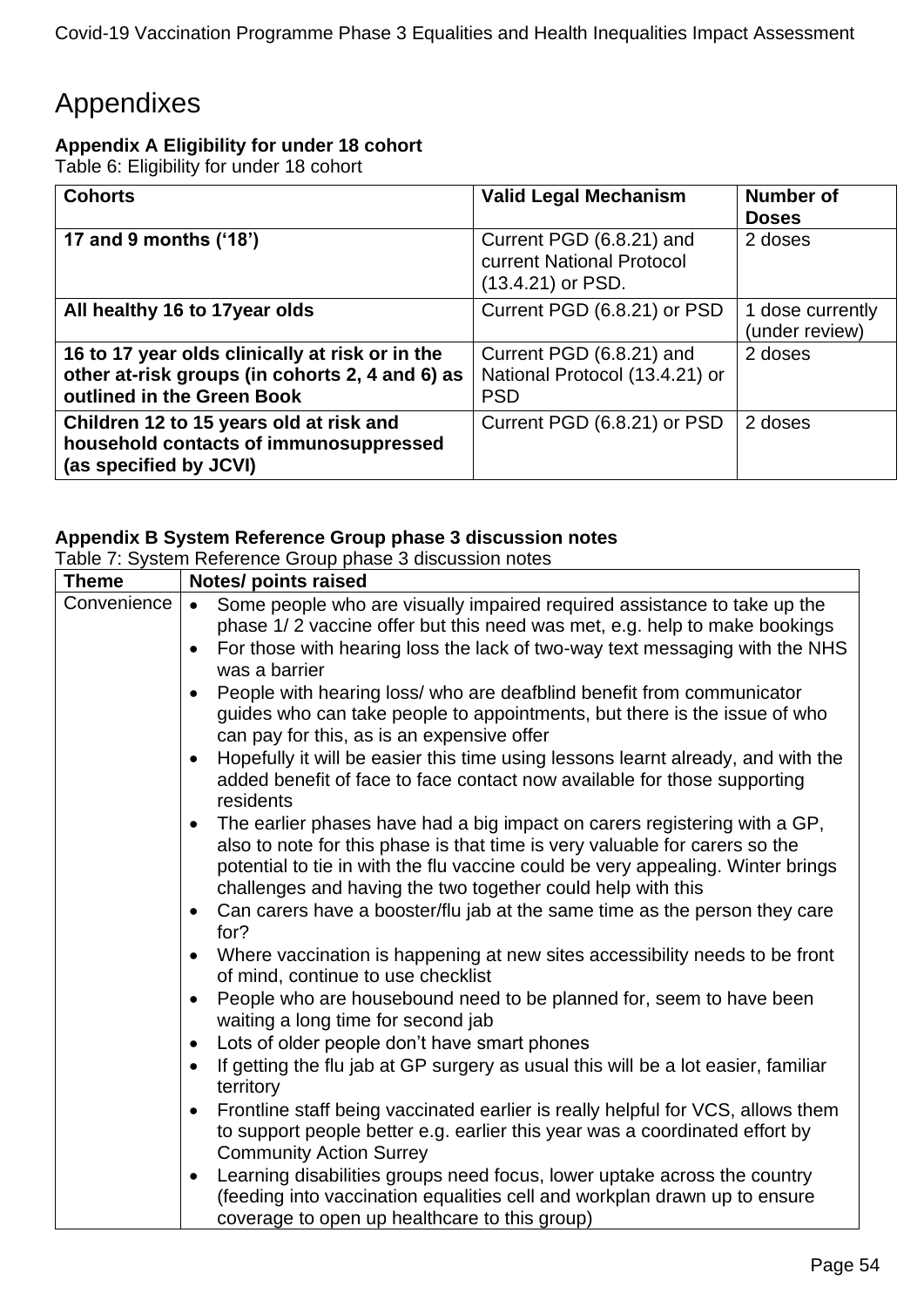# Appendixes

### Appendix A Eligibility for under 18 cohort

Table 6: Eligibility for under 18 cohort

| Cohorts | Valid Legal Mechanism | Number of Doses |
|---|---|---|
| **17 and 9 months ('18')** | Current PGD (6.8.21) and current National Protocol (13.4.21) or PSD. | 2 doses |
| **All healthy 16 to 17year olds** | Current PGD (6.8.21) or PSD | 1 dose currently (under review) |
| **16 to 17 year olds clinically at risk or in the other at-risk groups (in cohorts 2, 4 and 6) as outlined in the Green Book** | Current PGD (6.8.21) and National Protocol (13.4.21) or PSD | 2 doses |
| **Children 12 to 15 years old at risk and household contacts of immunosuppressed (as specified by JCVI)** | Current PGD (6.8.21) or PSD | 2 doses |

### Appendix B System Reference Group phase 3 discussion notes

Table 7: System Reference Group phase 3 discussion notes

| Theme | Notes/ points raised |
|---|---|
| Convenience | • Some people who are visually impaired required assistance to take up the phase 1/ 2 vaccine offer but this need was met, e.g. help to make bookings<br>• For those with hearing loss the lack of two-way text messaging with the NHS was a barrier<br>• People with hearing loss/ who are deafblind benefit from communicator guides who can take people to appointments, but there is the issue of who can pay for this, as is an expensive offer<br>• Hopefully it will be easier this time using lessons learnt already, and with the added benefit of face to face contact now available for those supporting residents<br>• The earlier phases have had a big impact on carers registering with a GP, also to note for this phase is that time is very valuable for carers so the potential to tie in with the flu vaccine could be very appealing. Winter brings challenges and having the two together could help with this<br>• Can carers have a booster/flu jab at the same time as the person they care for?<br>• Where vaccination is happening at new sites accessibility needs to be front of mind, continue to use checklist<br>• People who are housebound need to be planned for, seem to have been waiting a long time for second jab<br>• Lots of older people don't have smart phones<br>• If getting the flu jab at GP surgery as usual this will be a lot easier, familiar territory<br>• Frontline staff being vaccinated earlier is really helpful for VCS, allows them to support people better e.g. earlier this year was a coordinated effort by Community Action Surrey<br>• Learning disabilities groups need focus, lower uptake across the country (feeding into vaccination equalities cell and workplan drawn up to ensure coverage to open up healthcare to this group) |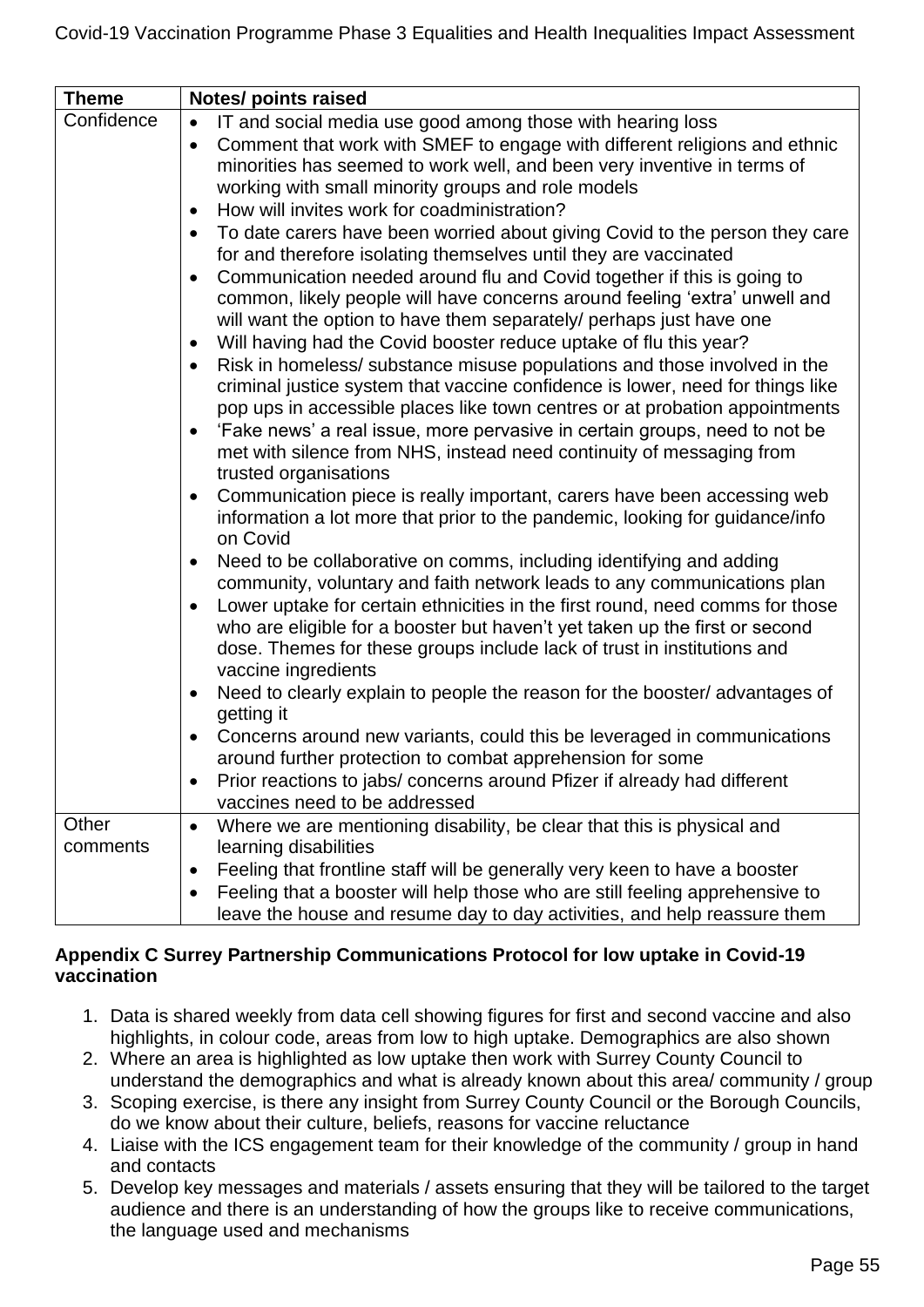| Theme | Notes/ points raised |
|---|---|
| Confidence | • IT and social media use good among those with hearing loss<br>• Comment that work with SMEF to engage with different religions and ethnic minorities has seemed to work well, and been very inventive in terms of working with small minority groups and role models<br>• How will invites work for coadministration?<br>• To date carers have been worried about giving Covid to the person they care for and therefore isolating themselves until they are vaccinated<br>• Communication needed around flu and Covid together if this is going to common, likely people will have concerns around feeling 'extra' unwell and will want the option to have them separately/ perhaps just have one<br>• Will having had the Covid booster reduce uptake of flu this year?<br>• Risk in homeless/ substance misuse populations and those involved in the criminal justice system that vaccine confidence is lower, need for things like pop ups in accessible places like town centres or at probation appointments<br>• 'Fake news' a real issue, more pervasive in certain groups, need to not be met with silence from NHS, instead need continuity of messaging from trusted organisations<br>• Communication piece is really important, carers have been accessing web information a lot more that prior to the pandemic, looking for guidance/info on Covid<br>• Need to be collaborative on comms, including identifying and adding community, voluntary and faith network leads to any communications plan<br>• Lower uptake for certain ethnicities in the first round, need comms for those who are eligible for a booster but haven't yet taken up the first or second dose. Themes for these groups include lack of trust in institutions and vaccine ingredients<br>• Need to clearly explain to people the reason for the booster/ advantages of getting it<br>• Concerns around new variants, could this be leveraged in communications around further protection to combat apprehension for some<br>• Prior reactions to jabs/ concerns around Pfizer if already had different vaccines need to be addressed |
| Other comments | • Where we are mentioning disability, be clear that this is physical and learning disabilities<br>• Feeling that frontline staff will be generally very keen to have a booster<br>• Feeling that a booster will help those who are still feeling apprehensive to leave the house and resume day to day activities, and help reassure them |

**Appendix C Surrey Partnership Communications Protocol for low uptake in Covid-19 vaccination**

1. Data is shared weekly from data cell showing figures for first and second vaccine and also highlights, in colour code, areas from low to high uptake. Demographics are also shown
2. Where an area is highlighted as low uptake then work with Surrey County Council to understand the demographics and what is already known about this area/ community / group
3. Scoping exercise, is there any insight from Surrey County Council or the Borough Councils, do we know about their culture, beliefs, reasons for vaccine reluctance
4. Liaise with the ICS engagement team for their knowledge of the community / group in hand and contacts
5. Develop key messages and materials / assets ensuring that they will be tailored to the target audience and there is an understanding of how the groups like to receive communications, the language used and mechanisms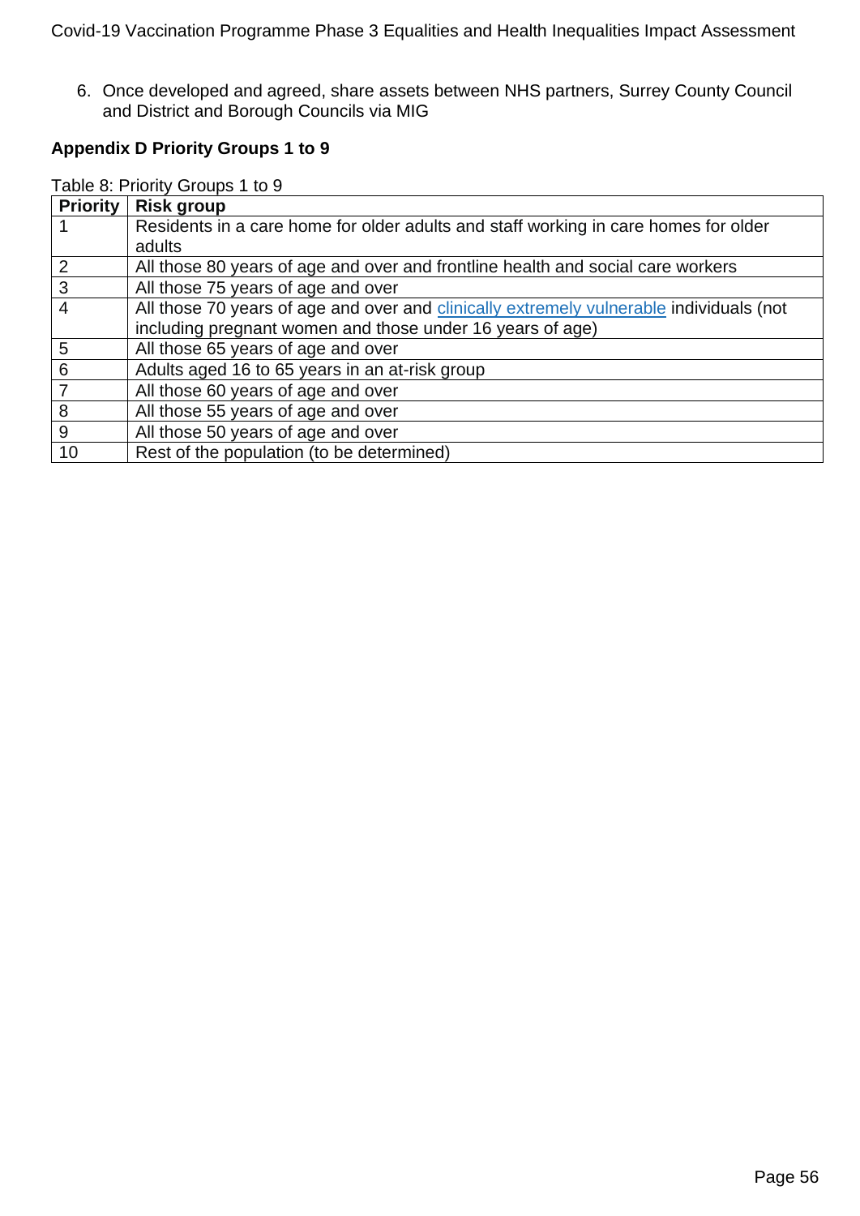6. Once developed and agreed, share assets between NHS partners, Surrey County Council and District and Borough Councils via MIG

**Appendix D Priority Groups 1 to 9**

Table 8: Priority Groups 1 to 9

| Priority | Risk group |
|---|---|
| 1 | Residents in a care home for older adults and staff working in care homes for older adults |
| 2 | All those 80 years of age and over and frontline health and social care workers |
| 3 | All those 75 years of age and over |
| 4 | All those 70 years of age and over and clinically extremely vulnerable individuals (not including pregnant women and those under 16 years of age) |
| 5 | All those 65 years of age and over |
| 6 | Adults aged 16 to 65 years in an at-risk group |
| 7 | All those 60 years of age and over |
| 8 | All those 55 years of age and over |
| 9 | All those 50 years of age and over |
| 10 | Rest of the population (to be determined) |